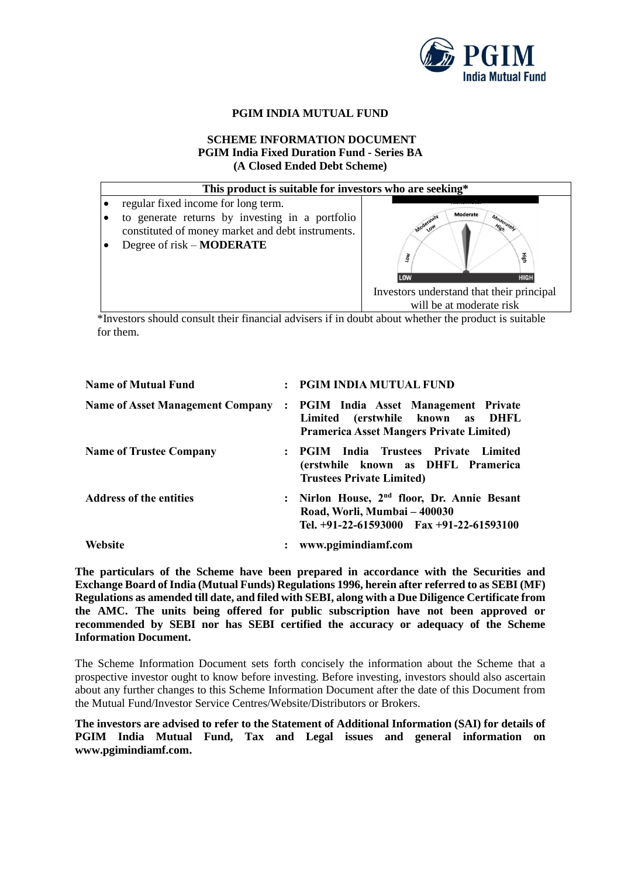# PGIM INDIA MUTUAL FUND

## SCHEME INFORMATION DOCUMENT
## PGIM India Fixed Duration Fund - Series BA
## (A Closed Ended Debt Scheme)

| This product is suitable for investors who are seeking* | |
|---|---|
| • regular fixed income for long term.<br>• to generate returns by investing in a portfolio constituted of money market and debt instruments.<br>• Degree of risk – **MODERATE** | Investors understand that their principal will be at moderate risk |

*Investors should consult their financial advisers if in doubt about whether the product is suitable for them.

| | | |
|---|---|---|
| **Name of Mutual Fund** | : | **PGIM INDIA MUTUAL FUND** |
| **Name of Asset Management Company** | : | **PGIM India Asset Management Private Limited (erstwhile known as DHFL Pramerica Asset Mangers Private Limited)** |
| **Name of Trustee Company** | : | **PGIM India Trustees Private Limited (erstwhile known as DHFL Pramerica Trustees Private Limited)** |
| **Address of the entities** | : | **Nirlon House, 2nd floor, Dr. Annie Besant Road, Worli, Mumbai – 400030**<br>**Tel. +91-22-61593000 Fax +91-22-61593100** |
| **Website** | : | **www.pgimindiamf.com** |

**The particulars of the Scheme have been prepared in accordance with the Securities and Exchange Board of India (Mutual Funds) Regulations 1996, herein after referred to as SEBI (MF) Regulations as amended till date, and filed with SEBI, along with a Due Diligence Certificate from the AMC. The units being offered for public subscription have not been approved or recommended by SEBI nor has SEBI certified the accuracy or adequacy of the Scheme Information Document.**

The Scheme Information Document sets forth concisely the information about the Scheme that a prospective investor ought to know before investing. Before investing, investors should also ascertain about any further changes to this Scheme Information Document after the date of this Document from the Mutual Fund/Investor Service Centres/Website/Distributors or Brokers.

**The investors are advised to refer to the Statement of Additional Information (SAI) for details of PGIM India Mutual Fund, Tax and Legal issues and general information on www.pgimindiamf.com.**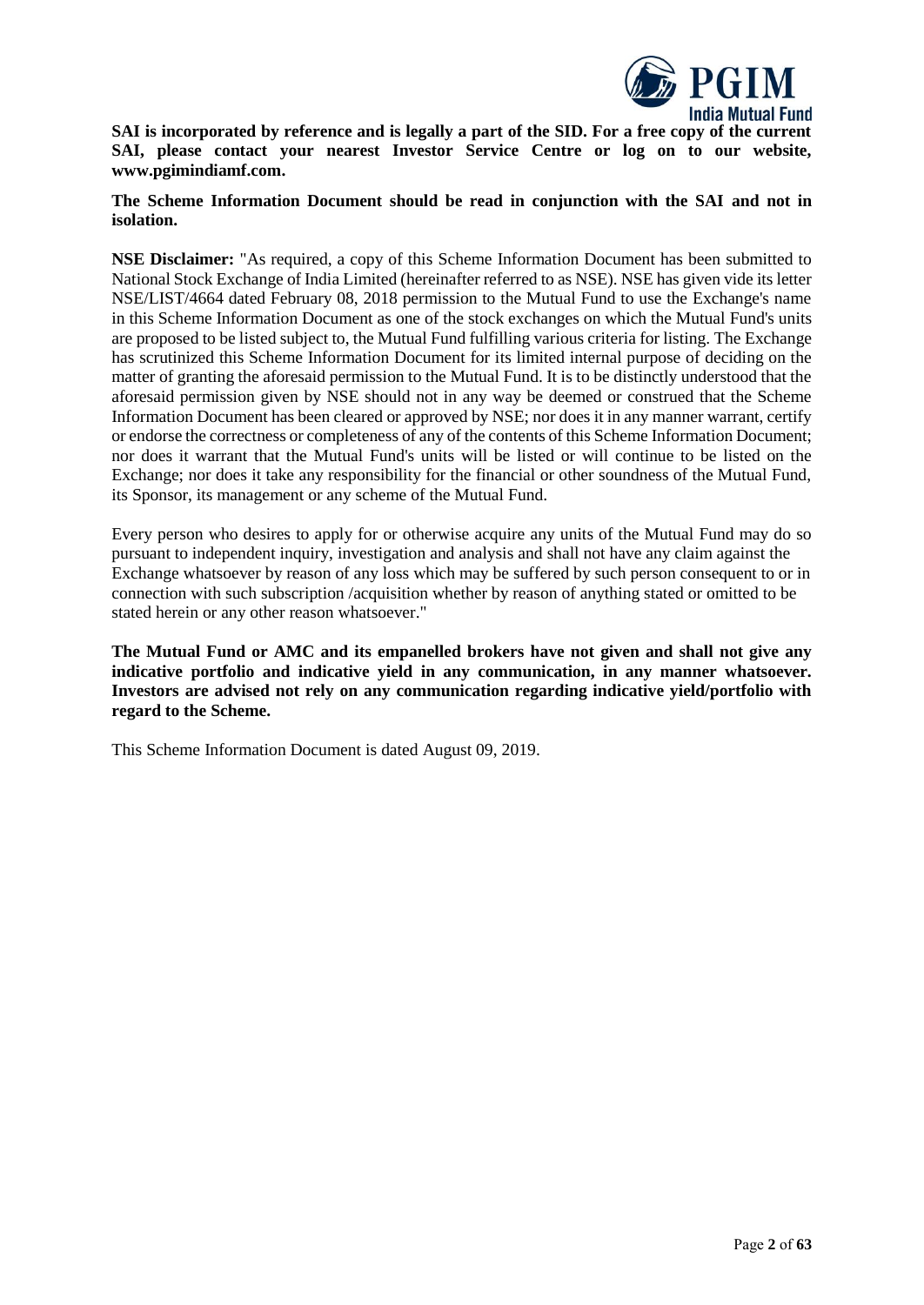**SAI is incorporated by reference and is legally a part of the SID. For a free copy of the current SAI, please contact your nearest Investor Service Centre or log on to our website, www.pgimindiamf.com.**

**The Scheme Information Document should be read in conjunction with the SAI and not in isolation.**

**NSE Disclaimer:** "As required, a copy of this Scheme Information Document has been submitted to National Stock Exchange of India Limited (hereinafter referred to as NSE). NSE has given vide its letter NSE/LIST/4664 dated February 08, 2018 permission to the Mutual Fund to use the Exchange's name in this Scheme Information Document as one of the stock exchanges on which the Mutual Fund's units are proposed to be listed subject to, the Mutual Fund fulfilling various criteria for listing. The Exchange has scrutinized this Scheme Information Document for its limited internal purpose of deciding on the matter of granting the aforesaid permission to the Mutual Fund. It is to be distinctly understood that the aforesaid permission given by NSE should not in any way be deemed or construed that the Scheme Information Document has been cleared or approved by NSE; nor does it in any manner warrant, certify or endorse the correctness or completeness of any of the contents of this Scheme Information Document; nor does it warrant that the Mutual Fund's units will be listed or will continue to be listed on the Exchange; nor does it take any responsibility for the financial or other soundness of the Mutual Fund, its Sponsor, its management or any scheme of the Mutual Fund.

Every person who desires to apply for or otherwise acquire any units of the Mutual Fund may do so pursuant to independent inquiry, investigation and analysis and shall not have any claim against the Exchange whatsoever by reason of any loss which may be suffered by such person consequent to or in connection with such subscription /acquisition whether by reason of anything stated or omitted to be stated herein or any other reason whatsoever."

**The Mutual Fund or AMC and its empanelled brokers have not given and shall not give any indicative portfolio and indicative yield in any communication, in any manner whatsoever. Investors are advised not rely on any communication regarding indicative yield/portfolio with regard to the Scheme.**

This Scheme Information Document is dated August 09, 2019.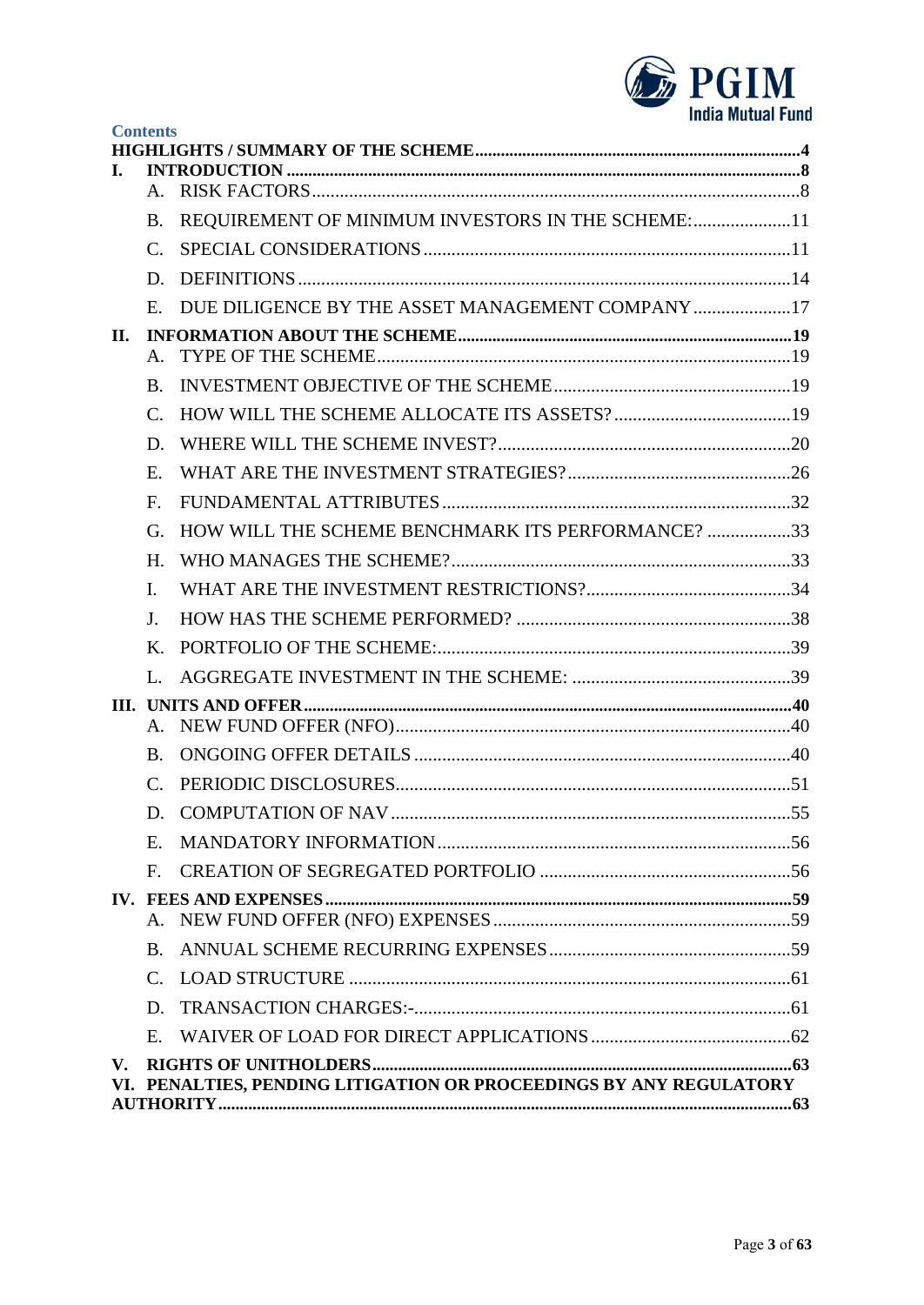## Contents

**HIGHLIGHTS / SUMMARY OF THE SCHEME** .......... 4

**I. INTRODUCTION** .......... 8

- A. RISK FACTORS .......... 8
- B. REQUIREMENT OF MINIMUM INVESTORS IN THE SCHEME: .......... 11
- C. SPECIAL CONSIDERATIONS .......... 11
- D. DEFINITIONS .......... 14
- E. DUE DILIGENCE BY THE ASSET MANAGEMENT COMPANY .......... 17

**II. INFORMATION ABOUT THE SCHEME** .......... 19

- A. TYPE OF THE SCHEME .......... 19
- B. INVESTMENT OBJECTIVE OF THE SCHEME .......... 19
- C. HOW WILL THE SCHEME ALLOCATE ITS ASSETS? .......... 19
- D. WHERE WILL THE SCHEME INVEST? .......... 20
- E. WHAT ARE THE INVESTMENT STRATEGIES? .......... 26
- F. FUNDAMENTAL ATTRIBUTES .......... 32
- G. HOW WILL THE SCHEME BENCHMARK ITS PERFORMANCE? .......... 33
- H. WHO MANAGES THE SCHEME? .......... 33
- I. WHAT ARE THE INVESTMENT RESTRICTIONS? .......... 34
- J. HOW HAS THE SCHEME PERFORMED? .......... 38
- K. PORTFOLIO OF THE SCHEME: .......... 39
- L. AGGREGATE INVESTMENT IN THE SCHEME: .......... 39

**III. UNITS AND OFFER** .......... 40

- A. NEW FUND OFFER (NFO) .......... 40
- B. ONGOING OFFER DETAILS .......... 40
- C. PERIODIC DISCLOSURES .......... 51
- D. COMPUTATION OF NAV .......... 55
- E. MANDATORY INFORMATION .......... 56
- F. CREATION OF SEGREGATED PORTFOLIO .......... 56

**IV. FEES AND EXPENSES** .......... 59

- A. NEW FUND OFFER (NFO) EXPENSES .......... 59
- B. ANNUAL SCHEME RECURRING EXPENSES .......... 59
- C. LOAD STRUCTURE .......... 61
- D. TRANSACTION CHARGES:- .......... 61
- E. WAIVER OF LOAD FOR DIRECT APPLICATIONS .......... 62

**V. RIGHTS OF UNITHOLDERS** .......... 63

**VI. PENALTIES, PENDING LITIGATION OR PROCEEDINGS BY ANY REGULATORY AUTHORITY** .......... 63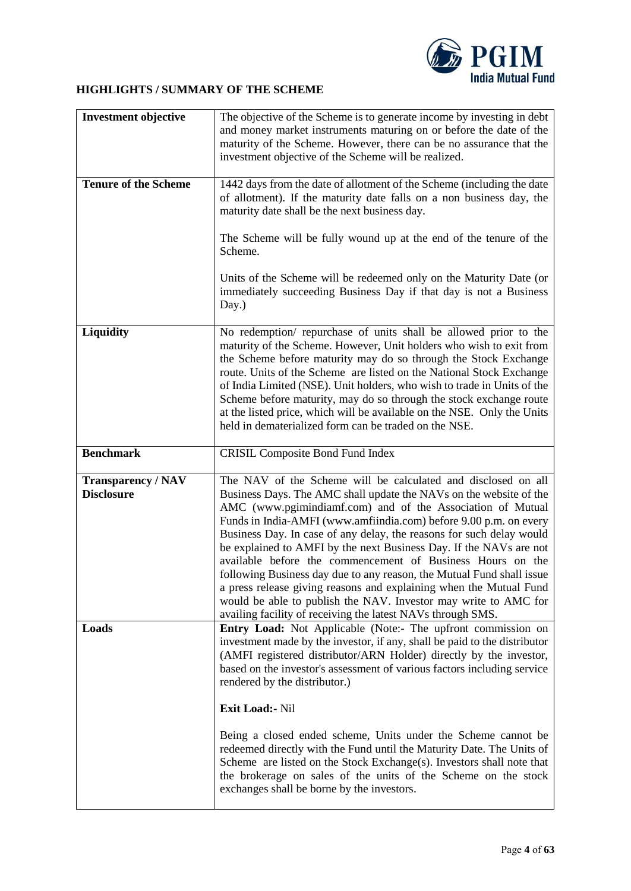## HIGHLIGHTS / SUMMARY OF THE SCHEME

| | |
|---|---|
| **Investment objective** | The objective of the Scheme is to generate income by investing in debt and money market instruments maturing on or before the date of the maturity of the Scheme. However, there can be no assurance that the investment objective of the Scheme will be realized. |
| **Tenure of the Scheme** | 1442 days from the date of allotment of the Scheme (including the date of allotment). If the maturity date falls on a non business day, the maturity date shall be the next business day.<br><br>The Scheme will be fully wound up at the end of the tenure of the Scheme.<br><br>Units of the Scheme will be redeemed only on the Maturity Date (or immediately succeeding Business Day if that day is not a Business Day.) |
| **Liquidity** | No redemption/ repurchase of units shall be allowed prior to the maturity of the Scheme. However, Unit holders who wish to exit from the Scheme before maturity may do so through the Stock Exchange route. Units of the Scheme are listed on the National Stock Exchange of India Limited (NSE). Unit holders, who wish to trade in Units of the Scheme before maturity, may do so through the stock exchange route at the listed price, which will be available on the NSE. Only the Units held in dematerialized form can be traded on the NSE. |
| **Benchmark** | CRISIL Composite Bond Fund Index |
| **Transparency / NAV Disclosure** | The NAV of the Scheme will be calculated and disclosed on all Business Days. The AMC shall update the NAVs on the website of the AMC (www.pgimindiamf.com) and of the Association of Mutual Funds in India-AMFI (www.amfiindia.com) before 9.00 p.m. on every Business Day. In case of any delay, the reasons for such delay would be explained to AMFI by the next Business Day. If the NAVs are not available before the commencement of Business Hours on the following Business day due to any reason, the Mutual Fund shall issue a press release giving reasons and explaining when the Mutual Fund would be able to publish the NAV. Investor may write to AMC for availing facility of receiving the latest NAVs through SMS. |
| **Loads** | **Entry Load:** Not Applicable (Note:- The upfront commission on investment made by the investor, if any, shall be paid to the distributor (AMFI registered distributor/ARN Holder) directly by the investor, based on the investor's assessment of various factors including service rendered by the distributor.)<br><br>**Exit Load:-** Nil<br><br>Being a closed ended scheme, Units under the Scheme cannot be redeemed directly with the Fund until the Maturity Date. The Units of Scheme are listed on the Stock Exchange(s). Investors shall note that the brokerage on sales of the units of the Scheme on the stock exchanges shall be borne by the investors. |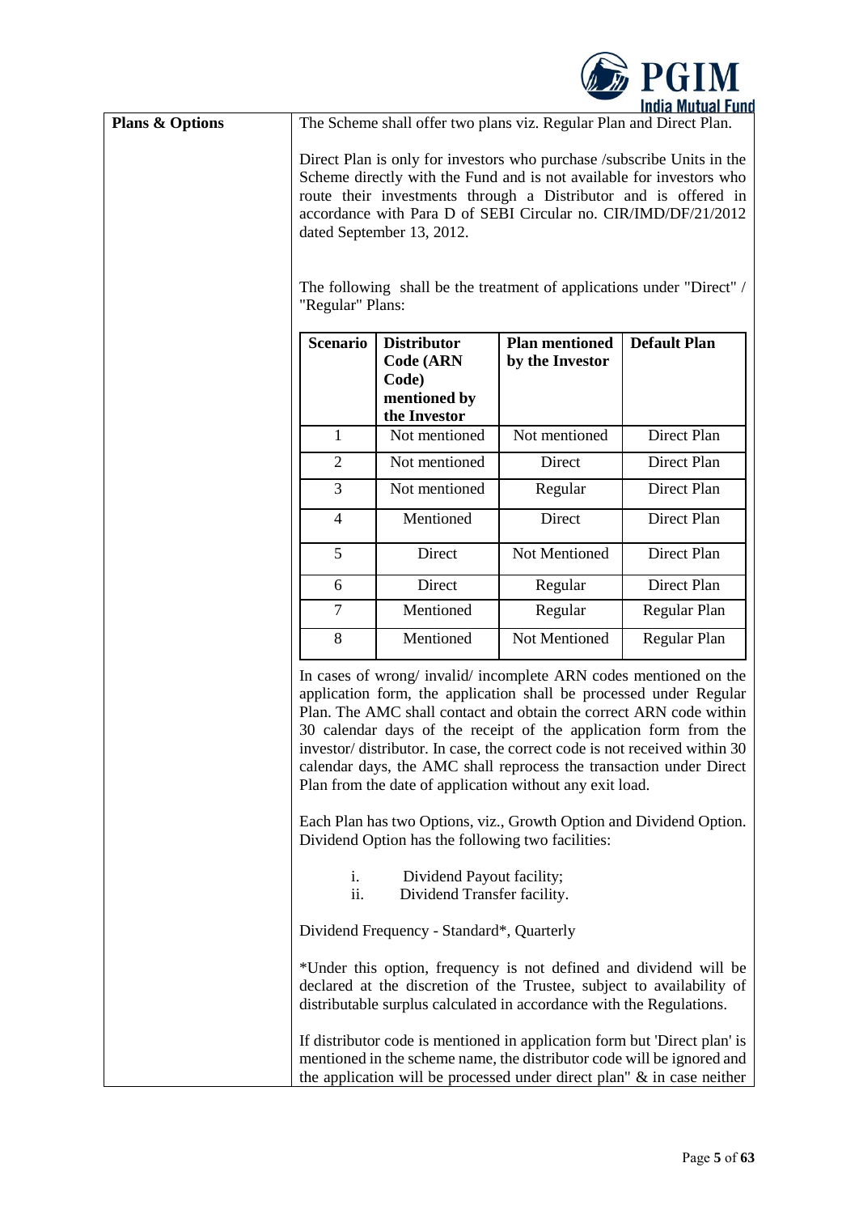**Plans & Options**

The Scheme shall offer two plans viz. Regular Plan and Direct Plan.

Direct Plan is only for investors who purchase /subscribe Units in the Scheme directly with the Fund and is not available for investors who route their investments through a Distributor and is offered in accordance with Para D of SEBI Circular no. CIR/IMD/DF/21/2012 dated September 13, 2012.

The following shall be the treatment of applications under "Direct" / "Regular" Plans:

| Scenario | Distributor Code (ARN Code) mentioned by the Investor | Plan mentioned by the Investor | Default Plan |
|---|---|---|---|
| 1 | Not mentioned | Not mentioned | Direct Plan |
| 2 | Not mentioned | Direct | Direct Plan |
| 3 | Not mentioned | Regular | Direct Plan |
| 4 | Mentioned | Direct | Direct Plan |
| 5 | Direct | Not Mentioned | Direct Plan |
| 6 | Direct | Regular | Direct Plan |
| 7 | Mentioned | Regular | Regular Plan |
| 8 | Mentioned | Not Mentioned | Regular Plan |

In cases of wrong/ invalid/ incomplete ARN codes mentioned on the application form, the application shall be processed under Regular Plan. The AMC shall contact and obtain the correct ARN code within 30 calendar days of the receipt of the application form from the investor/ distributor. In case, the correct code is not received within 30 calendar days, the AMC shall reprocess the transaction under Direct Plan from the date of application without any exit load.

Each Plan has two Options, viz., Growth Option and Dividend Option. Dividend Option has the following two facilities:

i. Dividend Payout facility;
ii. Dividend Transfer facility.

Dividend Frequency - Standard*, Quarterly

*Under this option, frequency is not defined and dividend will be declared at the discretion of the Trustee, subject to availability of distributable surplus calculated in accordance with the Regulations.

If distributor code is mentioned in application form but 'Direct plan' is mentioned in the scheme name, the distributor code will be ignored and the application will be processed under direct plan" & in case neither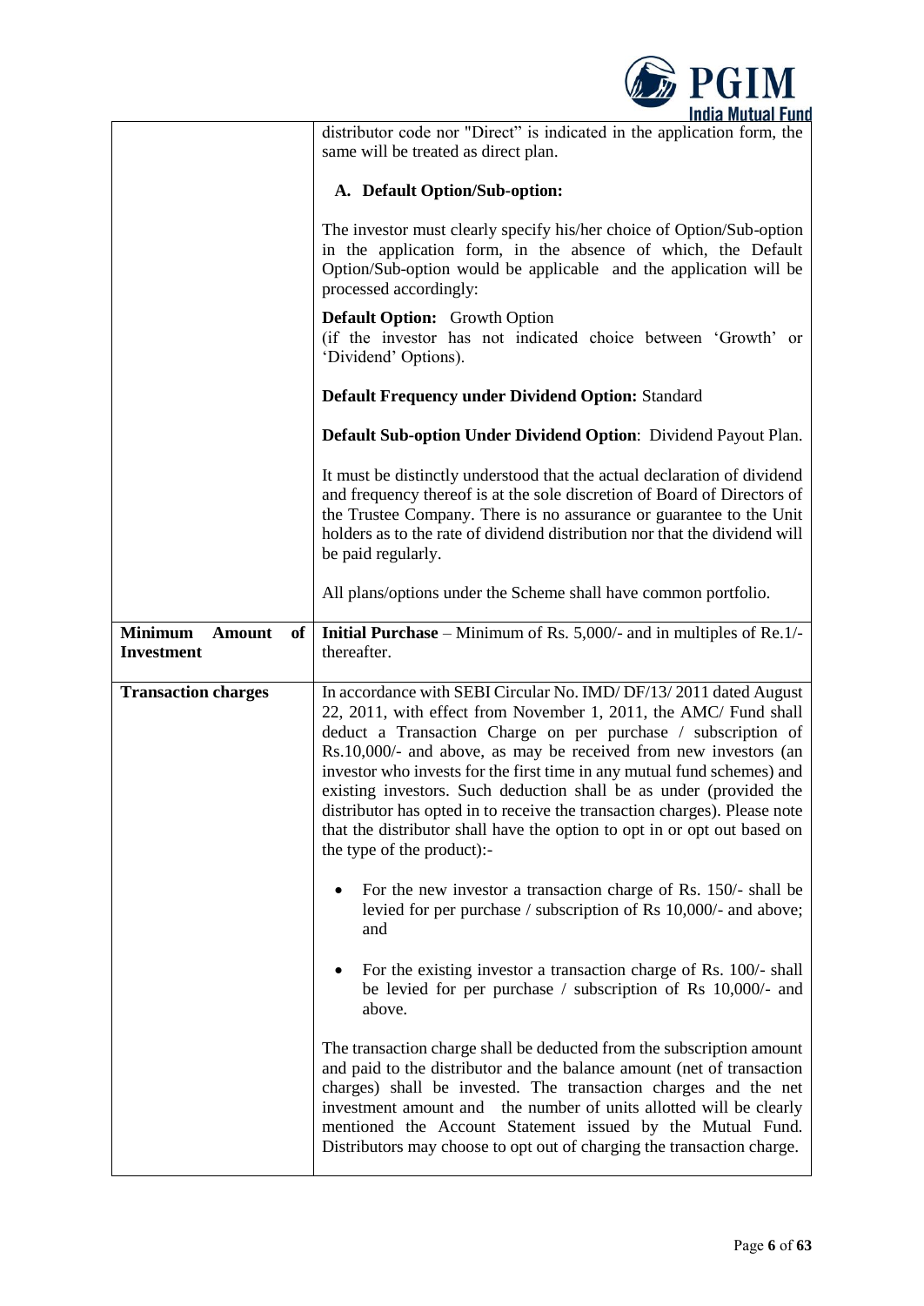| | |
|---|---|
| | distributor code nor "Direct" is indicated in the application form, the same will be treated as direct plan.<br><br>**A. Default Option/Sub-option:**<br><br>The investor must clearly specify his/her choice of Option/Sub-option in the application form, in the absence of which, the Default Option/Sub-option would be applicable and the application will be processed accordingly:<br><br>**Default Option:** Growth Option<br>(if the investor has not indicated choice between 'Growth' or 'Dividend' Options).<br><br>**Default Frequency under Dividend Option:** Standard<br><br>**Default Sub-option Under Dividend Option**: Dividend Payout Plan.<br><br>It must be distinctly understood that the actual declaration of dividend and frequency thereof is at the sole discretion of Board of Directors of the Trustee Company. There is no assurance or guarantee to the Unit holders as to the rate of dividend distribution nor that the dividend will be paid regularly.<br><br>All plans/options under the Scheme shall have common portfolio. |
| **Minimum Amount of Investment** | **Initial Purchase** – Minimum of Rs. 5,000/- and in multiples of Re.1/- thereafter. |
| **Transaction charges** | In accordance with SEBI Circular No. IMD/ DF/13/ 2011 dated August 22, 2011, with effect from November 1, 2011, the AMC/ Fund shall deduct a Transaction Charge on per purchase / subscription of Rs.10,000/- and above, as may be received from new investors (an investor who invests for the first time in any mutual fund schemes) and existing investors. Such deduction shall be as under (provided the distributor has opted in to receive the transaction charges). Please note that the distributor shall have the option to opt in or opt out based on the type of the product):-<br><br>• For the new investor a transaction charge of Rs. 150/- shall be levied for per purchase / subscription of Rs 10,000/- and above; and<br><br>• For the existing investor a transaction charge of Rs. 100/- shall be levied for per purchase / subscription of Rs 10,000/- and above.<br><br>The transaction charge shall be deducted from the subscription amount and paid to the distributor and the balance amount (net of transaction charges) shall be invested. The transaction charges and the net investment amount and the number of units allotted will be clearly mentioned the Account Statement issued by the Mutual Fund. Distributors may choose to opt out of charging the transaction charge. |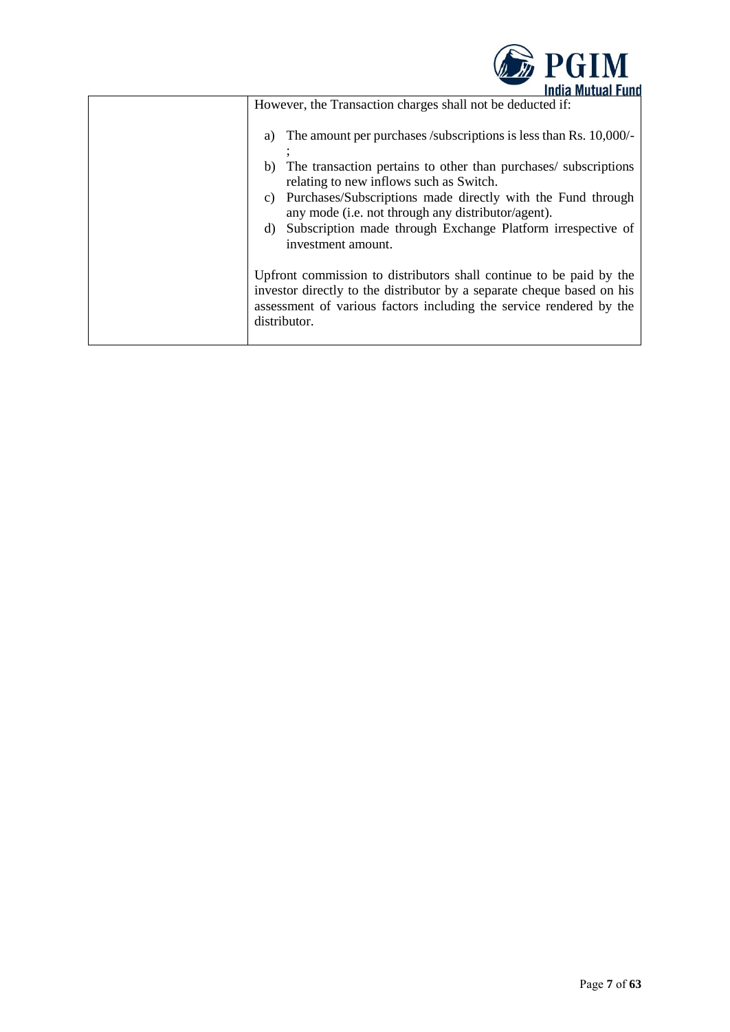| | However, the Transaction charges shall not be deducted if:<br><br>a) The amount per purchases /subscriptions is less than Rs. 10,000/-;<br>b) The transaction pertains to other than purchases/ subscriptions relating to new inflows such as Switch.<br>c) Purchases/Subscriptions made directly with the Fund through any mode (i.e. not through any distributor/agent).<br>d) Subscription made through Exchange Platform irrespective of investment amount.<br><br>Upfront commission to distributors shall continue to be paid by the investor directly to the distributor by a separate cheque based on his assessment of various factors including the service rendered by the distributor. |
|---|---|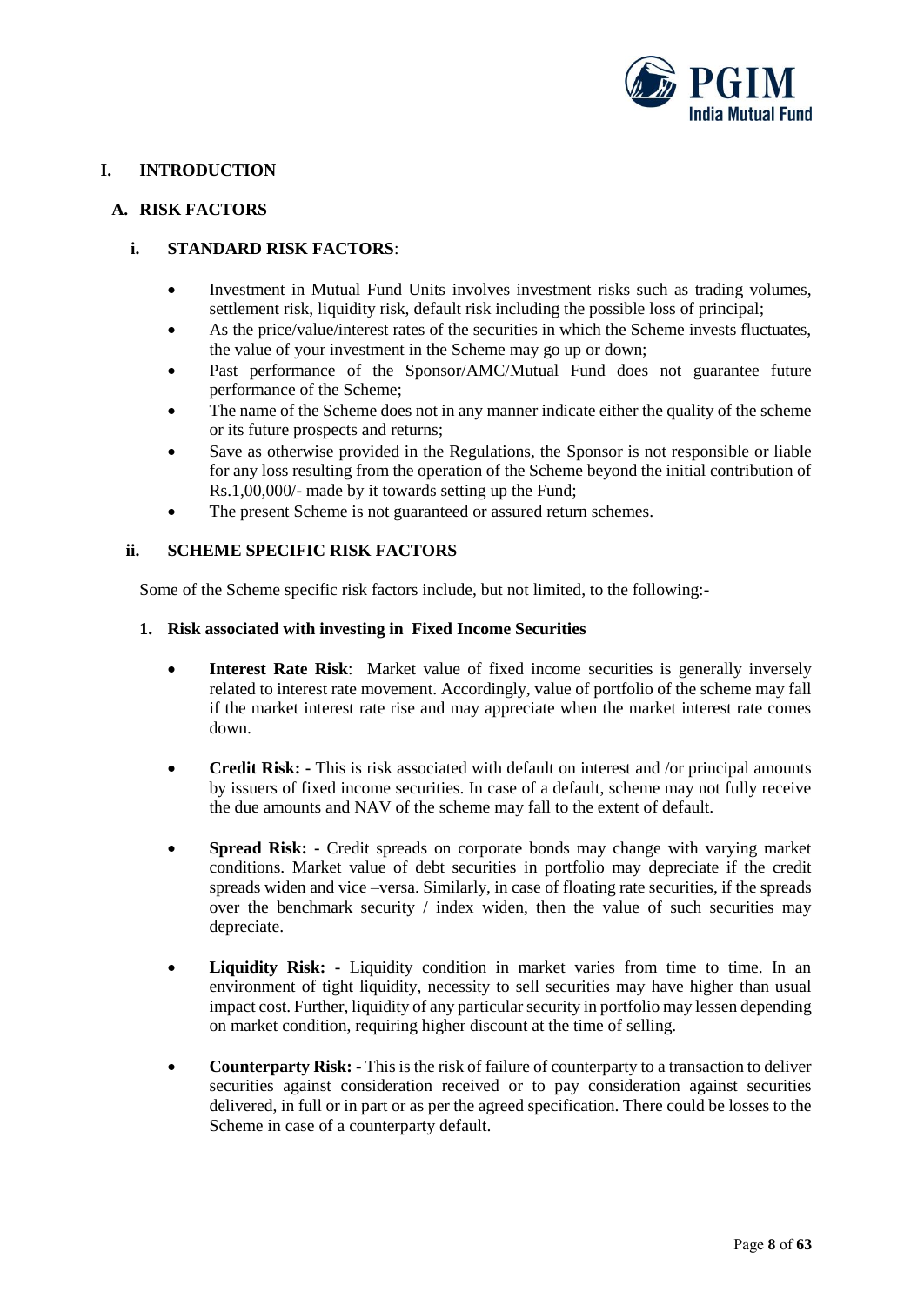# I. INTRODUCTION

## A. RISK FACTORS

### i. STANDARD RISK FACTORS:

- Investment in Mutual Fund Units involves investment risks such as trading volumes, settlement risk, liquidity risk, default risk including the possible loss of principal;
- As the price/value/interest rates of the securities in which the Scheme invests fluctuates, the value of your investment in the Scheme may go up or down;
- Past performance of the Sponsor/AMC/Mutual Fund does not guarantee future performance of the Scheme;
- The name of the Scheme does not in any manner indicate either the quality of the scheme or its future prospects and returns;
- Save as otherwise provided in the Regulations, the Sponsor is not responsible or liable for any loss resulting from the operation of the Scheme beyond the initial contribution of Rs.1,00,000/- made by it towards setting up the Fund;
- The present Scheme is not guaranteed or assured return schemes.

### ii. SCHEME SPECIFIC RISK FACTORS

Some of the Scheme specific risk factors include, but not limited, to the following:-

**1. Risk associated with investing in Fixed Income Securities**

- **Interest Rate Risk**: Market value of fixed income securities is generally inversely related to interest rate movement. Accordingly, value of portfolio of the scheme may fall if the market interest rate rise and may appreciate when the market interest rate comes down.

- **Credit Risk: -** This is risk associated with default on interest and /or principal amounts by issuers of fixed income securities. In case of a default, scheme may not fully receive the due amounts and NAV of the scheme may fall to the extent of default.

- **Spread Risk: -** Credit spreads on corporate bonds may change with varying market conditions. Market value of debt securities in portfolio may depreciate if the credit spreads widen and vice –versa. Similarly, in case of floating rate securities, if the spreads over the benchmark security / index widen, then the value of such securities may depreciate.

- **Liquidity Risk: -** Liquidity condition in market varies from time to time. In an environment of tight liquidity, necessity to sell securities may have higher than usual impact cost. Further, liquidity of any particular security in portfolio may lessen depending on market condition, requiring higher discount at the time of selling.

- **Counterparty Risk: -** This is the risk of failure of counterparty to a transaction to deliver securities against consideration received or to pay consideration against securities delivered, in full or in part or as per the agreed specification. There could be losses to the Scheme in case of a counterparty default.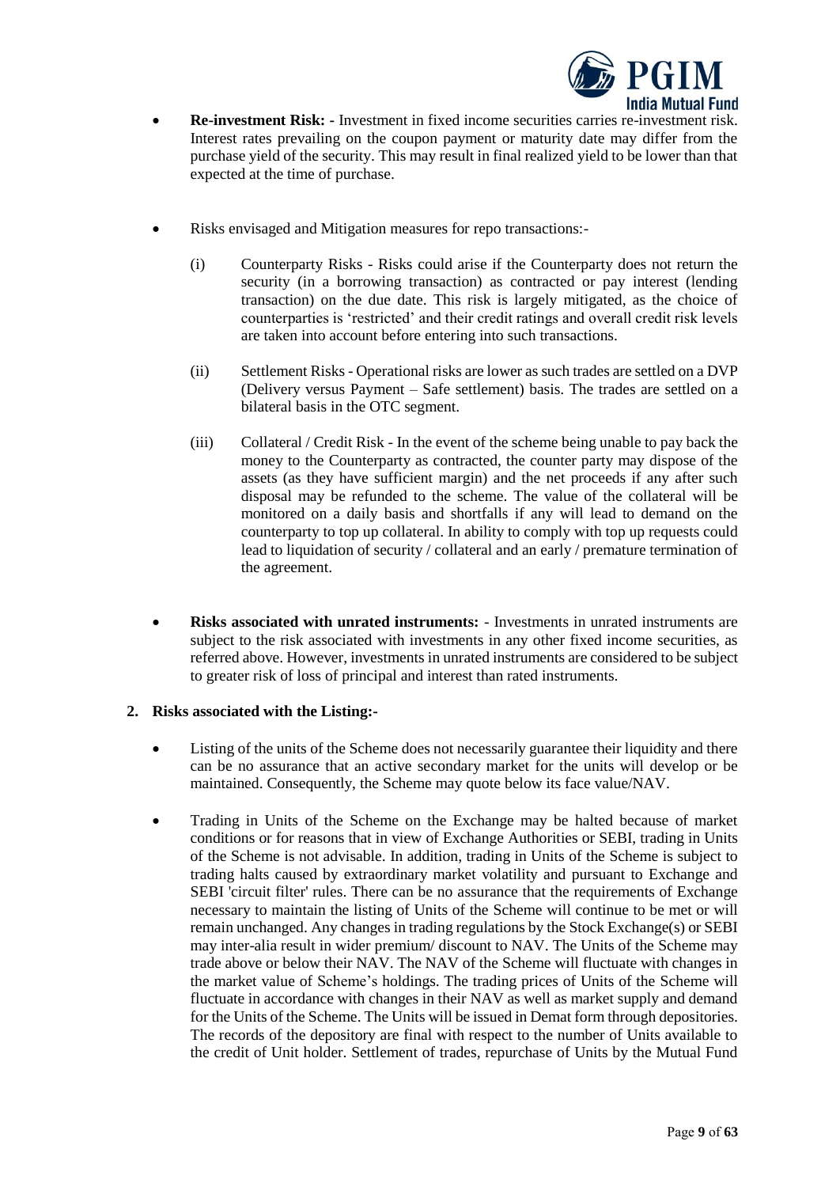- **Re-investment Risk: -** Investment in fixed income securities carries re-investment risk. Interest rates prevailing on the coupon payment or maturity date may differ from the purchase yield of the security. This may result in final realized yield to be lower than that expected at the time of purchase.

- Risks envisaged and Mitigation measures for repo transactions:-

  (i) Counterparty Risks - Risks could arise if the Counterparty does not return the security (in a borrowing transaction) as contracted or pay interest (lending transaction) on the due date. This risk is largely mitigated, as the choice of counterparties is 'restricted' and their credit ratings and overall credit risk levels are taken into account before entering into such transactions.

  (ii) Settlement Risks - Operational risks are lower as such trades are settled on a DVP (Delivery versus Payment – Safe settlement) basis. The trades are settled on a bilateral basis in the OTC segment.

  (iii) Collateral / Credit Risk - In the event of the scheme being unable to pay back the money to the Counterparty as contracted, the counter party may dispose of the assets (as they have sufficient margin) and the net proceeds if any after such disposal may be refunded to the scheme. The value of the collateral will be monitored on a daily basis and shortfalls if any will lead to demand on the counterparty to top up collateral. In ability to comply with top up requests could lead to liquidation of security / collateral and an early / premature termination of the agreement.

- **Risks associated with unrated instruments:** - Investments in unrated instruments are subject to the risk associated with investments in any other fixed income securities, as referred above. However, investments in unrated instruments are considered to be subject to greater risk of loss of principal and interest than rated instruments.

**2. Risks associated with the Listing:-**

- Listing of the units of the Scheme does not necessarily guarantee their liquidity and there can be no assurance that an active secondary market for the units will develop or be maintained. Consequently, the Scheme may quote below its face value/NAV.

- Trading in Units of the Scheme on the Exchange may be halted because of market conditions or for reasons that in view of Exchange Authorities or SEBI, trading in Units of the Scheme is not advisable. In addition, trading in Units of the Scheme is subject to trading halts caused by extraordinary market volatility and pursuant to Exchange and SEBI 'circuit filter' rules. There can be no assurance that the requirements of Exchange necessary to maintain the listing of Units of the Scheme will continue to be met or will remain unchanged. Any changes in trading regulations by the Stock Exchange(s) or SEBI may inter-alia result in wider premium/ discount to NAV. The Units of the Scheme may trade above or below their NAV. The NAV of the Scheme will fluctuate with changes in the market value of Scheme's holdings. The trading prices of Units of the Scheme will fluctuate in accordance with changes in their NAV as well as market supply and demand for the Units of the Scheme. The Units will be issued in Demat form through depositories. The records of the depository are final with respect to the number of Units available to the credit of Unit holder. Settlement of trades, repurchase of Units by the Mutual Fund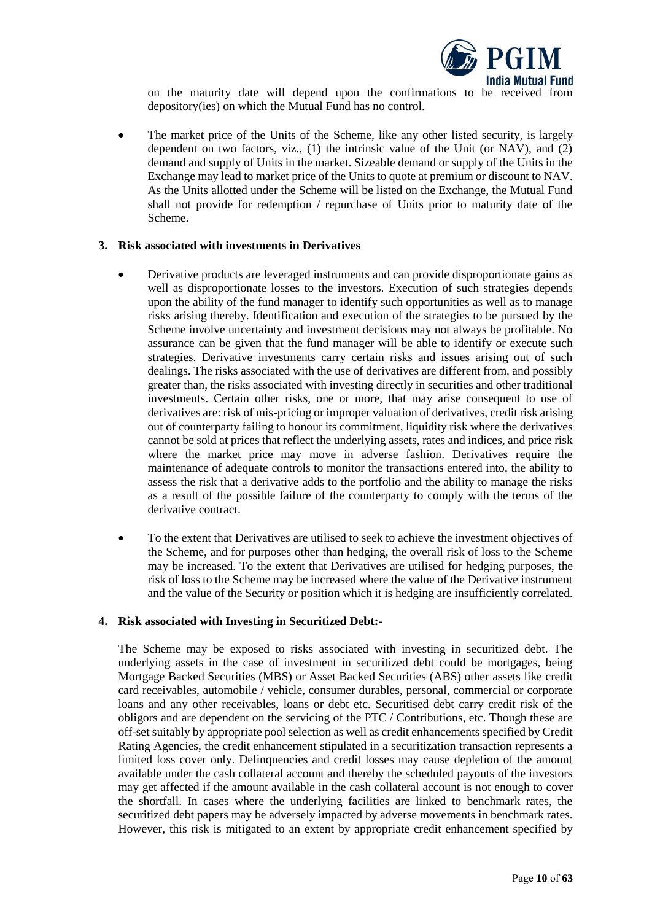on the maturity date will depend upon the confirmations to be received from depository(ies) on which the Mutual Fund has no control.

- The market price of the Units of the Scheme, like any other listed security, is largely dependent on two factors, viz., (1) the intrinsic value of the Unit (or NAV), and (2) demand and supply of Units in the market. Sizeable demand or supply of the Units in the Exchange may lead to market price of the Units to quote at premium or discount to NAV. As the Units allotted under the Scheme will be listed on the Exchange, the Mutual Fund shall not provide for redemption / repurchase of Units prior to maturity date of the Scheme.

**3. Risk associated with investments in Derivatives**

- Derivative products are leveraged instruments and can provide disproportionate gains as well as disproportionate losses to the investors. Execution of such strategies depends upon the ability of the fund manager to identify such opportunities as well as to manage risks arising thereby. Identification and execution of the strategies to be pursued by the Scheme involve uncertainty and investment decisions may not always be profitable. No assurance can be given that the fund manager will be able to identify or execute such strategies. Derivative investments carry certain risks and issues arising out of such dealings. The risks associated with the use of derivatives are different from, and possibly greater than, the risks associated with investing directly in securities and other traditional investments. Certain other risks, one or more, that may arise consequent to use of derivatives are: risk of mis-pricing or improper valuation of derivatives, credit risk arising out of counterparty failing to honour its commitment, liquidity risk where the derivatives cannot be sold at prices that reflect the underlying assets, rates and indices, and price risk where the market price may move in adverse fashion. Derivatives require the maintenance of adequate controls to monitor the transactions entered into, the ability to assess the risk that a derivative adds to the portfolio and the ability to manage the risks as a result of the possible failure of the counterparty to comply with the terms of the derivative contract.

- To the extent that Derivatives are utilised to seek to achieve the investment objectives of the Scheme, and for purposes other than hedging, the overall risk of loss to the Scheme may be increased. To the extent that Derivatives are utilised for hedging purposes, the risk of loss to the Scheme may be increased where the value of the Derivative instrument and the value of the Security or position which it is hedging are insufficiently correlated.

**4. Risk associated with Investing in Securitized Debt:-**

The Scheme may be exposed to risks associated with investing in securitized debt. The underlying assets in the case of investment in securitized debt could be mortgages, being Mortgage Backed Securities (MBS) or Asset Backed Securities (ABS) other assets like credit card receivables, automobile / vehicle, consumer durables, personal, commercial or corporate loans and any other receivables, loans or debt etc. Securitised debt carry credit risk of the obligors and are dependent on the servicing of the PTC / Contributions, etc. Though these are off-set suitably by appropriate pool selection as well as credit enhancements specified by Credit Rating Agencies, the credit enhancement stipulated in a securitization transaction represents a limited loss cover only. Delinquencies and credit losses may cause depletion of the amount available under the cash collateral account and thereby the scheduled payouts of the investors may get affected if the amount available in the cash collateral account is not enough to cover the shortfall. In cases where the underlying facilities are linked to benchmark rates, the securitized debt papers may be adversely impacted by adverse movements in benchmark rates. However, this risk is mitigated to an extent by appropriate credit enhancement specified by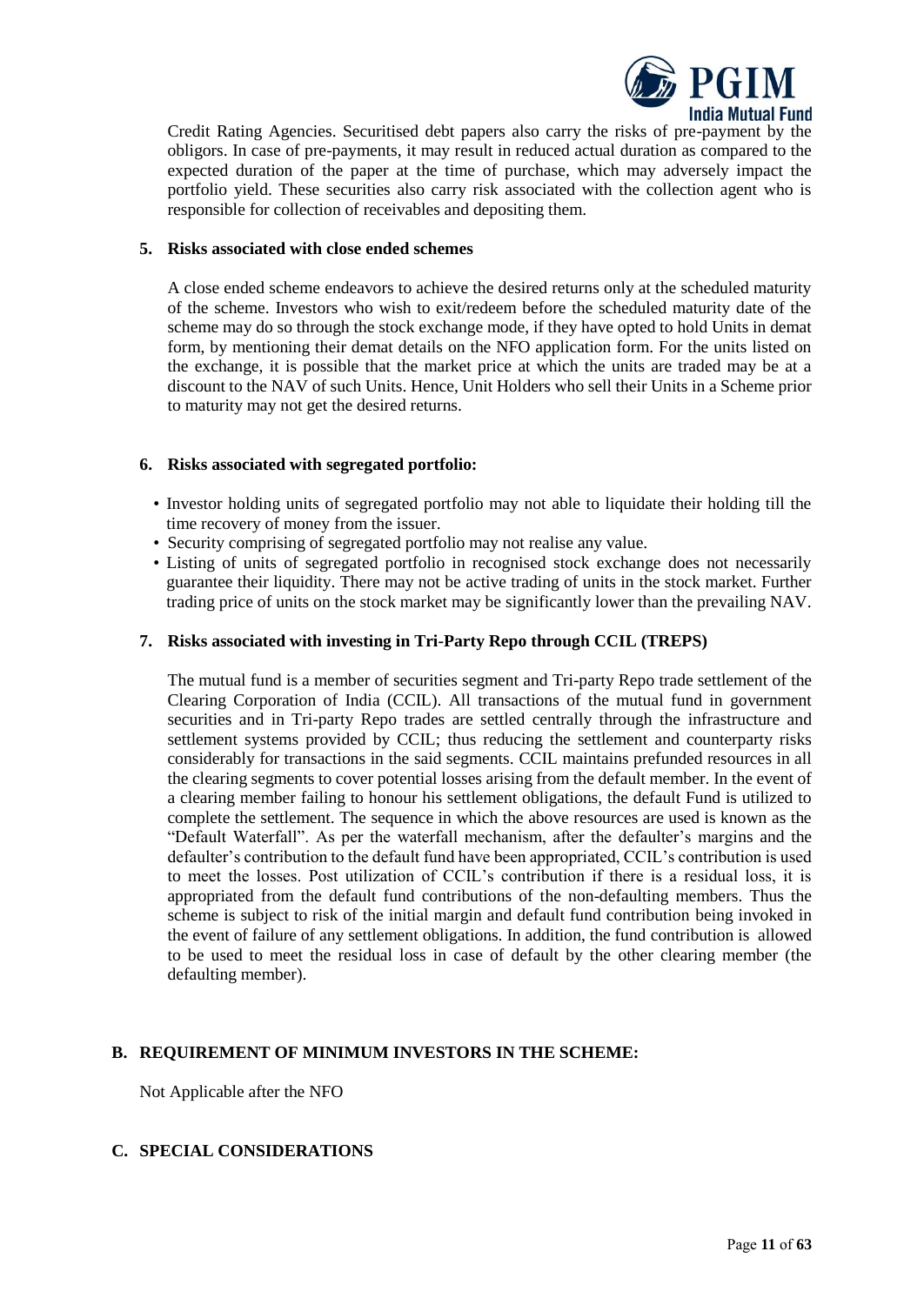Credit Rating Agencies. Securitised debt papers also carry the risks of pre-payment by the obligors. In case of pre-payments, it may result in reduced actual duration as compared to the expected duration of the paper at the time of purchase, which may adversely impact the portfolio yield. These securities also carry risk associated with the collection agent who is responsible for collection of receivables and depositing them.

**5. Risks associated with close ended schemes**

A close ended scheme endeavors to achieve the desired returns only at the scheduled maturity of the scheme. Investors who wish to exit/redeem before the scheduled maturity date of the scheme may do so through the stock exchange mode, if they have opted to hold Units in demat form, by mentioning their demat details on the NFO application form. For the units listed on the exchange, it is possible that the market price at which the units are traded may be at a discount to the NAV of such Units. Hence, Unit Holders who sell their Units in a Scheme prior to maturity may not get the desired returns.

**6. Risks associated with segregated portfolio:**

- Investor holding units of segregated portfolio may not able to liquidate their holding till the time recovery of money from the issuer.
- Security comprising of segregated portfolio may not realise any value.
- Listing of units of segregated portfolio in recognised stock exchange does not necessarily guarantee their liquidity. There may not be active trading of units in the stock market. Further trading price of units on the stock market may be significantly lower than the prevailing NAV.

**7. Risks associated with investing in Tri-Party Repo through CCIL (TREPS)**

The mutual fund is a member of securities segment and Tri-party Repo trade settlement of the Clearing Corporation of India (CCIL). All transactions of the mutual fund in government securities and in Tri-party Repo trades are settled centrally through the infrastructure and settlement systems provided by CCIL; thus reducing the settlement and counterparty risks considerably for transactions in the said segments. CCIL maintains prefunded resources in all the clearing segments to cover potential losses arising from the default member. In the event of a clearing member failing to honour his settlement obligations, the default Fund is utilized to complete the settlement. The sequence in which the above resources are used is known as the "Default Waterfall". As per the waterfall mechanism, after the defaulter's margins and the defaulter's contribution to the default fund have been appropriated, CCIL's contribution is used to meet the losses. Post utilization of CCIL's contribution if there is a residual loss, it is appropriated from the default fund contributions of the non-defaulting members. Thus the scheme is subject to risk of the initial margin and default fund contribution being invoked in the event of failure of any settlement obligations. In addition, the fund contribution is allowed to be used to meet the residual loss in case of default by the other clearing member (the defaulting member).

## B. REQUIREMENT OF MINIMUM INVESTORS IN THE SCHEME:

Not Applicable after the NFO

## C. SPECIAL CONSIDERATIONS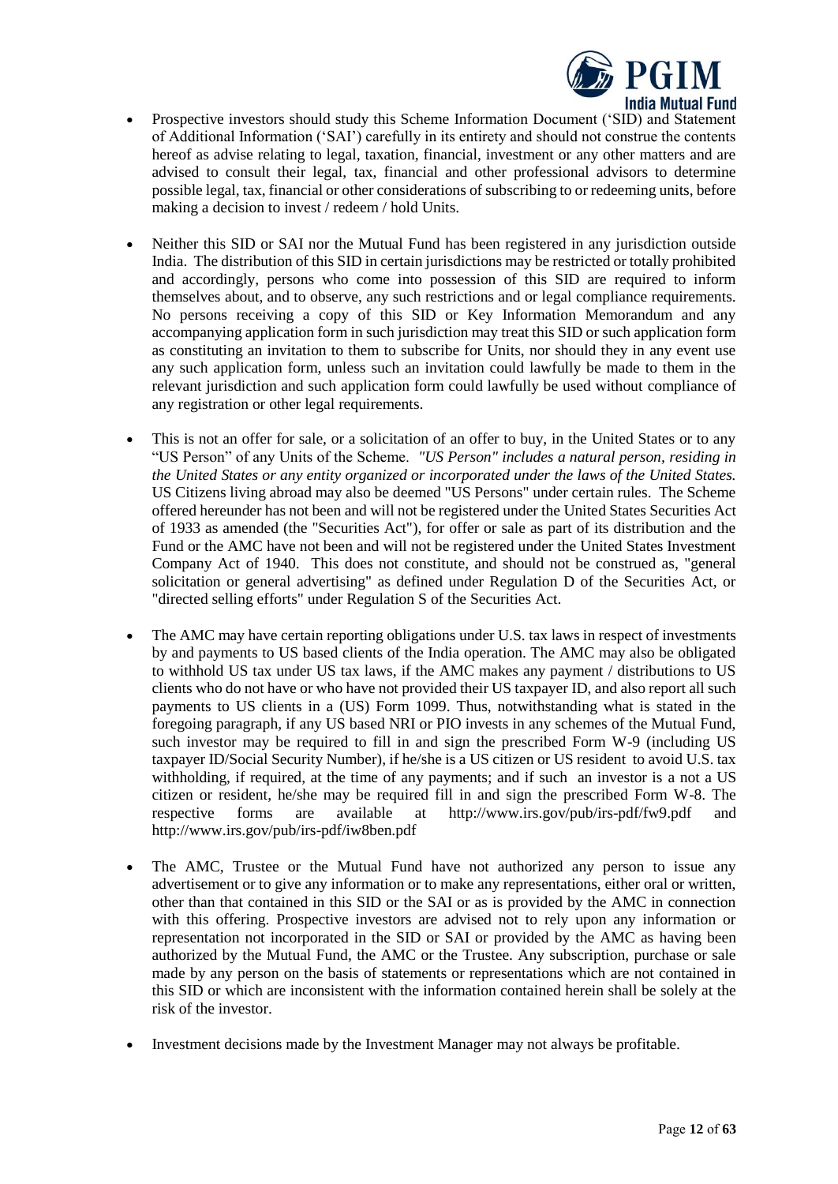- Prospective investors should study this Scheme Information Document ('SID) and Statement of Additional Information ('SAI') carefully in its entirety and should not construe the contents hereof as advise relating to legal, taxation, financial, investment or any other matters and are advised to consult their legal, tax, financial and other professional advisors to determine possible legal, tax, financial or other considerations of subscribing to or redeeming units, before making a decision to invest / redeem / hold Units.

- Neither this SID or SAI nor the Mutual Fund has been registered in any jurisdiction outside India. The distribution of this SID in certain jurisdictions may be restricted or totally prohibited and accordingly, persons who come into possession of this SID are required to inform themselves about, and to observe, any such restrictions and or legal compliance requirements. No persons receiving a copy of this SID or Key Information Memorandum and any accompanying application form in such jurisdiction may treat this SID or such application form as constituting an invitation to them to subscribe for Units, nor should they in any event use any such application form, unless such an invitation could lawfully be made to them in the relevant jurisdiction and such application form could lawfully be used without compliance of any registration or other legal requirements.

- This is not an offer for sale, or a solicitation of an offer to buy, in the United States or to any "US Person" of any Units of the Scheme. *"US Person" includes a natural person, residing in the United States or any entity organized or incorporated under the laws of the United States.* US Citizens living abroad may also be deemed "US Persons" under certain rules. The Scheme offered hereunder has not been and will not be registered under the United States Securities Act of 1933 as amended (the "Securities Act"), for offer or sale as part of its distribution and the Fund or the AMC have not been and will not be registered under the United States Investment Company Act of 1940. This does not constitute, and should not be construed as, "general solicitation or general advertising" as defined under Regulation D of the Securities Act, or "directed selling efforts" under Regulation S of the Securities Act.

- The AMC may have certain reporting obligations under U.S. tax laws in respect of investments by and payments to US based clients of the India operation. The AMC may also be obligated to withhold US tax under US tax laws, if the AMC makes any payment / distributions to US clients who do not have or who have not provided their US taxpayer ID, and also report all such payments to US clients in a (US) Form 1099. Thus, notwithstanding what is stated in the foregoing paragraph, if any US based NRI or PIO invests in any schemes of the Mutual Fund, such investor may be required to fill in and sign the prescribed Form W-9 (including US taxpayer ID/Social Security Number), if he/she is a US citizen or US resident to avoid U.S. tax withholding, if required, at the time of any payments; and if such an investor is a not a US citizen or resident, he/she may be required fill in and sign the prescribed Form W-8. The respective forms are available at http://www.irs.gov/pub/irs-pdf/fw9.pdf and http://www.irs.gov/pub/irs-pdf/iw8ben.pdf

- The AMC, Trustee or the Mutual Fund have not authorized any person to issue any advertisement or to give any information or to make any representations, either oral or written, other than that contained in this SID or the SAI or as is provided by the AMC in connection with this offering. Prospective investors are advised not to rely upon any information or representation not incorporated in the SID or SAI or provided by the AMC as having been authorized by the Mutual Fund, the AMC or the Trustee. Any subscription, purchase or sale made by any person on the basis of statements or representations which are not contained in this SID or which are inconsistent with the information contained herein shall be solely at the risk of the investor.

- Investment decisions made by the Investment Manager may not always be profitable.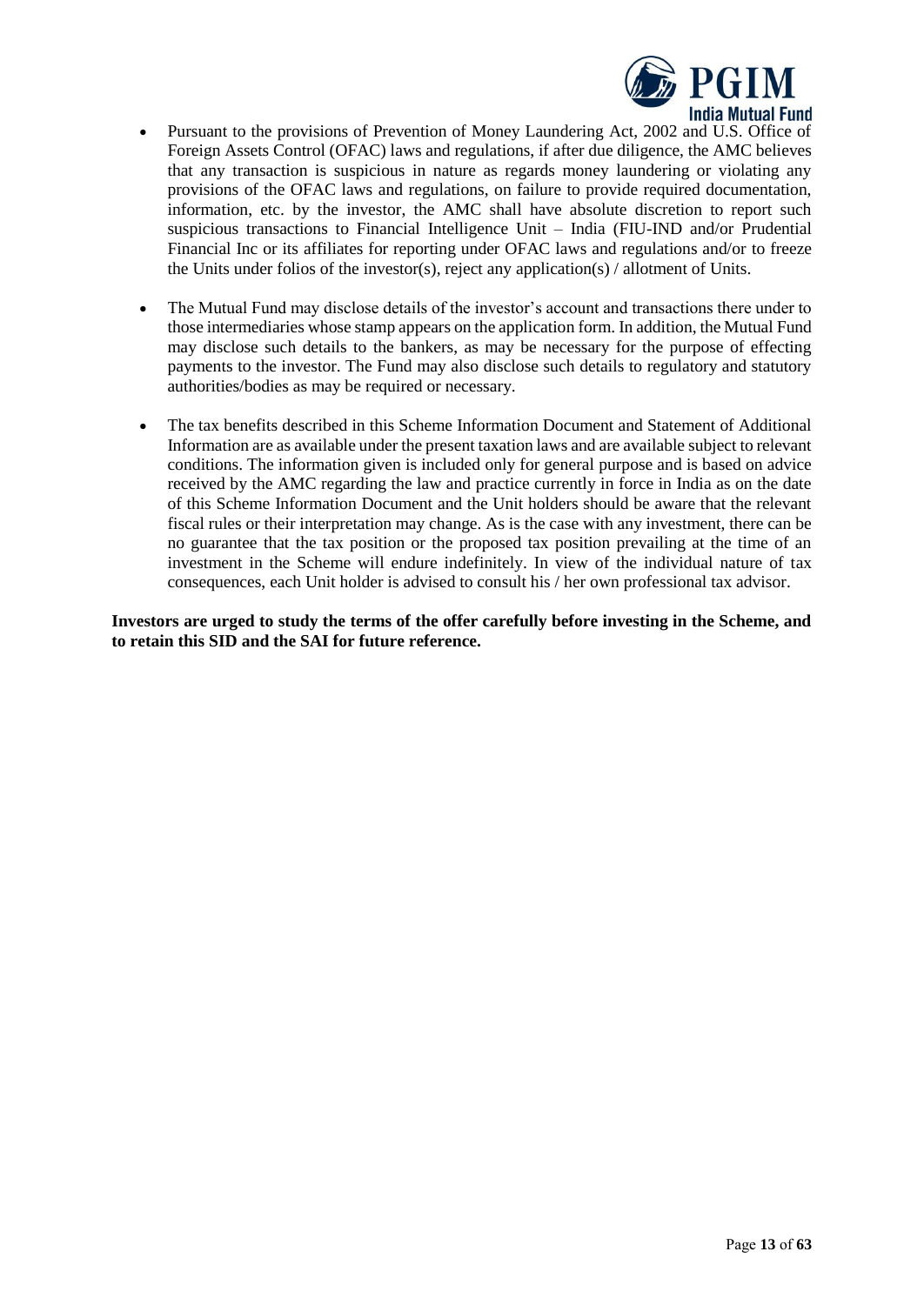- Pursuant to the provisions of Prevention of Money Laundering Act, 2002 and U.S. Office of Foreign Assets Control (OFAC) laws and regulations, if after due diligence, the AMC believes that any transaction is suspicious in nature as regards money laundering or violating any provisions of the OFAC laws and regulations, on failure to provide required documentation, information, etc. by the investor, the AMC shall have absolute discretion to report such suspicious transactions to Financial Intelligence Unit – India (FIU-IND and/or Prudential Financial Inc or its affiliates for reporting under OFAC laws and regulations and/or to freeze the Units under folios of the investor(s), reject any application(s) / allotment of Units.

- The Mutual Fund may disclose details of the investor's account and transactions there under to those intermediaries whose stamp appears on the application form. In addition, the Mutual Fund may disclose such details to the bankers, as may be necessary for the purpose of effecting payments to the investor. The Fund may also disclose such details to regulatory and statutory authorities/bodies as may be required or necessary.

- The tax benefits described in this Scheme Information Document and Statement of Additional Information are as available under the present taxation laws and are available subject to relevant conditions. The information given is included only for general purpose and is based on advice received by the AMC regarding the law and practice currently in force in India as on the date of this Scheme Information Document and the Unit holders should be aware that the relevant fiscal rules or their interpretation may change. As is the case with any investment, there can be no guarantee that the tax position or the proposed tax position prevailing at the time of an investment in the Scheme will endure indefinitely. In view of the individual nature of tax consequences, each Unit holder is advised to consult his / her own professional tax advisor.

**Investors are urged to study the terms of the offer carefully before investing in the Scheme, and to retain this SID and the SAI for future reference.**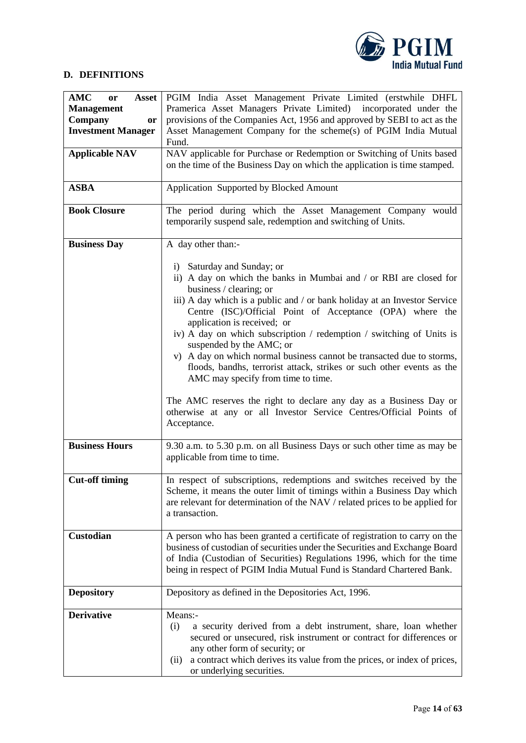## D. DEFINITIONS

| | |
|---|---|
| **AMC or Asset Management Company or Investment Manager** | PGIM India Asset Management Private Limited (erstwhile DHFL Pramerica Asset Managers Private Limited) incorporated under the provisions of the Companies Act, 1956 and approved by SEBI to act as the Asset Management Company for the scheme(s) of PGIM India Mutual Fund. |
| **Applicable NAV** | NAV applicable for Purchase or Redemption or Switching of Units based on the time of the Business Day on which the application is time stamped. |
| **ASBA** | Application Supported by Blocked Amount |
| **Book Closure** | The period during which the Asset Management Company would temporarily suspend sale, redemption and switching of Units. |
| **Business Day** | A day other than:-<br><br>i) Saturday and Sunday; or<br>ii) A day on which the banks in Mumbai and / or RBI are closed for business / clearing; or<br>iii) A day which is a public and / or bank holiday at an Investor Service Centre (ISC)/Official Point of Acceptance (OPA) where the application is received; or<br>iv) A day on which subscription / redemption / switching of Units is suspended by the AMC; or<br>v) A day on which normal business cannot be transacted due to storms, floods, bandhs, terrorist attack, strikes or such other events as the AMC may specify from time to time.<br><br>The AMC reserves the right to declare any day as a Business Day or otherwise at any or all Investor Service Centres/Official Points of Acceptance. |
| **Business Hours** | 9.30 a.m. to 5.30 p.m. on all Business Days or such other time as may be applicable from time to time. |
| **Cut-off timing** | In respect of subscriptions, redemptions and switches received by the Scheme, it means the outer limit of timings within a Business Day which are relevant for determination of the NAV / related prices to be applied for a transaction. |
| **Custodian** | A person who has been granted a certificate of registration to carry on the business of custodian of securities under the Securities and Exchange Board of India (Custodian of Securities) Regulations 1996, which for the time being in respect of PGIM India Mutual Fund is Standard Chartered Bank. |
| **Depository** | Depository as defined in the Depositories Act, 1996. |
| **Derivative** | Means:-<br>(i) a security derived from a debt instrument, share, loan whether secured or unsecured, risk instrument or contract for differences or any other form of security; or<br>(ii) a contract which derives its value from the prices, or index of prices, or underlying securities. |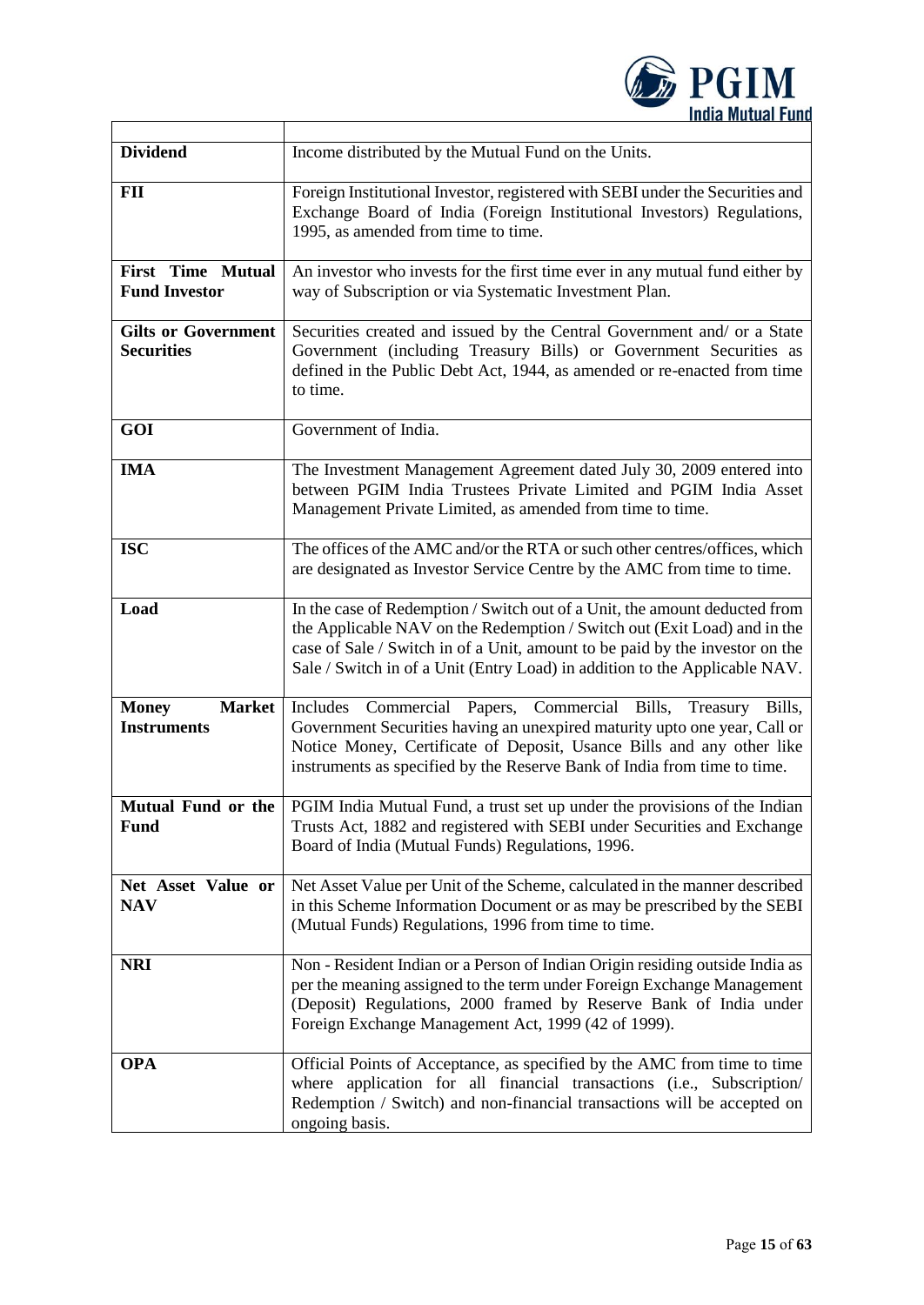| | |
|---|---|
| **Dividend** | Income distributed by the Mutual Fund on the Units. |
| **FII** | Foreign Institutional Investor, registered with SEBI under the Securities and Exchange Board of India (Foreign Institutional Investors) Regulations, 1995, as amended from time to time. |
| **First Time Mutual Fund Investor** | An investor who invests for the first time ever in any mutual fund either by way of Subscription or via Systematic Investment Plan. |
| **Gilts or Government Securities** | Securities created and issued by the Central Government and/ or a State Government (including Treasury Bills) or Government Securities as defined in the Public Debt Act, 1944, as amended or re-enacted from time to time. |
| **GOI** | Government of India. |
| **IMA** | The Investment Management Agreement dated July 30, 2009 entered into between PGIM India Trustees Private Limited and PGIM India Asset Management Private Limited, as amended from time to time. |
| **ISC** | The offices of the AMC and/or the RTA or such other centres/offices, which are designated as Investor Service Centre by the AMC from time to time. |
| **Load** | In the case of Redemption / Switch out of a Unit, the amount deducted from the Applicable NAV on the Redemption / Switch out (Exit Load) and in the case of Sale / Switch in of a Unit, amount to be paid by the investor on the Sale / Switch in of a Unit (Entry Load) in addition to the Applicable NAV. |
| **Money Market Instruments** | Includes Commercial Papers, Commercial Bills, Treasury Bills, Government Securities having an unexpired maturity upto one year, Call or Notice Money, Certificate of Deposit, Usance Bills and any other like instruments as specified by the Reserve Bank of India from time to time. |
| **Mutual Fund or the Fund** | PGIM India Mutual Fund, a trust set up under the provisions of the Indian Trusts Act, 1882 and registered with SEBI under Securities and Exchange Board of India (Mutual Funds) Regulations, 1996. |
| **Net Asset Value or NAV** | Net Asset Value per Unit of the Scheme, calculated in the manner described in this Scheme Information Document or as may be prescribed by the SEBI (Mutual Funds) Regulations, 1996 from time to time. |
| **NRI** | Non - Resident Indian or a Person of Indian Origin residing outside India as per the meaning assigned to the term under Foreign Exchange Management (Deposit) Regulations, 2000 framed by Reserve Bank of India under Foreign Exchange Management Act, 1999 (42 of 1999). |
| **OPA** | Official Points of Acceptance, as specified by the AMC from time to time where application for all financial transactions (i.e., Subscription/ Redemption / Switch) and non-financial transactions will be accepted on ongoing basis. |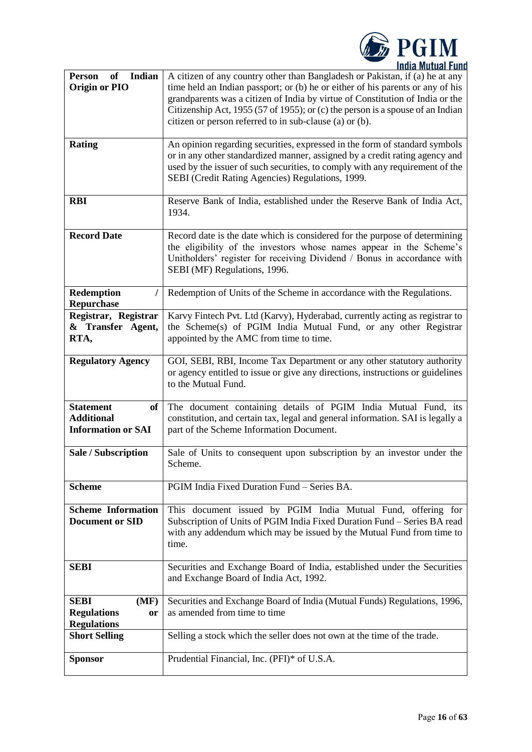| | |
|---|---|
| **Person of Indian Origin or PIO** | A citizen of any country other than Bangladesh or Pakistan, if (a) he at any time held an Indian passport; or (b) he or either of his parents or any of his grandparents was a citizen of India by virtue of Constitution of India or the Citizenship Act, 1955 (57 of 1955); or (c) the person is a spouse of an Indian citizen or person referred to in sub-clause (a) or (b). |
| **Rating** | An opinion regarding securities, expressed in the form of standard symbols or in any other standardized manner, assigned by a credit rating agency and used by the issuer of such securities, to comply with any requirement of the SEBI (Credit Rating Agencies) Regulations, 1999. |
| **RBI** | Reserve Bank of India, established under the Reserve Bank of India Act, 1934. |
| **Record Date** | Record date is the date which is considered for the purpose of determining the eligibility of the investors whose names appear in the Scheme's Unitholders' register for receiving Dividend / Bonus in accordance with SEBI (MF) Regulations, 1996. |
| **Redemption / Repurchase** | Redemption of Units of the Scheme in accordance with the Regulations. |
| **Registrar, Registrar & Transfer Agent, RTA,** | Karvy Fintech Pvt. Ltd (Karvy), Hyderabad, currently acting as registrar to the Scheme(s) of PGIM India Mutual Fund, or any other Registrar appointed by the AMC from time to time. |
| **Regulatory Agency** | GOI, SEBI, RBI, Income Tax Department or any other statutory authority or agency entitled to issue or give any directions, instructions or guidelines to the Mutual Fund. |
| **Statement of Additional Information or SAI** | The document containing details of PGIM India Mutual Fund, its constitution, and certain tax, legal and general information. SAI is legally a part of the Scheme Information Document. |
| **Sale / Subscription** | Sale of Units to consequent upon subscription by an investor under the Scheme. |
| **Scheme** | PGIM India Fixed Duration Fund – Series BA. |
| **Scheme Information Document or SID** | This document issued by PGIM India Mutual Fund, offering for Subscription of Units of PGIM India Fixed Duration Fund – Series BA read with any addendum which may be issued by the Mutual Fund from time to time. |
| **SEBI** | Securities and Exchange Board of India, established under the Securities and Exchange Board of India Act, 1992. |
| **SEBI (MF) Regulations or Regulations** | Securities and Exchange Board of India (Mutual Funds) Regulations, 1996, as amended from time to time |
| **Short Selling** | Selling a stock which the seller does not own at the time of the trade. |
| **Sponsor** | Prudential Financial, Inc. (PFI)* of U.S.A. |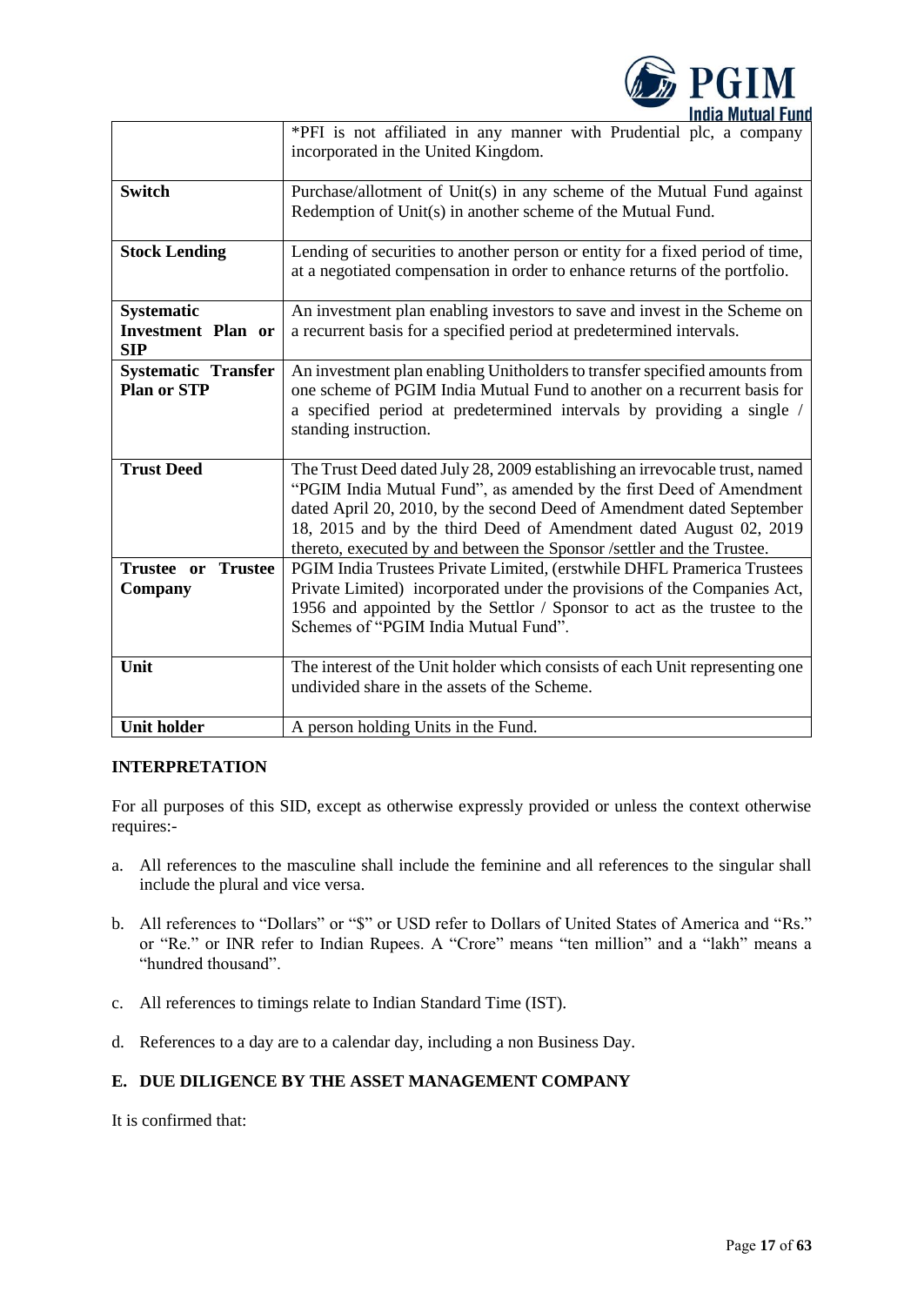| | |
|---|---|
| | *PFI is not affiliated in any manner with Prudential plc, a company incorporated in the United Kingdom. |
| **Switch** | Purchase/allotment of Unit(s) in any scheme of the Mutual Fund against Redemption of Unit(s) in another scheme of the Mutual Fund. |
| **Stock Lending** | Lending of securities to another person or entity for a fixed period of time, at a negotiated compensation in order to enhance returns of the portfolio. |
| **Systematic Investment Plan or SIP** | An investment plan enabling investors to save and invest in the Scheme on a recurrent basis for a specified period at predetermined intervals. |
| **Systematic Transfer Plan or STP** | An investment plan enabling Unitholders to transfer specified amounts from one scheme of PGIM India Mutual Fund to another on a recurrent basis for a specified period at predetermined intervals by providing a single / standing instruction. |
| **Trust Deed** | The Trust Deed dated July 28, 2009 establishing an irrevocable trust, named "PGIM India Mutual Fund", as amended by the first Deed of Amendment dated April 20, 2010, by the second Deed of Amendment dated September 18, 2015 and by the third Deed of Amendment dated August 02, 2019 thereto, executed by and between the Sponsor /settler and the Trustee. |
| **Trustee or Trustee Company** | PGIM India Trustees Private Limited, (erstwhile DHFL Pramerica Trustees Private Limited) incorporated under the provisions of the Companies Act, 1956 and appointed by the Settlor / Sponsor to act as the trustee to the Schemes of "PGIM India Mutual Fund". |
| **Unit** | The interest of the Unit holder which consists of each Unit representing one undivided share in the assets of the Scheme. |
| **Unit holder** | A person holding Units in the Fund. |

**INTERPRETATION**

For all purposes of this SID, except as otherwise expressly provided or unless the context otherwise requires:-

a. All references to the masculine shall include the feminine and all references to the singular shall include the plural and vice versa.

b. All references to "Dollars" or "$" or USD refer to Dollars of United States of America and "Rs." or "Re." or INR refer to Indian Rupees. A "Crore" means "ten million" and a "lakh" means a "hundred thousand".

c. All references to timings relate to Indian Standard Time (IST).

d. References to a day are to a calendar day, including a non Business Day.

## E. DUE DILIGENCE BY THE ASSET MANAGEMENT COMPANY

It is confirmed that: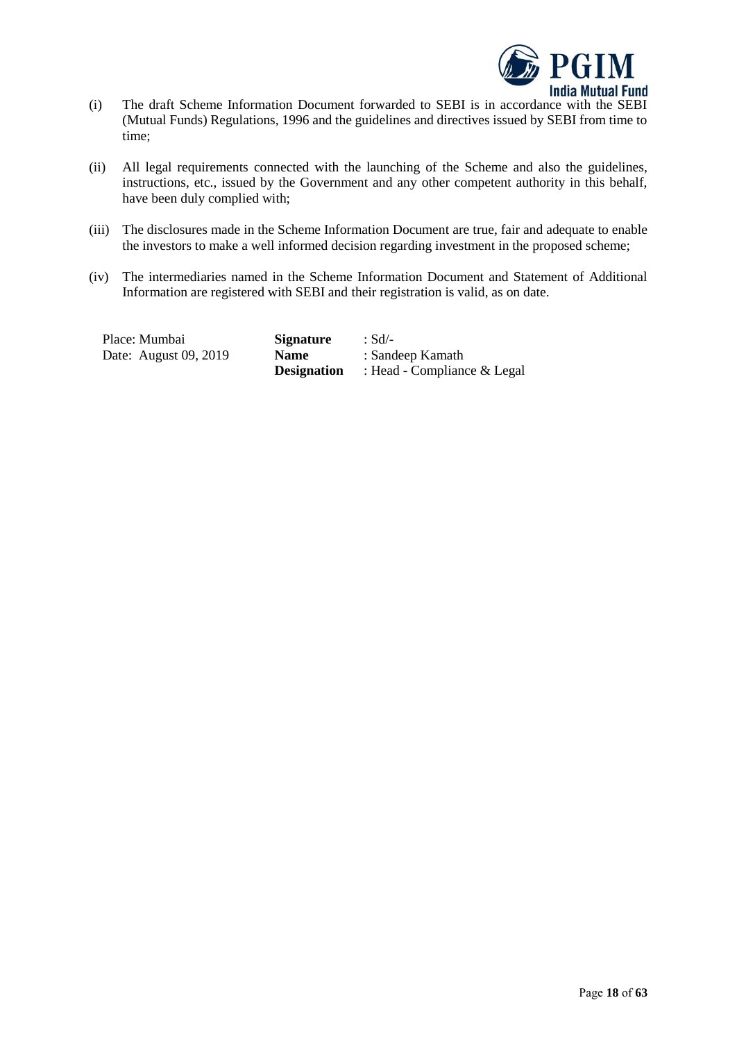(i) The draft Scheme Information Document forwarded to SEBI is in accordance with the SEBI (Mutual Funds) Regulations, 1996 and the guidelines and directives issued by SEBI from time to time;

(ii) All legal requirements connected with the launching of the Scheme and also the guidelines, instructions, etc., issued by the Government and any other competent authority in this behalf, have been duly complied with;

(iii) The disclosures made in the Scheme Information Document are true, fair and adequate to enable the investors to make a well informed decision regarding investment in the proposed scheme;

(iv) The intermediaries named in the Scheme Information Document and Statement of Additional Information are registered with SEBI and their registration is valid, as on date.

| | | |
|---|---|---|
| Place: Mumbai | **Signature** | : Sd/- |
| Date: August 09, 2019 | **Name** | : Sandeep Kamath |
| | **Designation** | : Head - Compliance & Legal |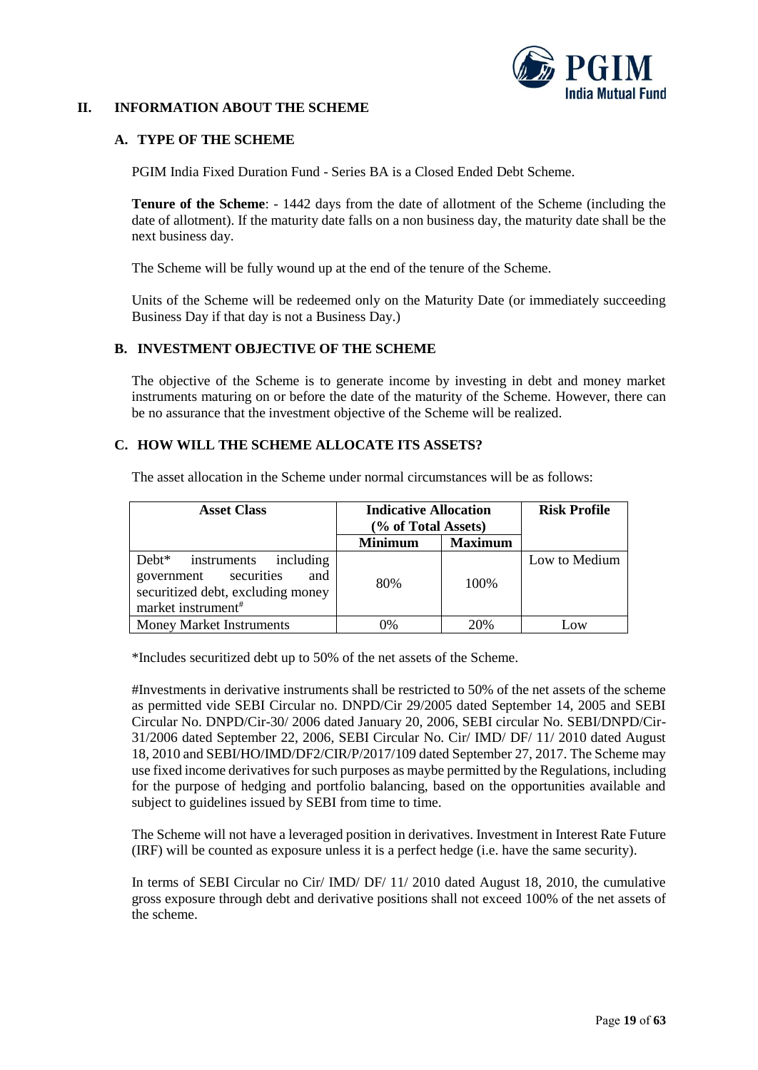## II. INFORMATION ABOUT THE SCHEME

### A. TYPE OF THE SCHEME

PGIM India Fixed Duration Fund - Series BA is a Closed Ended Debt Scheme.

**Tenure of the Scheme**: - 1442 days from the date of allotment of the Scheme (including the date of allotment). If the maturity date falls on a non business day, the maturity date shall be the next business day.

The Scheme will be fully wound up at the end of the tenure of the Scheme.

Units of the Scheme will be redeemed only on the Maturity Date (or immediately succeeding Business Day if that day is not a Business Day.)

### B. INVESTMENT OBJECTIVE OF THE SCHEME

The objective of the Scheme is to generate income by investing in debt and money market instruments maturing on or before the date of the maturity of the Scheme. However, there can be no assurance that the investment objective of the Scheme will be realized.

### C. HOW WILL THE SCHEME ALLOCATE ITS ASSETS?

The asset allocation in the Scheme under normal circumstances will be as follows:

| Asset Class | Indicative Allocation (% of Total Assets) | | Risk Profile |
|---|---|---|---|
| | Minimum | Maximum | |
| Debt* instruments including government securities and securitized debt, excluding money market instrument# | 80% | 100% | Low to Medium |
| Money Market Instruments | 0% | 20% | Low |

*Includes securitized debt up to 50% of the net assets of the Scheme.

#Investments in derivative instruments shall be restricted to 50% of the net assets of the scheme as permitted vide SEBI Circular no. DNPD/Cir 29/2005 dated September 14, 2005 and SEBI Circular No. DNPD/Cir-30/ 2006 dated January 20, 2006, SEBI circular No. SEBI/DNPD/Cir-31/2006 dated September 22, 2006, SEBI Circular No. Cir/ IMD/ DF/ 11/ 2010 dated August 18, 2010 and SEBI/HO/IMD/DF2/CIR/P/2017/109 dated September 27, 2017. The Scheme may use fixed income derivatives for such purposes as maybe permitted by the Regulations, including for the purpose of hedging and portfolio balancing, based on the opportunities available and subject to guidelines issued by SEBI from time to time.

The Scheme will not have a leveraged position in derivatives. Investment in Interest Rate Future (IRF) will be counted as exposure unless it is a perfect hedge (i.e. have the same security).

In terms of SEBI Circular no Cir/ IMD/ DF/ 11/ 2010 dated August 18, 2010, the cumulative gross exposure through debt and derivative positions shall not exceed 100% of the net assets of the scheme.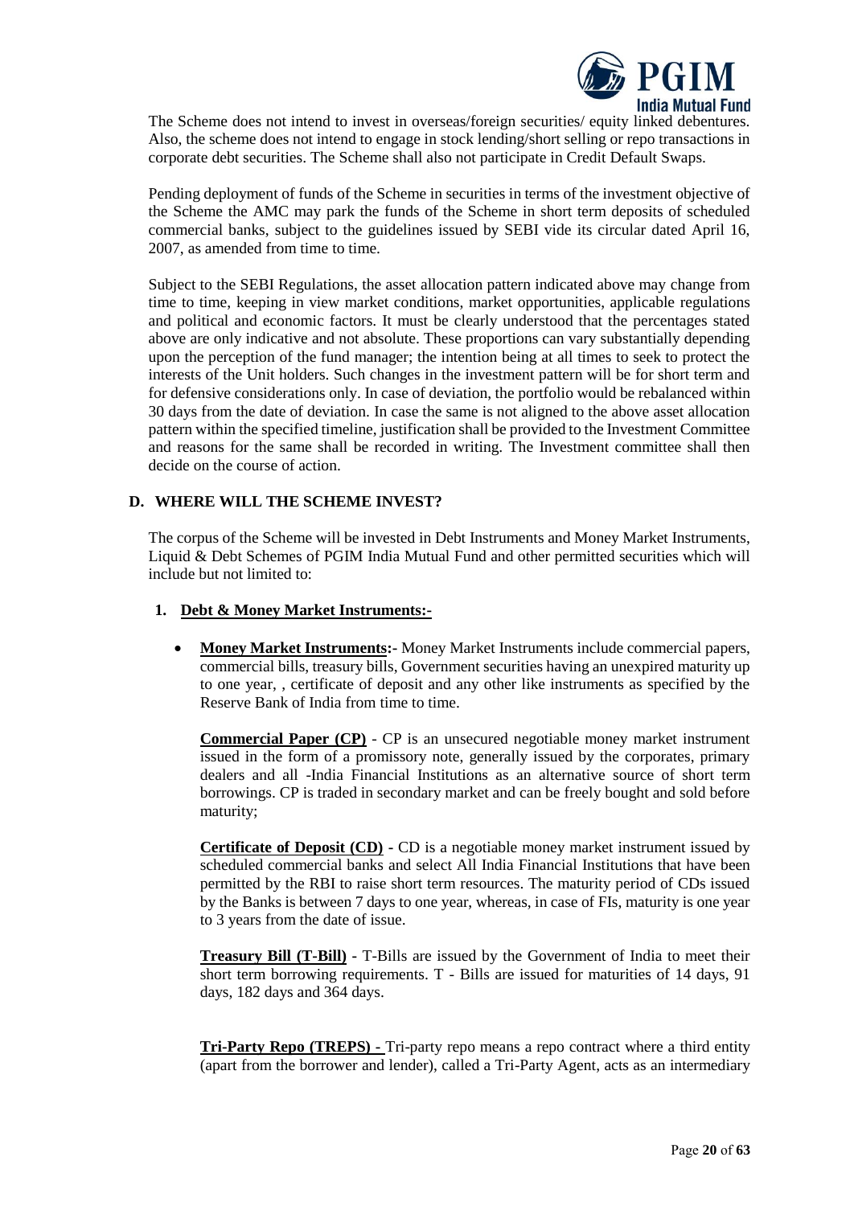The Scheme does not intend to invest in overseas/foreign securities/ equity linked debentures. Also, the scheme does not intend to engage in stock lending/short selling or repo transactions in corporate debt securities. The Scheme shall also not participate in Credit Default Swaps.

Pending deployment of funds of the Scheme in securities in terms of the investment objective of the Scheme the AMC may park the funds of the Scheme in short term deposits of scheduled commercial banks, subject to the guidelines issued by SEBI vide its circular dated April 16, 2007, as amended from time to time.

Subject to the SEBI Regulations, the asset allocation pattern indicated above may change from time to time, keeping in view market conditions, market opportunities, applicable regulations and political and economic factors. It must be clearly understood that the percentages stated above are only indicative and not absolute. These proportions can vary substantially depending upon the perception of the fund manager; the intention being at all times to seek to protect the interests of the Unit holders. Such changes in the investment pattern will be for short term and for defensive considerations only. In case of deviation, the portfolio would be rebalanced within 30 days from the date of deviation. In case the same is not aligned to the above asset allocation pattern within the specified timeline, justification shall be provided to the Investment Committee and reasons for the same shall be recorded in writing. The Investment committee shall then decide on the course of action.

## D. WHERE WILL THE SCHEME INVEST?

The corpus of the Scheme will be invested in Debt Instruments and Money Market Instruments, Liquid & Debt Schemes of PGIM India Mutual Fund and other permitted securities which will include but not limited to:

### 1. Debt & Money Market Instruments:-

- **Money Market Instruments:-** Money Market Instruments include commercial papers, commercial bills, treasury bills, Government securities having an unexpired maturity up to one year, , certificate of deposit and any other like instruments as specified by the Reserve Bank of India from time to time.

  **Commercial Paper (CP)** - CP is an unsecured negotiable money market instrument issued in the form of a promissory note, generally issued by the corporates, primary dealers and all -India Financial Institutions as an alternative source of short term borrowings. CP is traded in secondary market and can be freely bought and sold before maturity;

  **Certificate of Deposit (CD)** - CD is a negotiable money market instrument issued by scheduled commercial banks and select All India Financial Institutions that have been permitted by the RBI to raise short term resources. The maturity period of CDs issued by the Banks is between 7 days to one year, whereas, in case of FIs, maturity is one year to 3 years from the date of issue.

  **Treasury Bill (T-Bill)** - T-Bills are issued by the Government of India to meet their short term borrowing requirements. T - Bills are issued for maturities of 14 days, 91 days, 182 days and 364 days.

  **Tri-Party Repo (TREPS) -** Tri-party repo means a repo contract where a third entity (apart from the borrower and lender), called a Tri-Party Agent, acts as an intermediary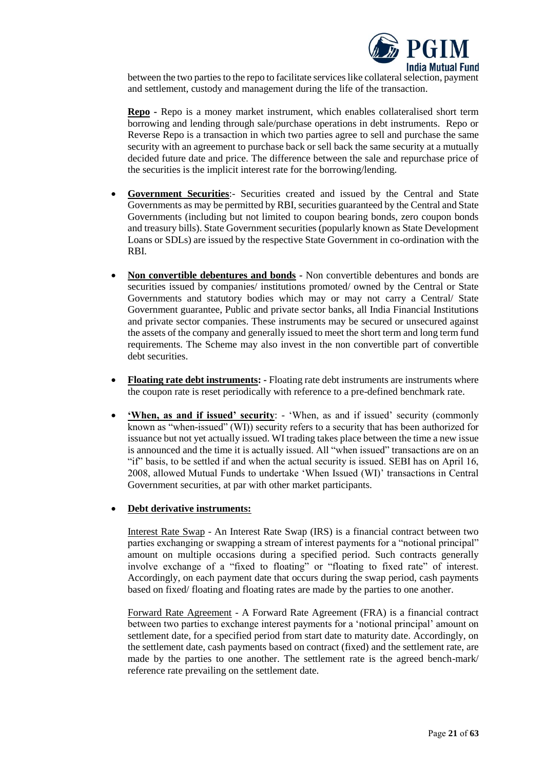between the two parties to the repo to facilitate services like collateral selection, payment and settlement, custody and management during the life of the transaction.

**Repo** - Repo is a money market instrument, which enables collateralised short term borrowing and lending through sale/purchase operations in debt instruments. Repo or Reverse Repo is a transaction in which two parties agree to sell and purchase the same security with an agreement to purchase back or sell back the same security at a mutually decided future date and price. The difference between the sale and repurchase price of the securities is the implicit interest rate for the borrowing/lending.

- **Government Securities**:- Securities created and issued by the Central and State Governments as may be permitted by RBI, securities guaranteed by the Central and State Governments (including but not limited to coupon bearing bonds, zero coupon bonds and treasury bills). State Government securities (popularly known as State Development Loans or SDLs) are issued by the respective State Government in co-ordination with the RBI.

- **Non convertible debentures and bonds** - Non convertible debentures and bonds are securities issued by companies/ institutions promoted/ owned by the Central or State Governments and statutory bodies which may or may not carry a Central/ State Government guarantee, Public and private sector banks, all India Financial Institutions and private sector companies. These instruments may be secured or unsecured against the assets of the company and generally issued to meet the short term and long term fund requirements. The Scheme may also invest in the non convertible part of convertible debt securities.

- **Floating rate debt instruments:** - Floating rate debt instruments are instruments where the coupon rate is reset periodically with reference to a pre-defined benchmark rate.

- **'When, as and if issued' security**: - 'When, as and if issued' security (commonly known as "when-issued" (WI)) security refers to a security that has been authorized for issuance but not yet actually issued. WI trading takes place between the time a new issue is announced and the time it is actually issued. All "when issued" transactions are on an "if" basis, to be settled if and when the actual security is issued. SEBI has on April 16, 2008, allowed Mutual Funds to undertake 'When Issued (WI)' transactions in Central Government securities, at par with other market participants.

- **Debt derivative instruments:**

  Interest Rate Swap - An Interest Rate Swap (IRS) is a financial contract between two parties exchanging or swapping a stream of interest payments for a "notional principal" amount on multiple occasions during a specified period. Such contracts generally involve exchange of a "fixed to floating" or "floating to fixed rate" of interest. Accordingly, on each payment date that occurs during the swap period, cash payments based on fixed/ floating and floating rates are made by the parties to one another.

  Forward Rate Agreement - A Forward Rate Agreement (FRA) is a financial contract between two parties to exchange interest payments for a 'notional principal' amount on settlement date, for a specified period from start date to maturity date. Accordingly, on the settlement date, cash payments based on contract (fixed) and the settlement rate, are made by the parties to one another. The settlement rate is the agreed bench-mark/ reference rate prevailing on the settlement date.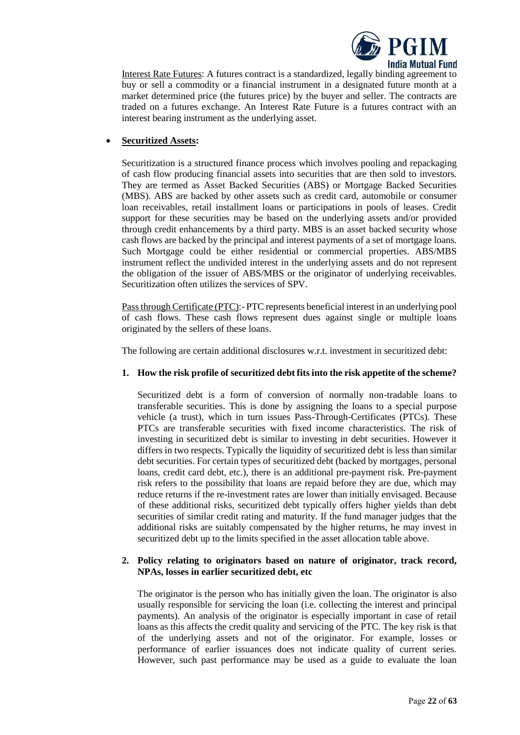Interest Rate Futures: A futures contract is a standardized, legally binding agreement to buy or sell a commodity or a financial instrument in a designated future month at a market determined price (the futures price) by the buyer and seller. The contracts are traded on a futures exchange. An Interest Rate Future is a futures contract with an interest bearing instrument as the underlying asset.

- **Securitized Assets:**

Securitization is a structured finance process which involves pooling and repackaging of cash flow producing financial assets into securities that are then sold to investors. They are termed as Asset Backed Securities (ABS) or Mortgage Backed Securities (MBS). ABS are backed by other assets such as credit card, automobile or consumer loan receivables, retail installment loans or participations in pools of leases. Credit support for these securities may be based on the underlying assets and/or provided through credit enhancements by a third party. MBS is an asset backed security whose cash flows are backed by the principal and interest payments of a set of mortgage loans. Such Mortgage could be either residential or commercial properties. ABS/MBS instrument reflect the undivided interest in the underlying assets and do not represent the obligation of the issuer of ABS/MBS or the originator of underlying receivables. Securitization often utilizes the services of SPV.

Pass through Certificate (PTC):- PTC represents beneficial interest in an underlying pool of cash flows. These cash flows represent dues against single or multiple loans originated by the sellers of these loans.

The following are certain additional disclosures w.r.t. investment in securitized debt:

**1. How the risk profile of securitized debt fits into the risk appetite of the scheme?**

Securitized debt is a form of conversion of normally non-tradable loans to transferable securities. This is done by assigning the loans to a special purpose vehicle (a trust), which in turn issues Pass-Through-Certificates (PTCs). These PTCs are transferable securities with fixed income characteristics. The risk of investing in securitized debt is similar to investing in debt securities. However it differs in two respects. Typically the liquidity of securitized debt is less than similar debt securities. For certain types of securitized debt (backed by mortgages, personal loans, credit card debt, etc.), there is an additional pre-payment risk. Pre-payment risk refers to the possibility that loans are repaid before they are due, which may reduce returns if the re-investment rates are lower than initially envisaged. Because of these additional risks, securitized debt typically offers higher yields than debt securities of similar credit rating and maturity. If the fund manager judges that the additional risks are suitably compensated by the higher returns, he may invest in securitized debt up to the limits specified in the asset allocation table above.

**2. Policy relating to originators based on nature of originator, track record, NPAs, losses in earlier securitized debt, etc**

The originator is the person who has initially given the loan. The originator is also usually responsible for servicing the loan (i.e. collecting the interest and principal payments). An analysis of the originator is especially important in case of retail loans as this affects the credit quality and servicing of the PTC. The key risk is that of the underlying assets and not of the originator. For example, losses or performance of earlier issuances does not indicate quality of current series. However, such past performance may be used as a guide to evaluate the loan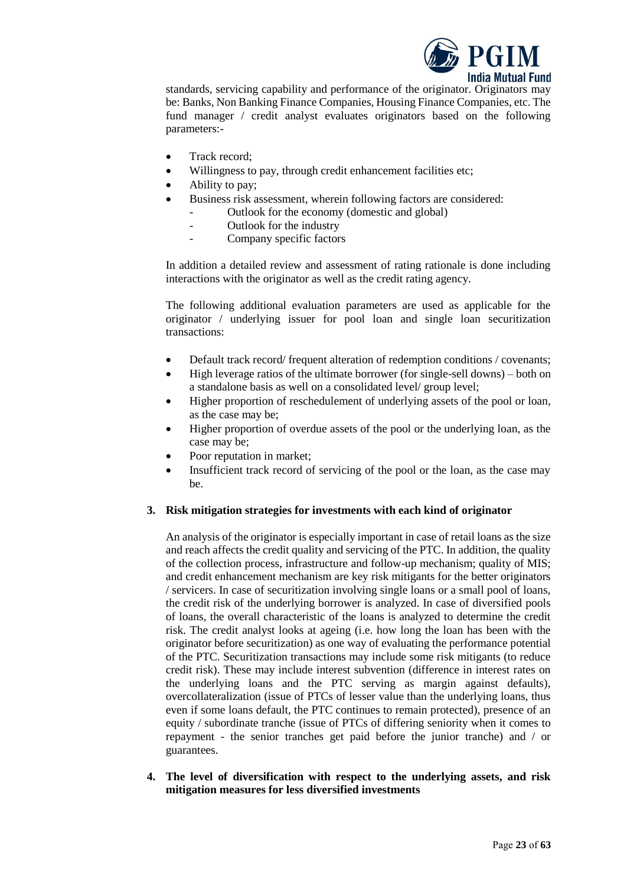standards, servicing capability and performance of the originator. Originators may be: Banks, Non Banking Finance Companies, Housing Finance Companies, etc. The fund manager / credit analyst evaluates originators based on the following parameters:-

- Track record;
- Willingness to pay, through credit enhancement facilities etc;
- Ability to pay;
- Business risk assessment, wherein following factors are considered:
  - Outlook for the economy (domestic and global)
  - Outlook for the industry
  - Company specific factors

In addition a detailed review and assessment of rating rationale is done including interactions with the originator as well as the credit rating agency.

The following additional evaluation parameters are used as applicable for the originator / underlying issuer for pool loan and single loan securitization transactions:

- Default track record/ frequent alteration of redemption conditions / covenants;
- High leverage ratios of the ultimate borrower (for single-sell downs) – both on a standalone basis as well on a consolidated level/ group level;
- Higher proportion of reschedulement of underlying assets of the pool or loan, as the case may be;
- Higher proportion of overdue assets of the pool or the underlying loan, as the case may be;
- Poor reputation in market;
- Insufficient track record of servicing of the pool or the loan, as the case may be.

**3. Risk mitigation strategies for investments with each kind of originator**

An analysis of the originator is especially important in case of retail loans as the size and reach affects the credit quality and servicing of the PTC. In addition, the quality of the collection process, infrastructure and follow-up mechanism; quality of MIS; and credit enhancement mechanism are key risk mitigants for the better originators / servicers. In case of securitization involving single loans or a small pool of loans, the credit risk of the underlying borrower is analyzed. In case of diversified pools of loans, the overall characteristic of the loans is analyzed to determine the credit risk. The credit analyst looks at ageing (i.e. how long the loan has been with the originator before securitization) as one way of evaluating the performance potential of the PTC. Securitization transactions may include some risk mitigants (to reduce credit risk). These may include interest subvention (difference in interest rates on the underlying loans and the PTC serving as margin against defaults), overcollateralization (issue of PTCs of lesser value than the underlying loans, thus even if some loans default, the PTC continues to remain protected), presence of an equity / subordinate tranche (issue of PTCs of differing seniority when it comes to repayment - the senior tranches get paid before the junior tranche) and / or guarantees.

**4. The level of diversification with respect to the underlying assets, and risk mitigation measures for less diversified investments**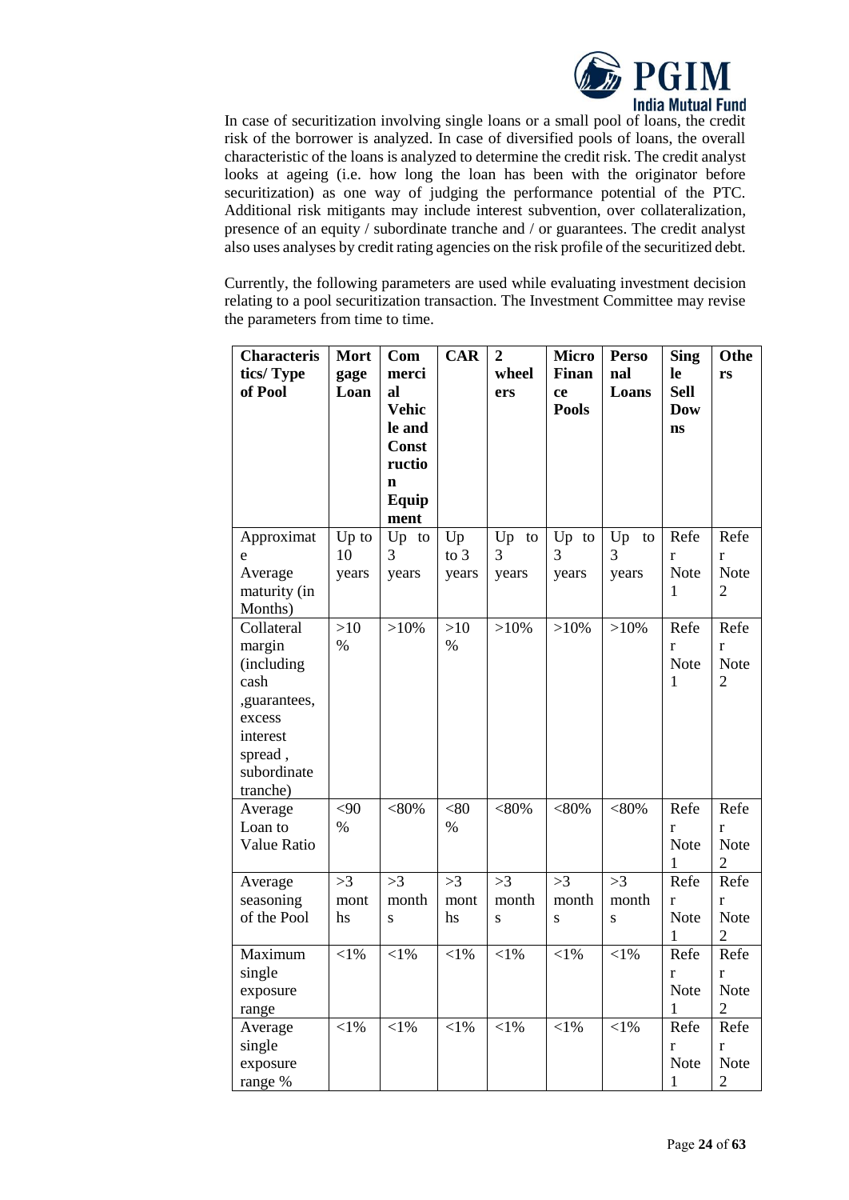In case of securitization involving single loans or a small pool of loans, the credit risk of the borrower is analyzed. In case of diversified pools of loans, the overall characteristic of the loans is analyzed to determine the credit risk. The credit analyst looks at ageing (i.e. how long the loan has been with the originator before securitization) as one way of judging the performance potential of the PTC. Additional risk mitigants may include interest subvention, over collateralization, presence of an equity / subordinate tranche and / or guarantees. The credit analyst also uses analyses by credit rating agencies on the risk profile of the securitized debt.

Currently, the following parameters are used while evaluating investment decision relating to a pool securitization transaction. The Investment Committee may revise the parameters from time to time.

| **Characteristics/ Type of Pool** | **Mortgage Loan** | **Commercial Vehicle and Construction Equipment** | **CAR** | **2 wheelers** | **Micro Finance Pools** | **Personal Loans** | **Single Sell Downs** | **Others** |
|---|---|---|---|---|---|---|---|---|
| Approximate Average maturity (in Months) | Up to 10 years | Up to 3 years | Up to 3 years | Up to 3 years | Up to 3 years | Up to 3 years | Refer Note 1 | Refer Note 2 |
| Collateral margin (including cash ,guarantees, excess interest spread , subordinate tranche) | >10 % | >10% | >10 % | >10% | >10% | >10% | Refer Note 1 | Refer Note 2 |
| Average Loan to Value Ratio | <90 % | <80% | <80 % | <80% | <80% | <80% | Refer Note 1 | Refer Note 2 |
| Average seasoning of the Pool | >3 months | >3 months | >3 months | >3 months | >3 months | >3 months | Refer Note 1 | Refer Note 2 |
| Maximum single exposure range | <1% | <1% | <1% | <1% | <1% | <1% | Refer Note 1 | Refer Note 2 |
| Average single exposure range % | <1% | <1% | <1% | <1% | <1% | <1% | Refer Note 1 | Refer Note 2 |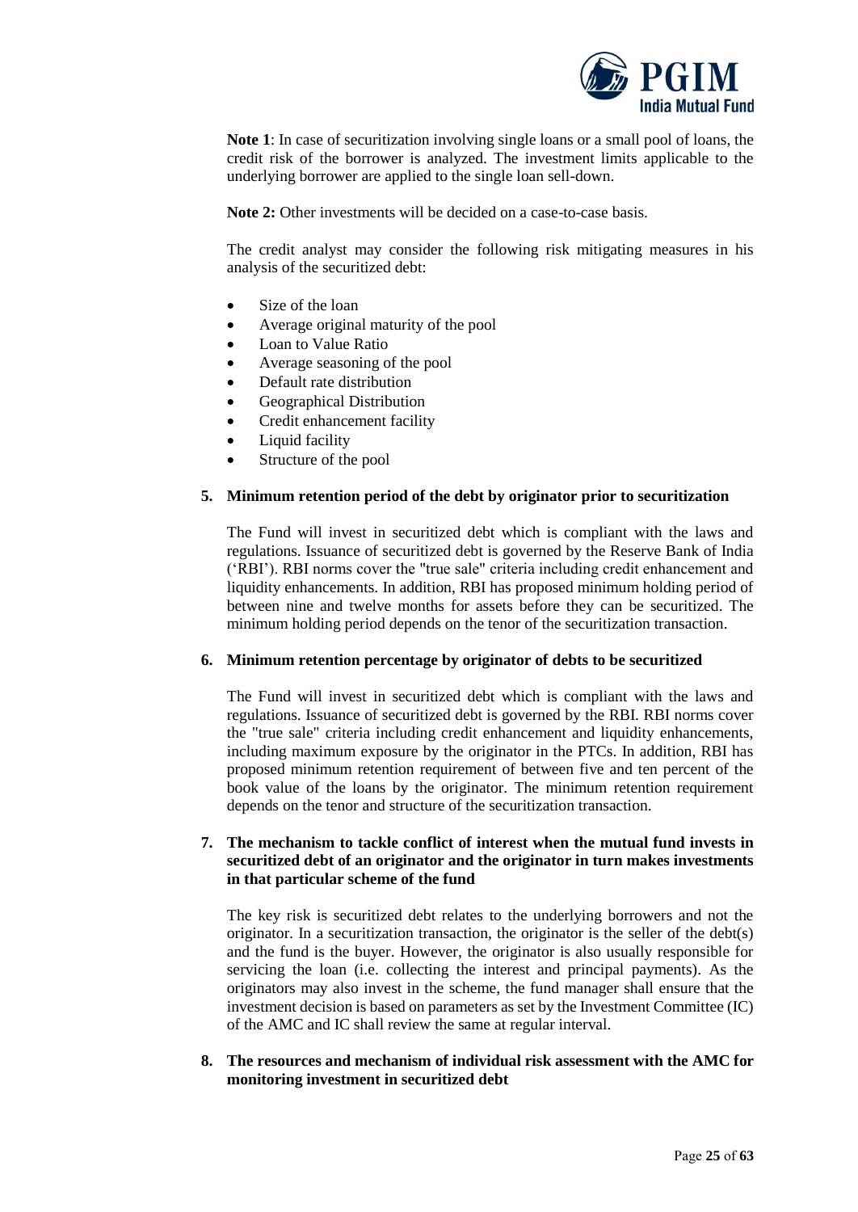**Note 1**: In case of securitization involving single loans or a small pool of loans, the credit risk of the borrower is analyzed. The investment limits applicable to the underlying borrower are applied to the single loan sell-down.

**Note 2:** Other investments will be decided on a case-to-case basis.

The credit analyst may consider the following risk mitigating measures in his analysis of the securitized debt:

- Size of the loan
- Average original maturity of the pool
- Loan to Value Ratio
- Average seasoning of the pool
- Default rate distribution
- Geographical Distribution
- Credit enhancement facility
- Liquid facility
- Structure of the pool

**5. Minimum retention period of the debt by originator prior to securitization**

The Fund will invest in securitized debt which is compliant with the laws and regulations. Issuance of securitized debt is governed by the Reserve Bank of India ('RBI'). RBI norms cover the "true sale" criteria including credit enhancement and liquidity enhancements. In addition, RBI has proposed minimum holding period of between nine and twelve months for assets before they can be securitized. The minimum holding period depends on the tenor of the securitization transaction.

**6. Minimum retention percentage by originator of debts to be securitized**

The Fund will invest in securitized debt which is compliant with the laws and regulations. Issuance of securitized debt is governed by the RBI. RBI norms cover the "true sale" criteria including credit enhancement and liquidity enhancements, including maximum exposure by the originator in the PTCs. In addition, RBI has proposed minimum retention requirement of between five and ten percent of the book value of the loans by the originator. The minimum retention requirement depends on the tenor and structure of the securitization transaction.

**7. The mechanism to tackle conflict of interest when the mutual fund invests in securitized debt of an originator and the originator in turn makes investments in that particular scheme of the fund**

The key risk is securitized debt relates to the underlying borrowers and not the originator. In a securitization transaction, the originator is the seller of the debt(s) and the fund is the buyer. However, the originator is also usually responsible for servicing the loan (i.e. collecting the interest and principal payments). As the originators may also invest in the scheme, the fund manager shall ensure that the investment decision is based on parameters as set by the Investment Committee (IC) of the AMC and IC shall review the same at regular interval.

**8. The resources and mechanism of individual risk assessment with the AMC for monitoring investment in securitized debt**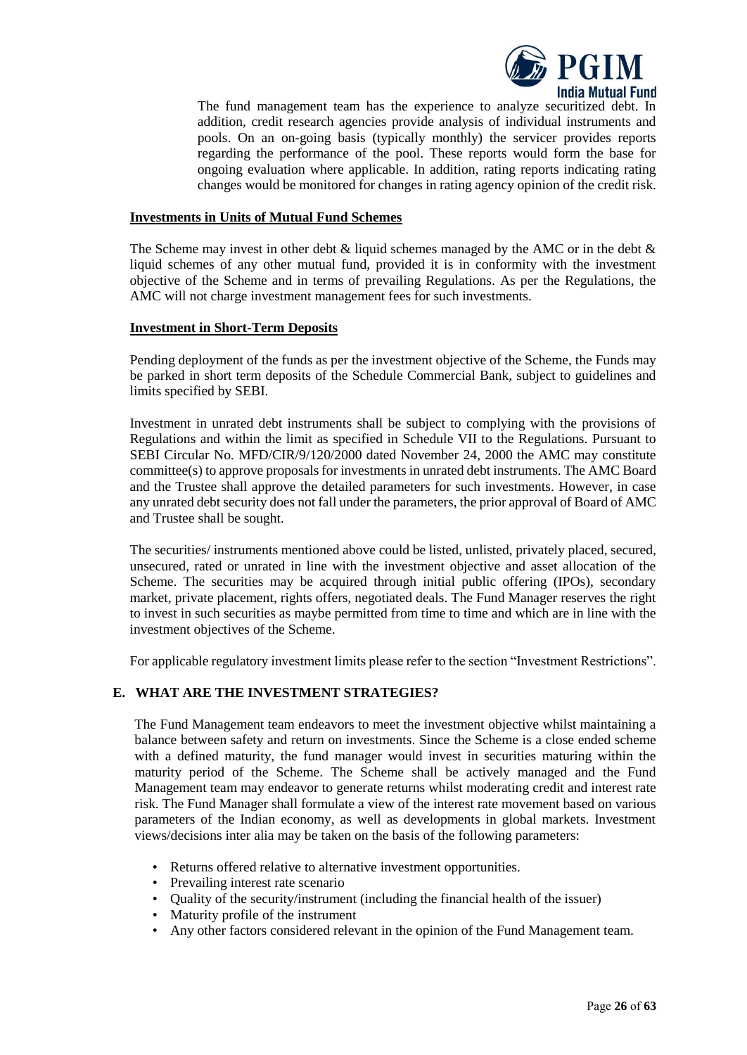The fund management team has the experience to analyze securitized debt. In addition, credit research agencies provide analysis of individual instruments and pools. On an on-going basis (typically monthly) the servicer provides reports regarding the performance of the pool. These reports would form the base for ongoing evaluation where applicable. In addition, rating reports indicating rating changes would be monitored for changes in rating agency opinion of the credit risk.

**Investments in Units of Mutual Fund Schemes**

The Scheme may invest in other debt & liquid schemes managed by the AMC or in the debt & liquid schemes of any other mutual fund, provided it is in conformity with the investment objective of the Scheme and in terms of prevailing Regulations. As per the Regulations, the AMC will not charge investment management fees for such investments.

**Investment in Short-Term Deposits**

Pending deployment of the funds as per the investment objective of the Scheme, the Funds may be parked in short term deposits of the Schedule Commercial Bank, subject to guidelines and limits specified by SEBI.

Investment in unrated debt instruments shall be subject to complying with the provisions of Regulations and within the limit as specified in Schedule VII to the Regulations. Pursuant to SEBI Circular No. MFD/CIR/9/120/2000 dated November 24, 2000 the AMC may constitute committee(s) to approve proposals for investments in unrated debt instruments. The AMC Board and the Trustee shall approve the detailed parameters for such investments. However, in case any unrated debt security does not fall under the parameters, the prior approval of Board of AMC and Trustee shall be sought.

The securities/ instruments mentioned above could be listed, unlisted, privately placed, secured, unsecured, rated or unrated in line with the investment objective and asset allocation of the Scheme. The securities may be acquired through initial public offering (IPOs), secondary market, private placement, rights offers, negotiated deals. The Fund Manager reserves the right to invest in such securities as maybe permitted from time to time and which are in line with the investment objectives of the Scheme.

For applicable regulatory investment limits please refer to the section "Investment Restrictions".

## E. WHAT ARE THE INVESTMENT STRATEGIES?

The Fund Management team endeavors to meet the investment objective whilst maintaining a balance between safety and return on investments. Since the Scheme is a close ended scheme with a defined maturity, the fund manager would invest in securities maturing within the maturity period of the Scheme. The Scheme shall be actively managed and the Fund Management team may endeavor to generate returns whilst moderating credit and interest rate risk. The Fund Manager shall formulate a view of the interest rate movement based on various parameters of the Indian economy, as well as developments in global markets. Investment views/decisions inter alia may be taken on the basis of the following parameters:

- Returns offered relative to alternative investment opportunities.
- Prevailing interest rate scenario
- Quality of the security/instrument (including the financial health of the issuer)
- Maturity profile of the instrument
- Any other factors considered relevant in the opinion of the Fund Management team.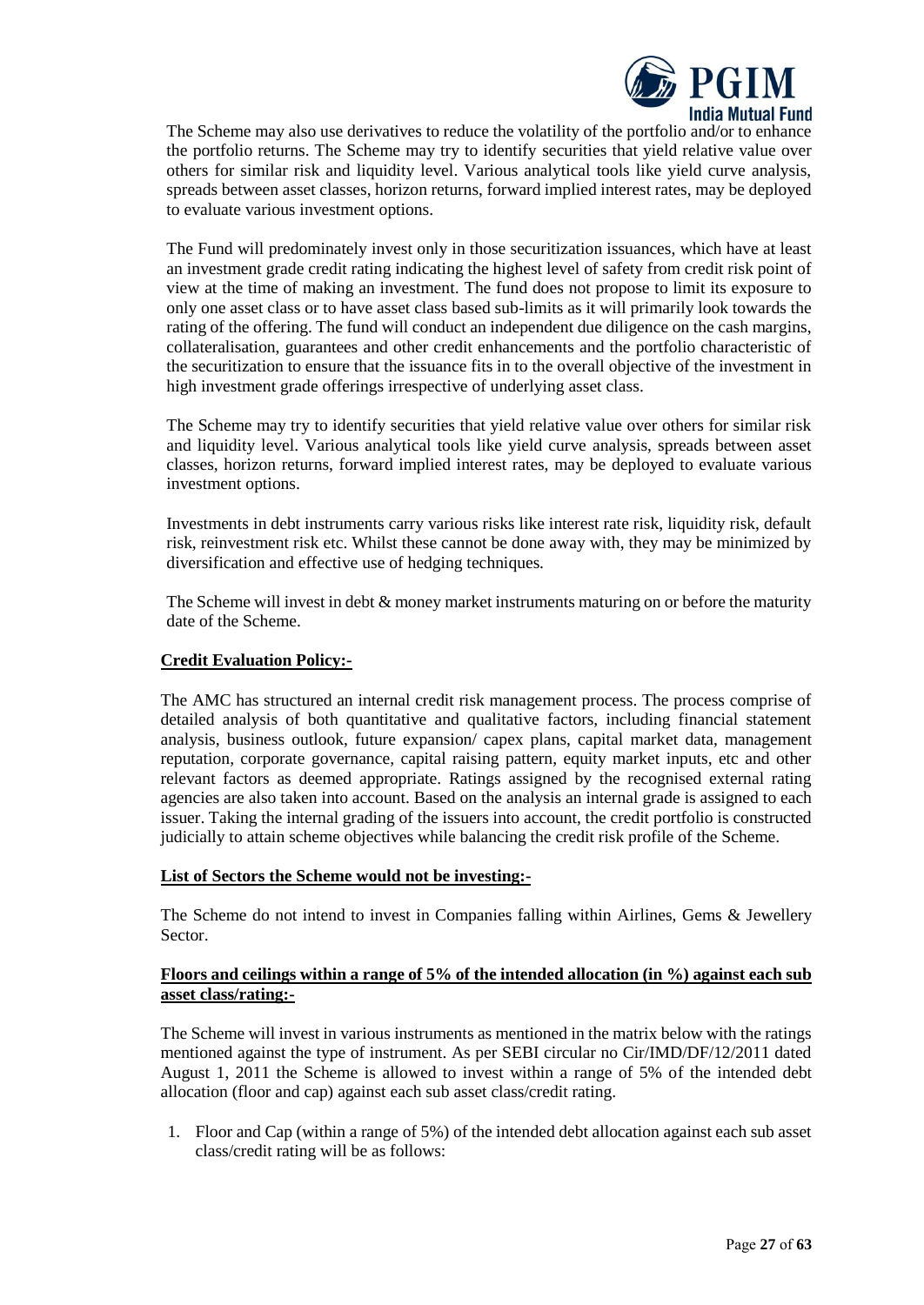The Scheme may also use derivatives to reduce the volatility of the portfolio and/or to enhance the portfolio returns. The Scheme may try to identify securities that yield relative value over others for similar risk and liquidity level. Various analytical tools like yield curve analysis, spreads between asset classes, horizon returns, forward implied interest rates, may be deployed to evaluate various investment options.

The Fund will predominately invest only in those securitization issuances, which have at least an investment grade credit rating indicating the highest level of safety from credit risk point of view at the time of making an investment. The fund does not propose to limit its exposure to only one asset class or to have asset class based sub-limits as it will primarily look towards the rating of the offering. The fund will conduct an independent due diligence on the cash margins, collateralisation, guarantees and other credit enhancements and the portfolio characteristic of the securitization to ensure that the issuance fits in to the overall objective of the investment in high investment grade offerings irrespective of underlying asset class.

The Scheme may try to identify securities that yield relative value over others for similar risk and liquidity level. Various analytical tools like yield curve analysis, spreads between asset classes, horizon returns, forward implied interest rates, may be deployed to evaluate various investment options.

Investments in debt instruments carry various risks like interest rate risk, liquidity risk, default risk, reinvestment risk etc. Whilst these cannot be done away with, they may be minimized by diversification and effective use of hedging techniques.

The Scheme will invest in debt & money market instruments maturing on or before the maturity date of the Scheme.

**Credit Evaluation Policy:-**

The AMC has structured an internal credit risk management process. The process comprise of detailed analysis of both quantitative and qualitative factors, including financial statement analysis, business outlook, future expansion/ capex plans, capital market data, management reputation, corporate governance, capital raising pattern, equity market inputs, etc and other relevant factors as deemed appropriate. Ratings assigned by the recognised external rating agencies are also taken into account. Based on the analysis an internal grade is assigned to each issuer. Taking the internal grading of the issuers into account, the credit portfolio is constructed judicially to attain scheme objectives while balancing the credit risk profile of the Scheme.

**List of Sectors the Scheme would not be investing:-**

The Scheme do not intend to invest in Companies falling within Airlines, Gems & Jewellery Sector.

**Floors and ceilings within a range of 5% of the intended allocation (in %) against each sub asset class/rating:-**

The Scheme will invest in various instruments as mentioned in the matrix below with the ratings mentioned against the type of instrument. As per SEBI circular no Cir/IMD/DF/12/2011 dated August 1, 2011 the Scheme is allowed to invest within a range of 5% of the intended debt allocation (floor and cap) against each sub asset class/credit rating.

1. Floor and Cap (within a range of 5%) of the intended debt allocation against each sub asset class/credit rating will be as follows: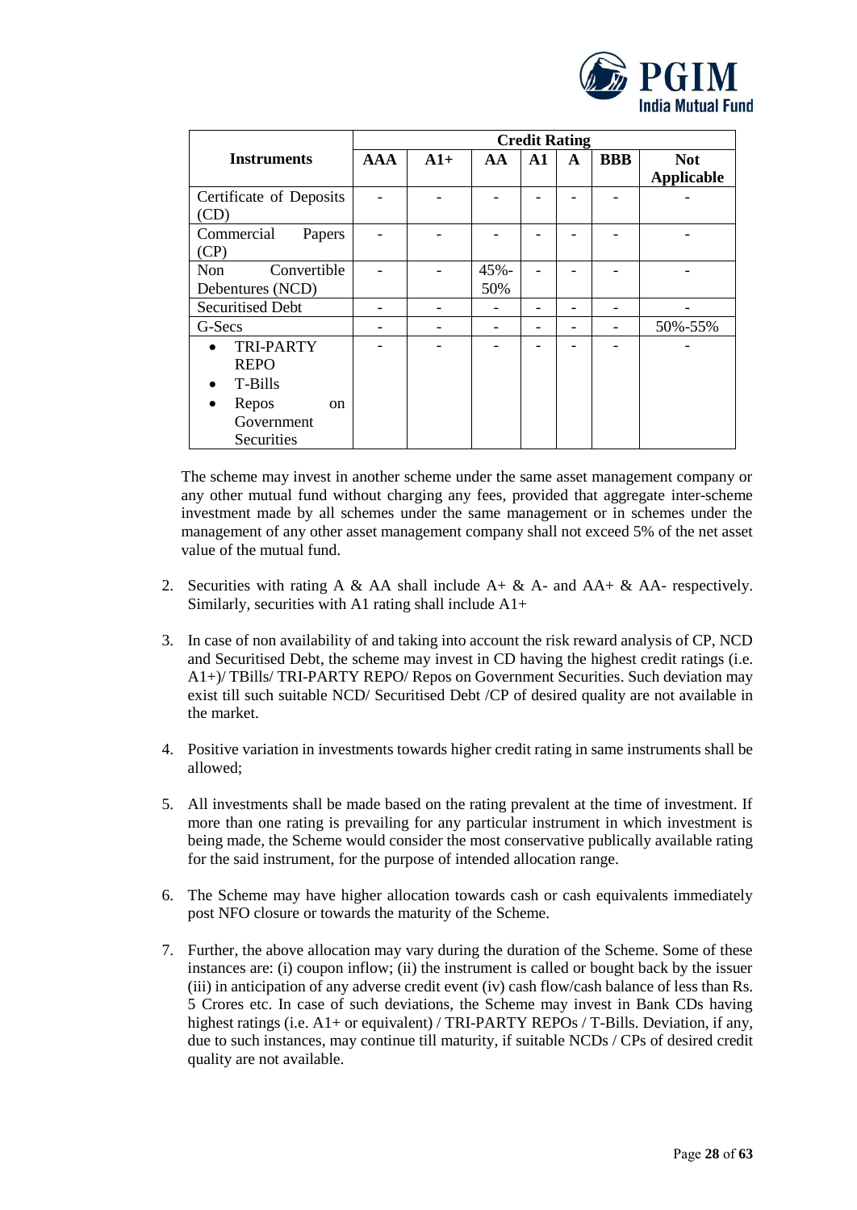| Instruments | Credit Rating | | | | | | |
|---|---|---|---|---|---|---|---|
| | AAA | A1+ | AA | A1 | A | BBB | Not Applicable |
| Certificate of Deposits (CD) | - | - | - | - | - | - | - |
| Commercial Papers (CP) | - | - | - | - | - | - | - |
| Non Convertible Debentures (NCD) | - | - | 45%-50% | - | - | - | - |
| Securitised Debt | - | - | - | - | - | - | - |
| G-Secs | - | - | - | - | - | - | 50%-55% |
| • TRI-PARTY REPO<br>• T-Bills<br>• Repos on Government Securities | - | - | - | - | - | - | - |

The scheme may invest in another scheme under the same asset management company or any other mutual fund without charging any fees, provided that aggregate inter-scheme investment made by all schemes under the same management or in schemes under the management of any other asset management company shall not exceed 5% of the net asset value of the mutual fund.

2. Securities with rating A & AA shall include A+ & A- and AA+ & AA- respectively. Similarly, securities with A1 rating shall include A1+

3. In case of non availability of and taking into account the risk reward analysis of CP, NCD and Securitised Debt, the scheme may invest in CD having the highest credit ratings (i.e. A1+)/ TBills/ TRI-PARTY REPO/ Repos on Government Securities. Such deviation may exist till such suitable NCD/ Securitised Debt /CP of desired quality are not available in the market.

4. Positive variation in investments towards higher credit rating in same instruments shall be allowed;

5. All investments shall be made based on the rating prevalent at the time of investment. If more than one rating is prevailing for any particular instrument in which investment is being made, the Scheme would consider the most conservative publically available rating for the said instrument, for the purpose of intended allocation range.

6. The Scheme may have higher allocation towards cash or cash equivalents immediately post NFO closure or towards the maturity of the Scheme.

7. Further, the above allocation may vary during the duration of the Scheme. Some of these instances are: (i) coupon inflow; (ii) the instrument is called or bought back by the issuer (iii) in anticipation of any adverse credit event (iv) cash flow/cash balance of less than Rs. 5 Crores etc. In case of such deviations, the Scheme may invest in Bank CDs having highest ratings (i.e. A1+ or equivalent) / TRI-PARTY REPOs / T-Bills. Deviation, if any, due to such instances, may continue till maturity, if suitable NCDs / CPs of desired credit quality are not available.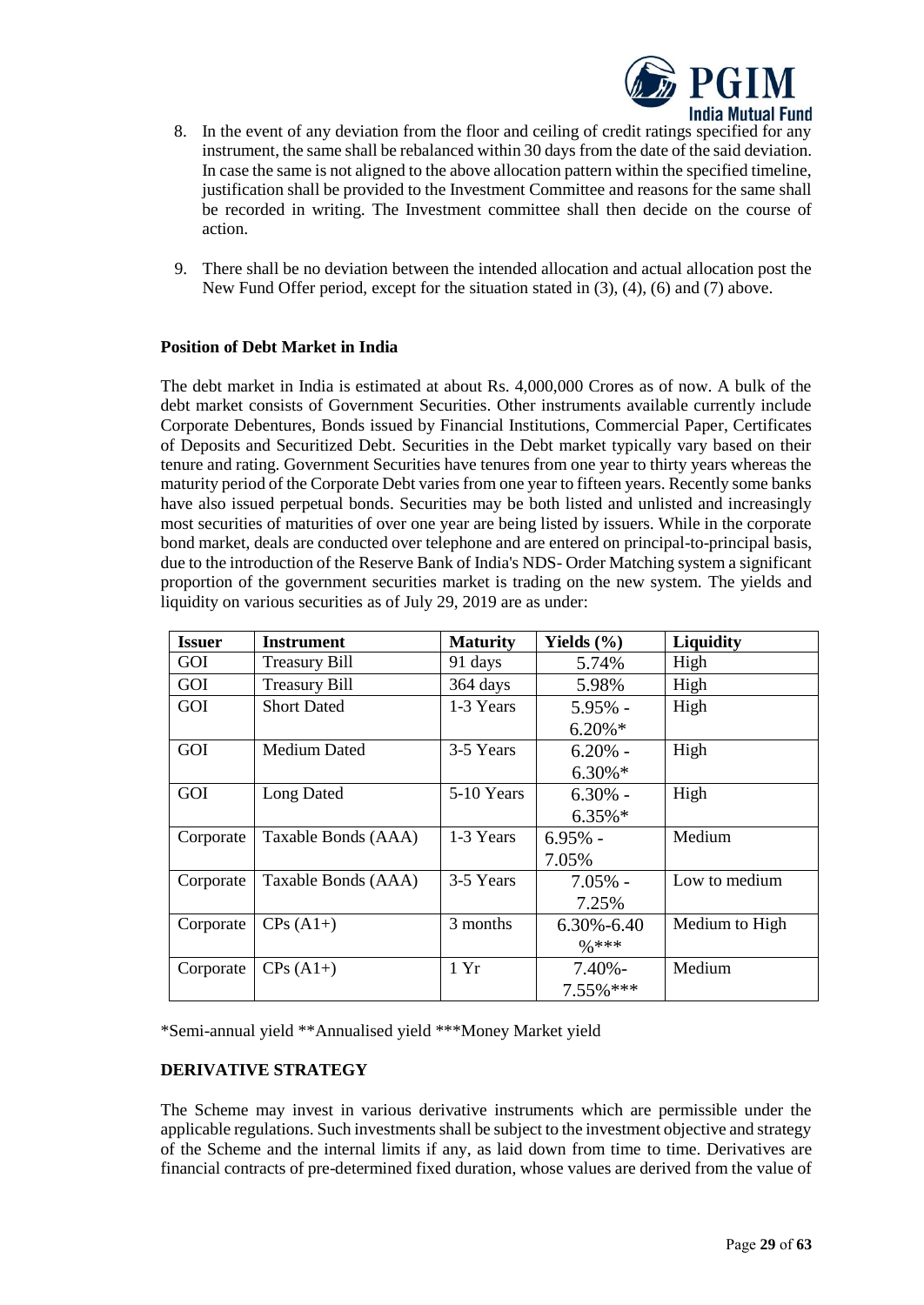8. In the event of any deviation from the floor and ceiling of credit ratings specified for any instrument, the same shall be rebalanced within 30 days from the date of the said deviation. In case the same is not aligned to the above allocation pattern within the specified timeline, justification shall be provided to the Investment Committee and reasons for the same shall be recorded in writing. The Investment committee shall then decide on the course of action.

9. There shall be no deviation between the intended allocation and actual allocation post the New Fund Offer period, except for the situation stated in (3), (4), (6) and (7) above.

**Position of Debt Market in India**

The debt market in India is estimated at about Rs. 4,000,000 Crores as of now. A bulk of the debt market consists of Government Securities. Other instruments available currently include Corporate Debentures, Bonds issued by Financial Institutions, Commercial Paper, Certificates of Deposits and Securitized Debt. Securities in the Debt market typically vary based on their tenure and rating. Government Securities have tenures from one year to thirty years whereas the maturity period of the Corporate Debt varies from one year to fifteen years. Recently some banks have also issued perpetual bonds. Securities may be both listed and unlisted and increasingly most securities of maturities of over one year are being listed by issuers. While in the corporate bond market, deals are conducted over telephone and are entered on principal-to-principal basis, due to the introduction of the Reserve Bank of India's NDS- Order Matching system a significant proportion of the government securities market is trading on the new system. The yields and liquidity on various securities as of July 29, 2019 are as under:

| Issuer | Instrument | Maturity | Yields (%) | Liquidity |
|---|---|---|---|---|
| GOI | Treasury Bill | 91 days | 5.74% | High |
| GOI | Treasury Bill | 364 days | 5.98% | High |
| GOI | Short Dated | 1-3 Years | 5.95% - 6.20%* | High |
| GOI | Medium Dated | 3-5 Years | 6.20% - 6.30%* | High |
| GOI | Long Dated | 5-10 Years | 6.30% - 6.35%* | High |
| Corporate | Taxable Bonds (AAA) | 1-3 Years | 6.95% - 7.05% | Medium |
| Corporate | Taxable Bonds (AAA) | 3-5 Years | 7.05% - 7.25% | Low to medium |
| Corporate | CPs (A1+) | 3 months | 6.30%-6.40 %*** | Medium to High |
| Corporate | CPs (A1+) | 1 Yr | 7.40%- 7.55%*** | Medium |

*Semi-annual yield **Annualised yield ***Money Market yield

**DERIVATIVE STRATEGY**

The Scheme may invest in various derivative instruments which are permissible under the applicable regulations. Such investments shall be subject to the investment objective and strategy of the Scheme and the internal limits if any, as laid down from time to time. Derivatives are financial contracts of pre-determined fixed duration, whose values are derived from the value of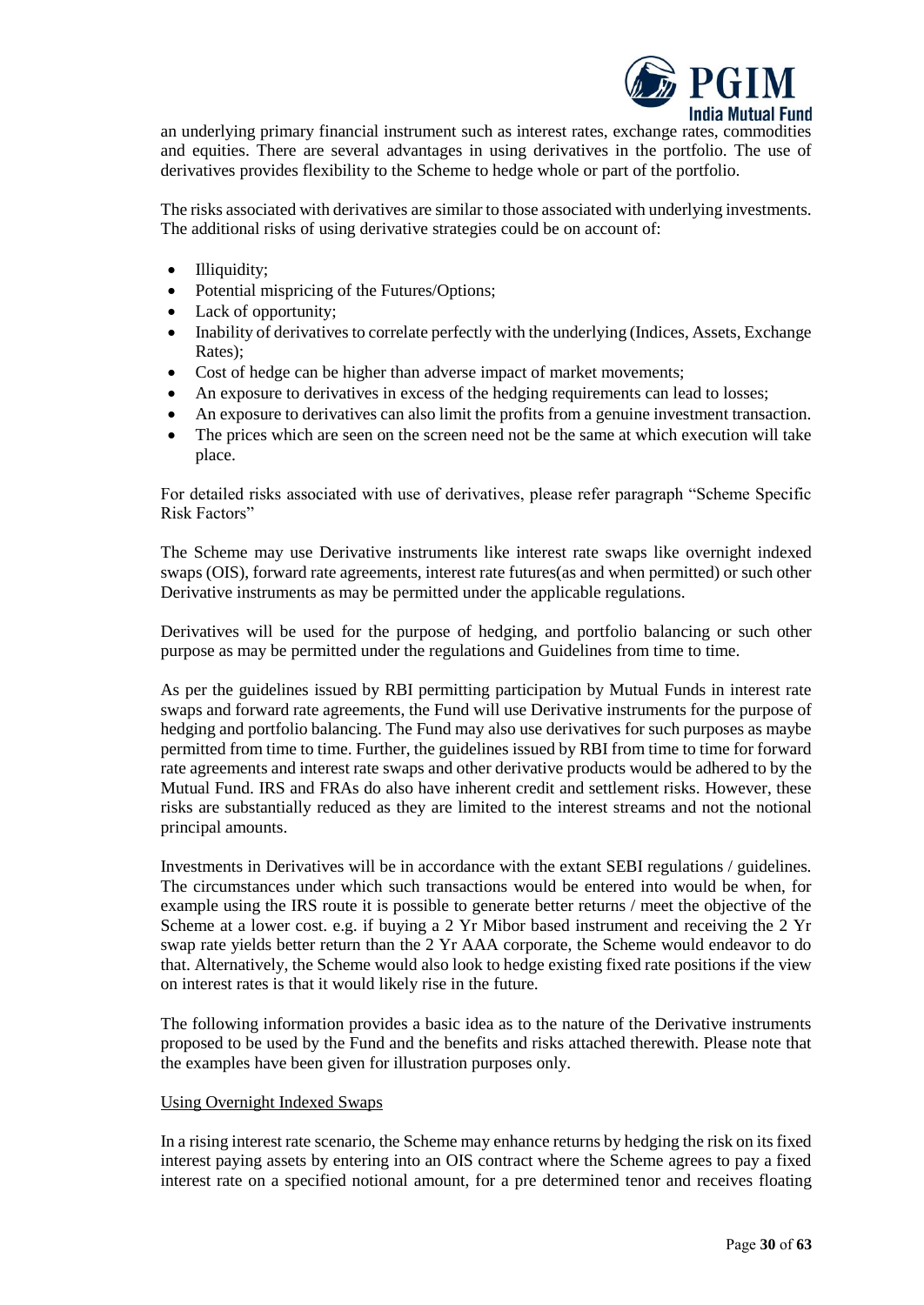an underlying primary financial instrument such as interest rates, exchange rates, commodities and equities. There are several advantages in using derivatives in the portfolio. The use of derivatives provides flexibility to the Scheme to hedge whole or part of the portfolio.

The risks associated with derivatives are similar to those associated with underlying investments. The additional risks of using derivative strategies could be on account of:

- Illiquidity;
- Potential mispricing of the Futures/Options;
- Lack of opportunity;
- Inability of derivatives to correlate perfectly with the underlying (Indices, Assets, Exchange Rates);
- Cost of hedge can be higher than adverse impact of market movements;
- An exposure to derivatives in excess of the hedging requirements can lead to losses;
- An exposure to derivatives can also limit the profits from a genuine investment transaction.
- The prices which are seen on the screen need not be the same at which execution will take place.

For detailed risks associated with use of derivatives, please refer paragraph "Scheme Specific Risk Factors"

The Scheme may use Derivative instruments like interest rate swaps like overnight indexed swaps (OIS), forward rate agreements, interest rate futures(as and when permitted) or such other Derivative instruments as may be permitted under the applicable regulations.

Derivatives will be used for the purpose of hedging, and portfolio balancing or such other purpose as may be permitted under the regulations and Guidelines from time to time.

As per the guidelines issued by RBI permitting participation by Mutual Funds in interest rate swaps and forward rate agreements, the Fund will use Derivative instruments for the purpose of hedging and portfolio balancing. The Fund may also use derivatives for such purposes as maybe permitted from time to time. Further, the guidelines issued by RBI from time to time for forward rate agreements and interest rate swaps and other derivative products would be adhered to by the Mutual Fund. IRS and FRAs do also have inherent credit and settlement risks. However, these risks are substantially reduced as they are limited to the interest streams and not the notional principal amounts.

Investments in Derivatives will be in accordance with the extant SEBI regulations / guidelines. The circumstances under which such transactions would be entered into would be when, for example using the IRS route it is possible to generate better returns / meet the objective of the Scheme at a lower cost. e.g. if buying a 2 Yr Mibor based instrument and receiving the 2 Yr swap rate yields better return than the 2 Yr AAA corporate, the Scheme would endeavor to do that. Alternatively, the Scheme would also look to hedge existing fixed rate positions if the view on interest rates is that it would likely rise in the future.

The following information provides a basic idea as to the nature of the Derivative instruments proposed to be used by the Fund and the benefits and risks attached therewith. Please note that the examples have been given for illustration purposes only.

Using Overnight Indexed Swaps

In a rising interest rate scenario, the Scheme may enhance returns by hedging the risk on its fixed interest paying assets by entering into an OIS contract where the Scheme agrees to pay a fixed interest rate on a specified notional amount, for a pre determined tenor and receives floating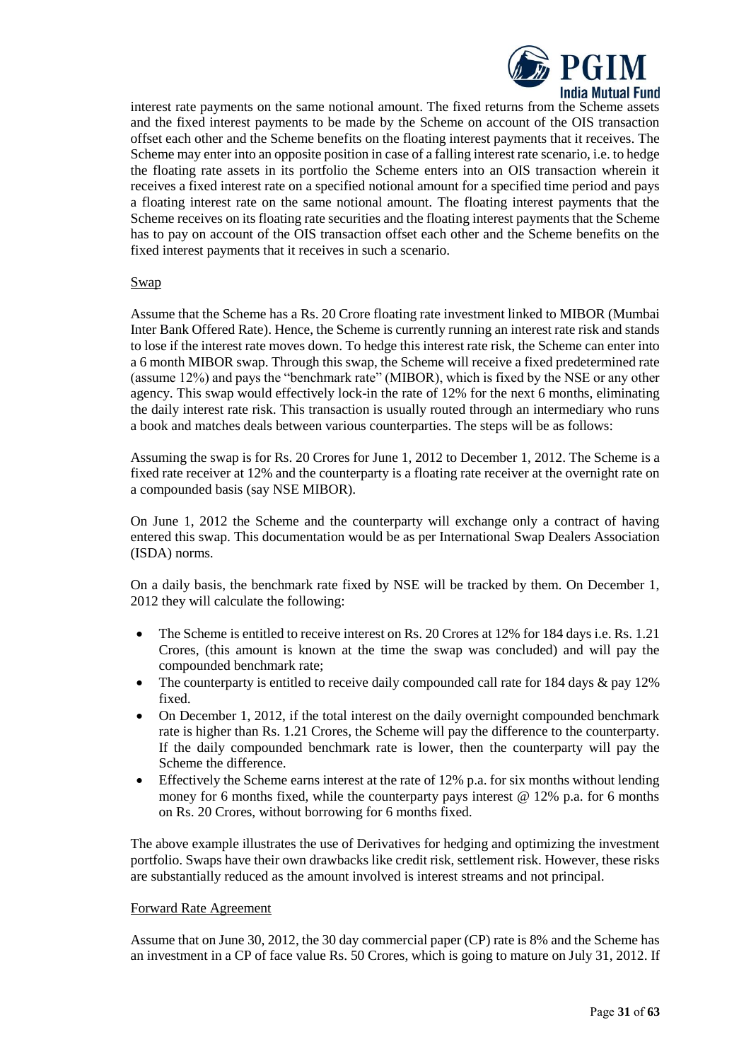interest rate payments on the same notional amount. The fixed returns from the Scheme assets and the fixed interest payments to be made by the Scheme on account of the OIS transaction offset each other and the Scheme benefits on the floating interest payments that it receives. The Scheme may enter into an opposite position in case of a falling interest rate scenario, i.e. to hedge the floating rate assets in its portfolio the Scheme enters into an OIS transaction wherein it receives a fixed interest rate on a specified notional amount for a specified time period and pays a floating interest rate on the same notional amount. The floating interest payments that the Scheme receives on its floating rate securities and the floating interest payments that the Scheme has to pay on account of the OIS transaction offset each other and the Scheme benefits on the fixed interest payments that it receives in such a scenario.

Swap

Assume that the Scheme has a Rs. 20 Crore floating rate investment linked to MIBOR (Mumbai Inter Bank Offered Rate). Hence, the Scheme is currently running an interest rate risk and stands to lose if the interest rate moves down. To hedge this interest rate risk, the Scheme can enter into a 6 month MIBOR swap. Through this swap, the Scheme will receive a fixed predetermined rate (assume 12%) and pays the "benchmark rate" (MIBOR), which is fixed by the NSE or any other agency. This swap would effectively lock-in the rate of 12% for the next 6 months, eliminating the daily interest rate risk. This transaction is usually routed through an intermediary who runs a book and matches deals between various counterparties. The steps will be as follows:

Assuming the swap is for Rs. 20 Crores for June 1, 2012 to December 1, 2012. The Scheme is a fixed rate receiver at 12% and the counterparty is a floating rate receiver at the overnight rate on a compounded basis (say NSE MIBOR).

On June 1, 2012 the Scheme and the counterparty will exchange only a contract of having entered this swap. This documentation would be as per International Swap Dealers Association (ISDA) norms.

On a daily basis, the benchmark rate fixed by NSE will be tracked by them. On December 1, 2012 they will calculate the following:

- The Scheme is entitled to receive interest on Rs. 20 Crores at 12% for 184 days i.e. Rs. 1.21 Crores, (this amount is known at the time the swap was concluded) and will pay the compounded benchmark rate;
- The counterparty is entitled to receive daily compounded call rate for 184 days & pay 12% fixed.
- On December 1, 2012, if the total interest on the daily overnight compounded benchmark rate is higher than Rs. 1.21 Crores, the Scheme will pay the difference to the counterparty. If the daily compounded benchmark rate is lower, then the counterparty will pay the Scheme the difference.
- Effectively the Scheme earns interest at the rate of 12% p.a. for six months without lending money for 6 months fixed, while the counterparty pays interest @ 12% p.a. for 6 months on Rs. 20 Crores, without borrowing for 6 months fixed.

The above example illustrates the use of Derivatives for hedging and optimizing the investment portfolio. Swaps have their own drawbacks like credit risk, settlement risk. However, these risks are substantially reduced as the amount involved is interest streams and not principal.

Forward Rate Agreement

Assume that on June 30, 2012, the 30 day commercial paper (CP) rate is 8% and the Scheme has an investment in a CP of face value Rs. 50 Crores, which is going to mature on July 31, 2012. If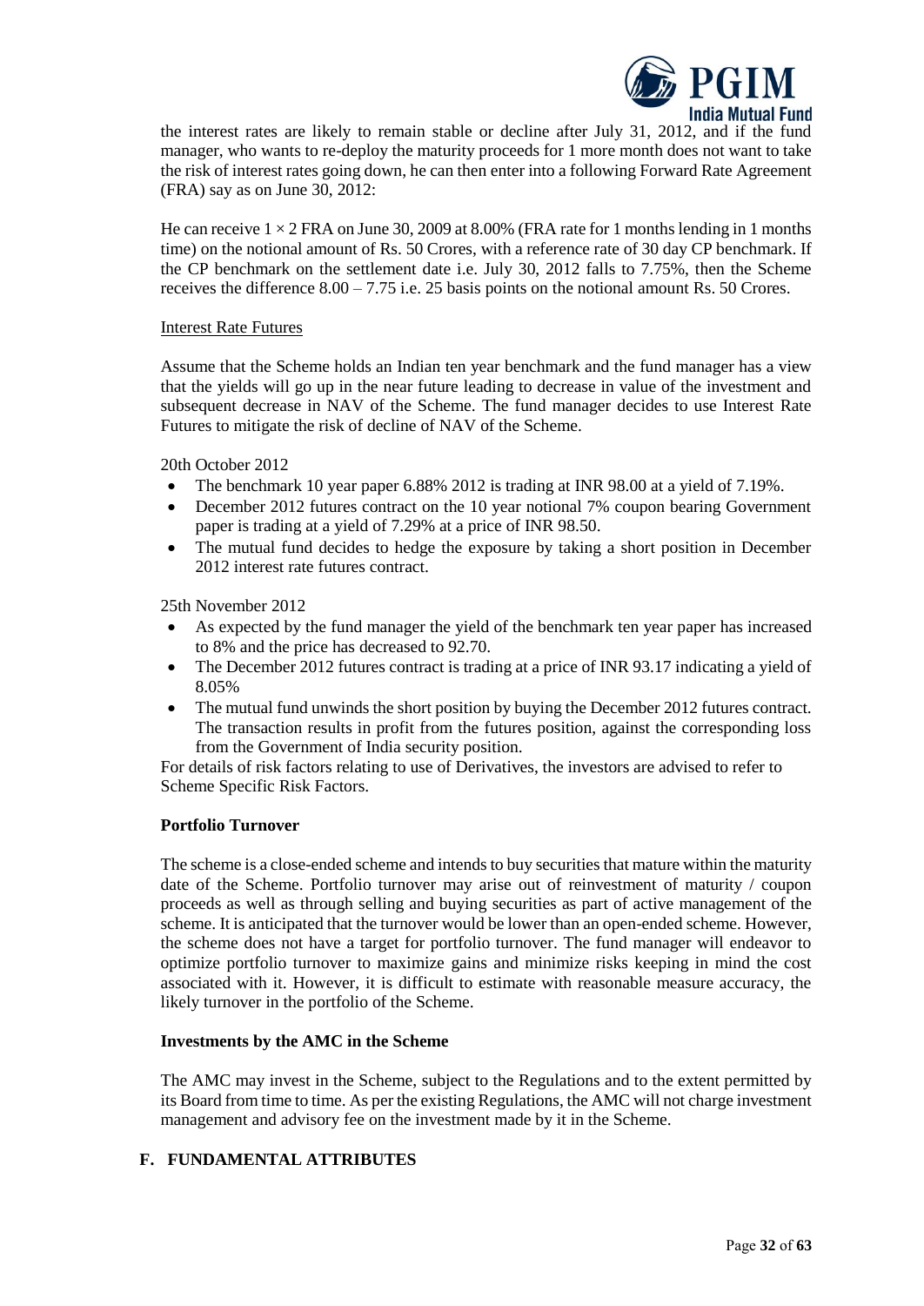the interest rates are likely to remain stable or decline after July 31, 2012, and if the fund manager, who wants to re-deploy the maturity proceeds for 1 more month does not want to take the risk of interest rates going down, he can then enter into a following Forward Rate Agreement (FRA) say as on June 30, 2012:

He can receive $1 \times 2$ FRA on June 30, 2009 at 8.00% (FRA rate for 1 months lending in 1 months time) on the notional amount of Rs. 50 Crores, with a reference rate of 30 day CP benchmark. If the CP benchmark on the settlement date i.e. July 30, 2012 falls to 7.75%, then the Scheme receives the difference 8.00 – 7.75 i.e. 25 basis points on the notional amount Rs. 50 Crores.

Interest Rate Futures

Assume that the Scheme holds an Indian ten year benchmark and the fund manager has a view that the yields will go up in the near future leading to decrease in value of the investment and subsequent decrease in NAV of the Scheme. The fund manager decides to use Interest Rate Futures to mitigate the risk of decline of NAV of the Scheme.

20th October 2012

- The benchmark 10 year paper 6.88% 2012 is trading at INR 98.00 at a yield of 7.19%.
- December 2012 futures contract on the 10 year notional 7% coupon bearing Government paper is trading at a yield of 7.29% at a price of INR 98.50.
- The mutual fund decides to hedge the exposure by taking a short position in December 2012 interest rate futures contract.

25th November 2012

- As expected by the fund manager the yield of the benchmark ten year paper has increased to 8% and the price has decreased to 92.70.
- The December 2012 futures contract is trading at a price of INR 93.17 indicating a yield of 8.05%
- The mutual fund unwinds the short position by buying the December 2012 futures contract. The transaction results in profit from the futures position, against the corresponding loss from the Government of India security position.

For details of risk factors relating to use of Derivatives, the investors are advised to refer to Scheme Specific Risk Factors.

**Portfolio Turnover**

The scheme is a close-ended scheme and intends to buy securities that mature within the maturity date of the Scheme. Portfolio turnover may arise out of reinvestment of maturity / coupon proceeds as well as through selling and buying securities as part of active management of the scheme. It is anticipated that the turnover would be lower than an open-ended scheme. However, the scheme does not have a target for portfolio turnover. The fund manager will endeavor to optimize portfolio turnover to maximize gains and minimize risks keeping in mind the cost associated with it. However, it is difficult to estimate with reasonable measure accuracy, the likely turnover in the portfolio of the Scheme.

**Investments by the AMC in the Scheme**

The AMC may invest in the Scheme, subject to the Regulations and to the extent permitted by its Board from time to time. As per the existing Regulations, the AMC will not charge investment management and advisory fee on the investment made by it in the Scheme.

## F. FUNDAMENTAL ATTRIBUTES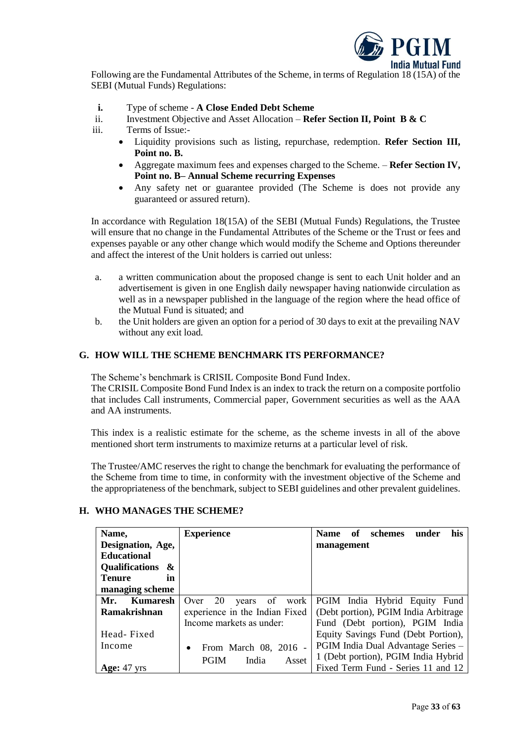Following are the Fundamental Attributes of the Scheme, in terms of Regulation 18 (15A) of the SEBI (Mutual Funds) Regulations:

i. Type of scheme - **A Close Ended Debt Scheme**
ii. Investment Objective and Asset Allocation – **Refer Section II, Point B & C**
iii. Terms of Issue:-
   - Liquidity provisions such as listing, repurchase, redemption. **Refer Section III, Point no. B.**
   - Aggregate maximum fees and expenses charged to the Scheme. – **Refer Section IV, Point no. B– Annual Scheme recurring Expenses**
   - Any safety net or guarantee provided (The Scheme is does not provide any guaranteed or assured return).

In accordance with Regulation 18(15A) of the SEBI (Mutual Funds) Regulations, the Trustee will ensure that no change in the Fundamental Attributes of the Scheme or the Trust or fees and expenses payable or any other change which would modify the Scheme and Options thereunder and affect the interest of the Unit holders is carried out unless:

a. a written communication about the proposed change is sent to each Unit holder and an advertisement is given in one English daily newspaper having nationwide circulation as well as in a newspaper published in the language of the region where the head office of the Mutual Fund is situated; and
b. the Unit holders are given an option for a period of 30 days to exit at the prevailing NAV without any exit load.

## G. HOW WILL THE SCHEME BENCHMARK ITS PERFORMANCE?

The Scheme's benchmark is CRISIL Composite Bond Fund Index.
The CRISIL Composite Bond Fund Index is an index to track the return on a composite portfolio that includes Call instruments, Commercial paper, Government securities as well as the AAA and AA instruments.

This index is a realistic estimate for the scheme, as the scheme invests in all of the above mentioned short term instruments to maximize returns at a particular level of risk.

The Trustee/AMC reserves the right to change the benchmark for evaluating the performance of the Scheme from time to time, in conformity with the investment objective of the Scheme and the appropriateness of the benchmark, subject to SEBI guidelines and other prevalent guidelines.

## H. WHO MANAGES THE SCHEME?

| **Name, Designation, Age, Educational Qualifications & Tenure in managing scheme** | **Experience** | **Name of schemes under his management** |
|---|---|---|
| **Mr. Kumaresh Ramakrishnan**<br><br>Head- Fixed Income<br><br>**Age:** 47 yrs | Over 20 years of work experience in the Indian Fixed Income markets as under:<br><br>• From March 08, 2016 - PGIM India Asset | PGIM India Hybrid Equity Fund (Debt portion), PGIM India Arbitrage Fund (Debt portion), PGIM India Equity Savings Fund (Debt Portion), PGIM India Dual Advantage Series – 1 (Debt portion), PGIM India Hybrid Fixed Term Fund - Series 11 and 12 |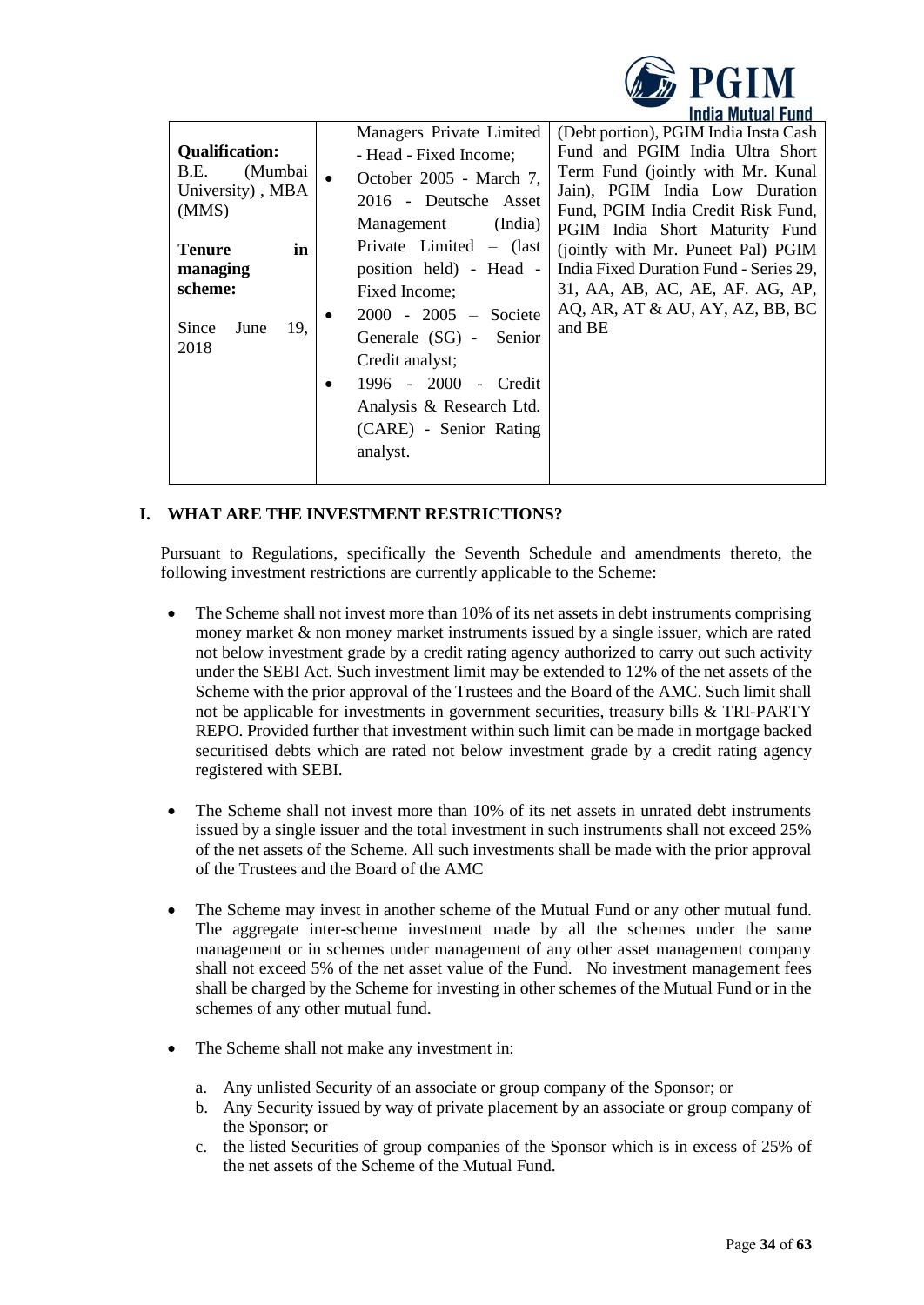| | | |
|---|---|---|
| **Qualification:** B.E. (Mumbai University) , MBA (MMS)<br><br>**Tenure in managing scheme:**<br><br>Since June 19, 2018 | Managers Private Limited - Head - Fixed Income;<br>• October 2005 - March 7, 2016 - Deutsche Asset Management (India) Private Limited – (last position held) - Head - Fixed Income;<br>• 2000 - 2005 – Societe Generale (SG) - Senior Credit analyst;<br>• 1996 - 2000 - Credit Analysis & Research Ltd. (CARE) - Senior Rating analyst. | (Debt portion), PGIM India Insta Cash Fund and PGIM India Ultra Short Term Fund (jointly with Mr. Kunal Jain), PGIM India Low Duration Fund, PGIM India Credit Risk Fund, PGIM India Short Maturity Fund (jointly with Mr. Puneet Pal) PGIM India Fixed Duration Fund - Series 29, 31, AA, AB, AC, AE, AF. AG, AP, AQ, AR, AT & AU, AY, AZ, BB, BC and BE |

## I. WHAT ARE THE INVESTMENT RESTRICTIONS?

Pursuant to Regulations, specifically the Seventh Schedule and amendments thereto, the following investment restrictions are currently applicable to the Scheme:

- The Scheme shall not invest more than 10% of its net assets in debt instruments comprising money market & non money market instruments issued by a single issuer, which are rated not below investment grade by a credit rating agency authorized to carry out such activity under the SEBI Act. Such investment limit may be extended to 12% of the net assets of the Scheme with the prior approval of the Trustees and the Board of the AMC. Such limit shall not be applicable for investments in government securities, treasury bills & TRI-PARTY REPO. Provided further that investment within such limit can be made in mortgage backed securitised debts which are rated not below investment grade by a credit rating agency registered with SEBI.

- The Scheme shall not invest more than 10% of its net assets in unrated debt instruments issued by a single issuer and the total investment in such instruments shall not exceed 25% of the net assets of the Scheme. All such investments shall be made with the prior approval of the Trustees and the Board of the AMC

- The Scheme may invest in another scheme of the Mutual Fund or any other mutual fund. The aggregate inter-scheme investment made by all the schemes under the same management or in schemes under management of any other asset management company shall not exceed 5% of the net asset value of the Fund. No investment management fees shall be charged by the Scheme for investing in other schemes of the Mutual Fund or in the schemes of any other mutual fund.

- The Scheme shall not make any investment in:

  a. Any unlisted Security of an associate or group company of the Sponsor; or
  b. Any Security issued by way of private placement by an associate or group company of the Sponsor; or
  c. the listed Securities of group companies of the Sponsor which is in excess of 25% of the net assets of the Scheme of the Mutual Fund.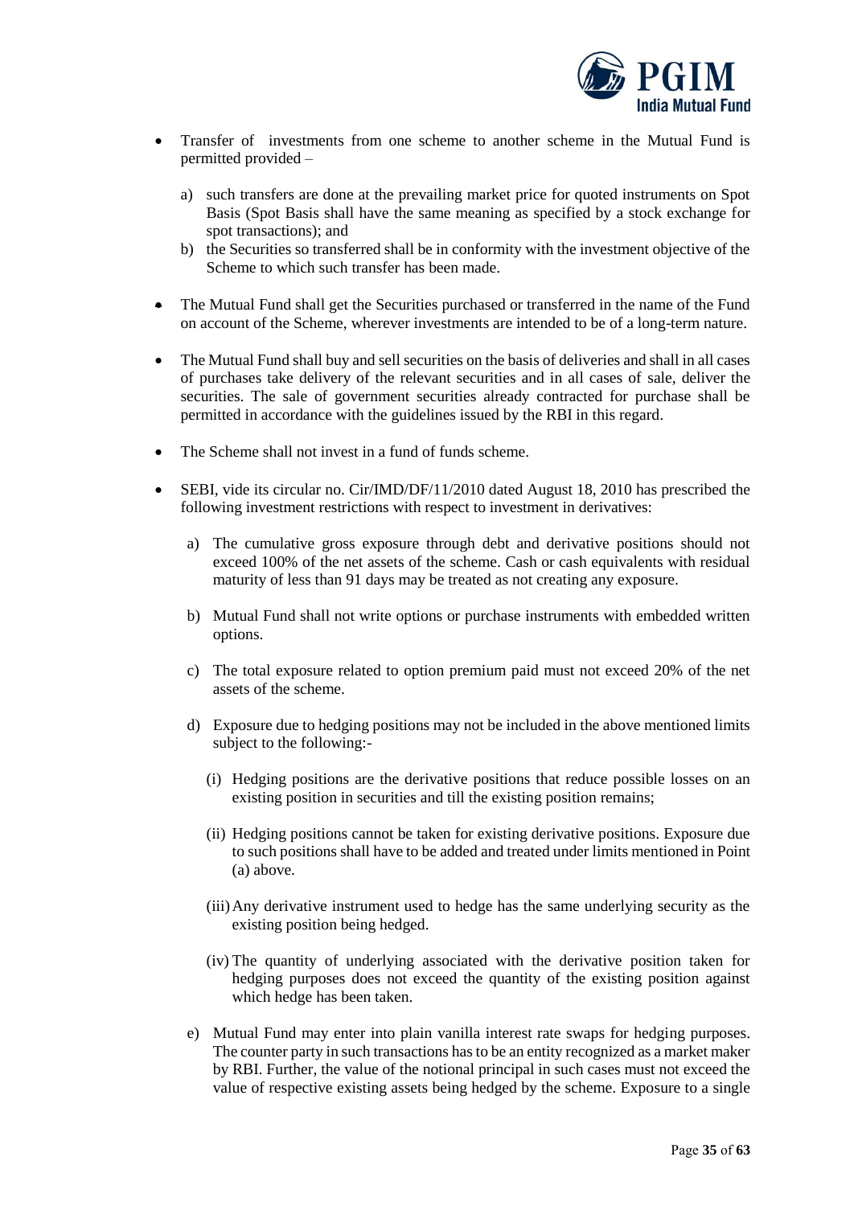- Transfer of investments from one scheme to another scheme in the Mutual Fund is permitted provided –

  a) such transfers are done at the prevailing market price for quoted instruments on Spot Basis (Spot Basis shall have the same meaning as specified by a stock exchange for spot transactions); and
  b) the Securities so transferred shall be in conformity with the investment objective of the Scheme to which such transfer has been made.

- The Mutual Fund shall get the Securities purchased or transferred in the name of the Fund on account of the Scheme, wherever investments are intended to be of a long-term nature.

- The Mutual Fund shall buy and sell securities on the basis of deliveries and shall in all cases of purchases take delivery of the relevant securities and in all cases of sale, deliver the securities. The sale of government securities already contracted for purchase shall be permitted in accordance with the guidelines issued by the RBI in this regard.

- The Scheme shall not invest in a fund of funds scheme.

- SEBI, vide its circular no. Cir/IMD/DF/11/2010 dated August 18, 2010 has prescribed the following investment restrictions with respect to investment in derivatives:

  a) The cumulative gross exposure through debt and derivative positions should not exceed 100% of the net assets of the scheme. Cash or cash equivalents with residual maturity of less than 91 days may be treated as not creating any exposure.

  b) Mutual Fund shall not write options or purchase instruments with embedded written options.

  c) The total exposure related to option premium paid must not exceed 20% of the net assets of the scheme.

  d) Exposure due to hedging positions may not be included in the above mentioned limits subject to the following:-

     (i) Hedging positions are the derivative positions that reduce possible losses on an existing position in securities and till the existing position remains;

     (ii) Hedging positions cannot be taken for existing derivative positions. Exposure due to such positions shall have to be added and treated under limits mentioned in Point (a) above.

     (iii) Any derivative instrument used to hedge has the same underlying security as the existing position being hedged.

     (iv) The quantity of underlying associated with the derivative position taken for hedging purposes does not exceed the quantity of the existing position against which hedge has been taken.

  e) Mutual Fund may enter into plain vanilla interest rate swaps for hedging purposes. The counter party in such transactions has to be an entity recognized as a market maker by RBI. Further, the value of the notional principal in such cases must not exceed the value of respective existing assets being hedged by the scheme. Exposure to a single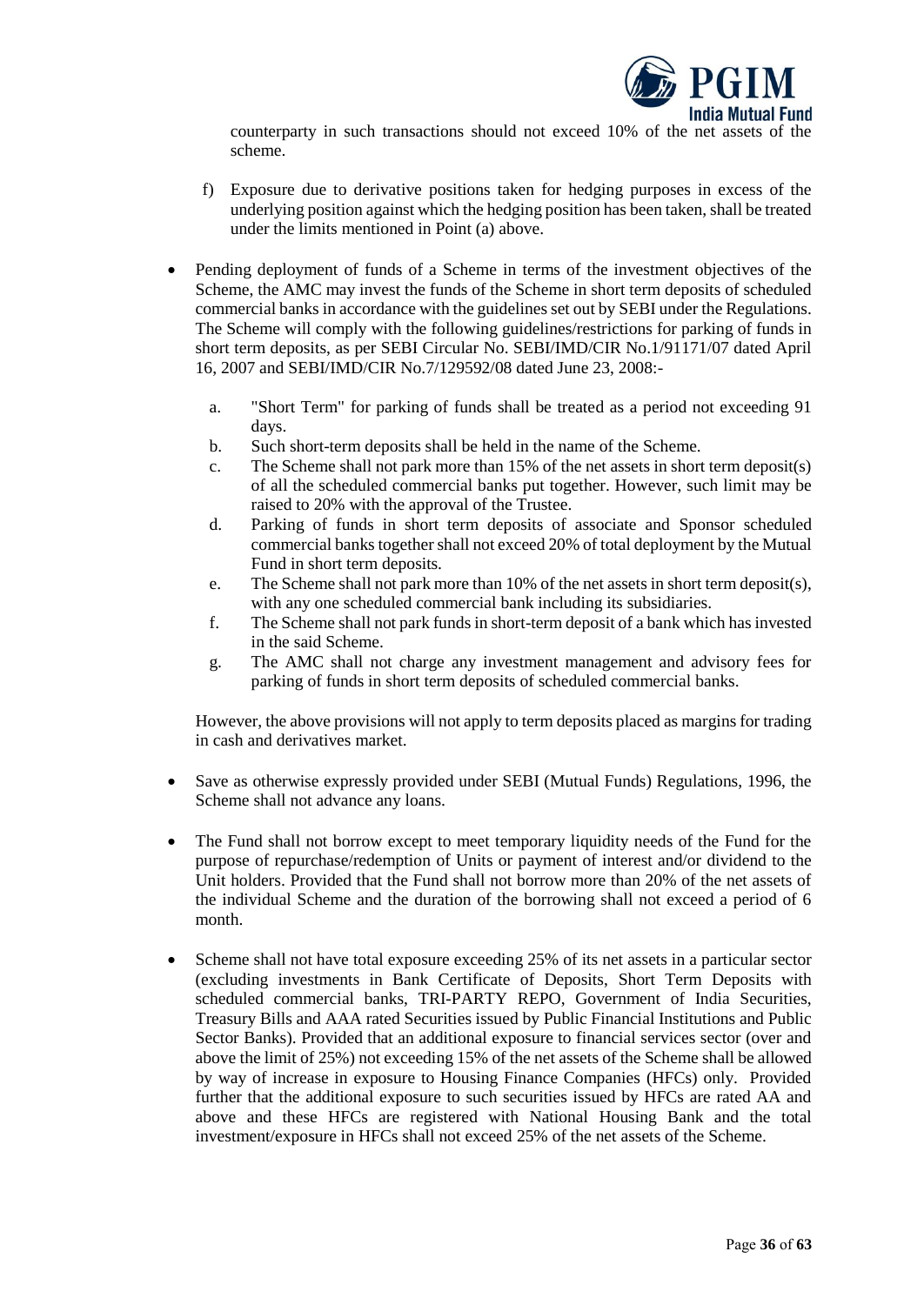counterparty in such transactions should not exceed 10% of the net assets of the scheme.

f) Exposure due to derivative positions taken for hedging purposes in excess of the underlying position against which the hedging position has been taken, shall be treated under the limits mentioned in Point (a) above.

- Pending deployment of funds of a Scheme in terms of the investment objectives of the Scheme, the AMC may invest the funds of the Scheme in short term deposits of scheduled commercial banks in accordance with the guidelines set out by SEBI under the Regulations. The Scheme will comply with the following guidelines/restrictions for parking of funds in short term deposits, as per SEBI Circular No. SEBI/IMD/CIR No.1/91171/07 dated April 16, 2007 and SEBI/IMD/CIR No.7/129592/08 dated June 23, 2008:-

  a. "Short Term" for parking of funds shall be treated as a period not exceeding 91 days.
  b. Such short-term deposits shall be held in the name of the Scheme.
  c. The Scheme shall not park more than 15% of the net assets in short term deposit(s) of all the scheduled commercial banks put together. However, such limit may be raised to 20% with the approval of the Trustee.
  d. Parking of funds in short term deposits of associate and Sponsor scheduled commercial banks together shall not exceed 20% of total deployment by the Mutual Fund in short term deposits.
  e. The Scheme shall not park more than 10% of the net assets in short term deposit(s), with any one scheduled commercial bank including its subsidiaries.
  f. The Scheme shall not park funds in short-term deposit of a bank which has invested in the said Scheme.
  g. The AMC shall not charge any investment management and advisory fees for parking of funds in short term deposits of scheduled commercial banks.

  However, the above provisions will not apply to term deposits placed as margins for trading in cash and derivatives market.

- Save as otherwise expressly provided under SEBI (Mutual Funds) Regulations, 1996, the Scheme shall not advance any loans.

- The Fund shall not borrow except to meet temporary liquidity needs of the Fund for the purpose of repurchase/redemption of Units or payment of interest and/or dividend to the Unit holders. Provided that the Fund shall not borrow more than 20% of the net assets of the individual Scheme and the duration of the borrowing shall not exceed a period of 6 month.

- Scheme shall not have total exposure exceeding 25% of its net assets in a particular sector (excluding investments in Bank Certificate of Deposits, Short Term Deposits with scheduled commercial banks, TRI-PARTY REPO, Government of India Securities, Treasury Bills and AAA rated Securities issued by Public Financial Institutions and Public Sector Banks). Provided that an additional exposure to financial services sector (over and above the limit of 25%) not exceeding 15% of the net assets of the Scheme shall be allowed by way of increase in exposure to Housing Finance Companies (HFCs) only. Provided further that the additional exposure to such securities issued by HFCs are rated AA and above and these HFCs are registered with National Housing Bank and the total investment/exposure in HFCs shall not exceed 25% of the net assets of the Scheme.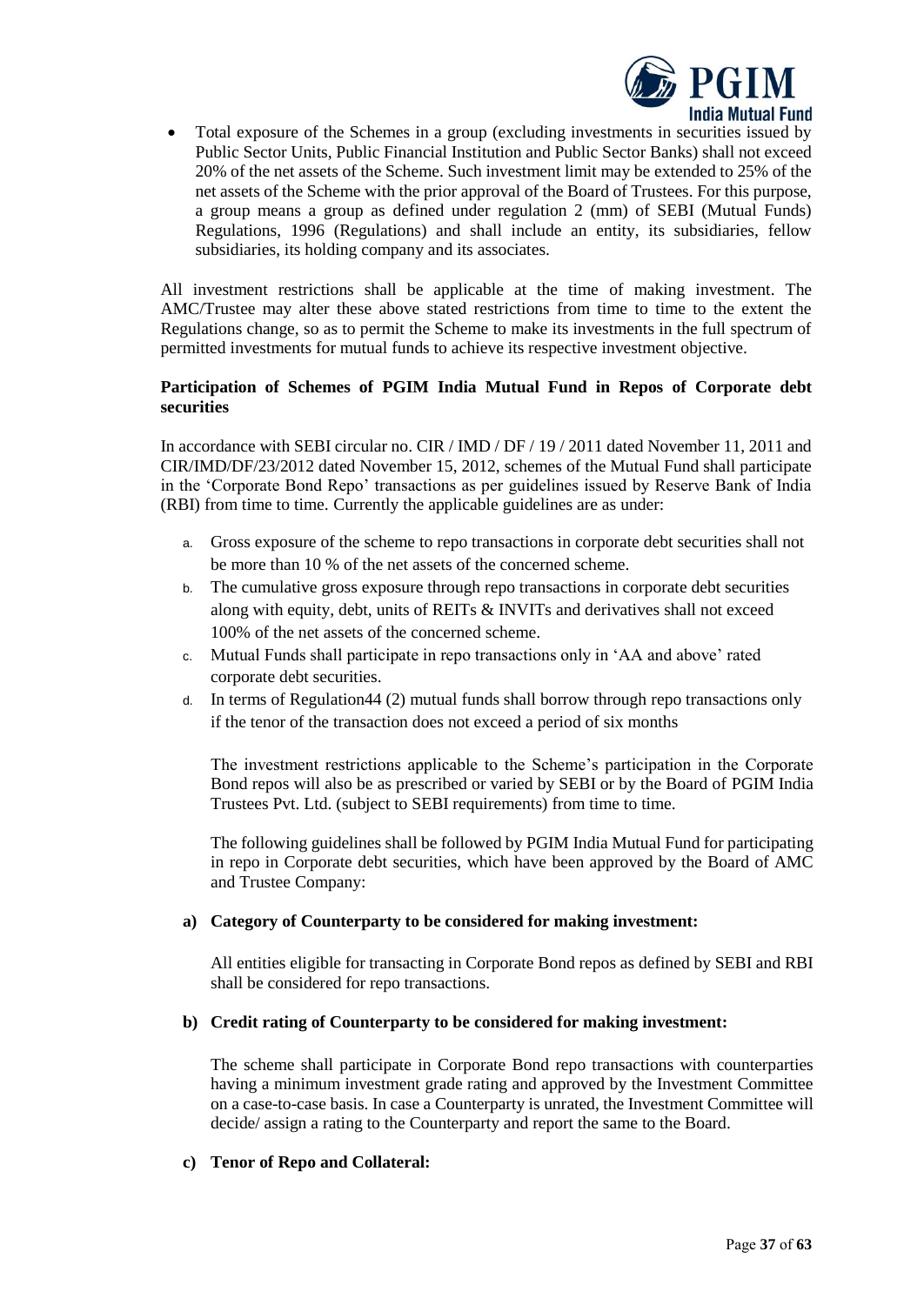- Total exposure of the Schemes in a group (excluding investments in securities issued by Public Sector Units, Public Financial Institution and Public Sector Banks) shall not exceed 20% of the net assets of the Scheme. Such investment limit may be extended to 25% of the net assets of the Scheme with the prior approval of the Board of Trustees. For this purpose, a group means a group as defined under regulation 2 (mm) of SEBI (Mutual Funds) Regulations, 1996 (Regulations) and shall include an entity, its subsidiaries, fellow subsidiaries, its holding company and its associates.

All investment restrictions shall be applicable at the time of making investment. The AMC/Trustee may alter these above stated restrictions from time to time to the extent the Regulations change, so as to permit the Scheme to make its investments in the full spectrum of permitted investments for mutual funds to achieve its respective investment objective.

**Participation of Schemes of PGIM India Mutual Fund in Repos of Corporate debt securities**

In accordance with SEBI circular no. CIR / IMD / DF / 19 / 2011 dated November 11, 2011 and CIR/IMD/DF/23/2012 dated November 15, 2012, schemes of the Mutual Fund shall participate in the 'Corporate Bond Repo' transactions as per guidelines issued by Reserve Bank of India (RBI) from time to time. Currently the applicable guidelines are as under:

a. Gross exposure of the scheme to repo transactions in corporate debt securities shall not be more than 10 % of the net assets of the concerned scheme.
b. The cumulative gross exposure through repo transactions in corporate debt securities along with equity, debt, units of REITs & INVITs and derivatives shall not exceed 100% of the net assets of the concerned scheme.
c. Mutual Funds shall participate in repo transactions only in 'AA and above' rated corporate debt securities.
d. In terms of Regulation44 (2) mutual funds shall borrow through repo transactions only if the tenor of the transaction does not exceed a period of six months

The investment restrictions applicable to the Scheme's participation in the Corporate Bond repos will also be as prescribed or varied by SEBI or by the Board of PGIM India Trustees Pvt. Ltd. (subject to SEBI requirements) from time to time.

The following guidelines shall be followed by PGIM India Mutual Fund for participating in repo in Corporate debt securities, which have been approved by the Board of AMC and Trustee Company:

**a) Category of Counterparty to be considered for making investment:**

All entities eligible for transacting in Corporate Bond repos as defined by SEBI and RBI shall be considered for repo transactions.

**b) Credit rating of Counterparty to be considered for making investment:**

The scheme shall participate in Corporate Bond repo transactions with counterparties having a minimum investment grade rating and approved by the Investment Committee on a case-to-case basis. In case a Counterparty is unrated, the Investment Committee will decide/ assign a rating to the Counterparty and report the same to the Board.

**c) Tenor of Repo and Collateral:**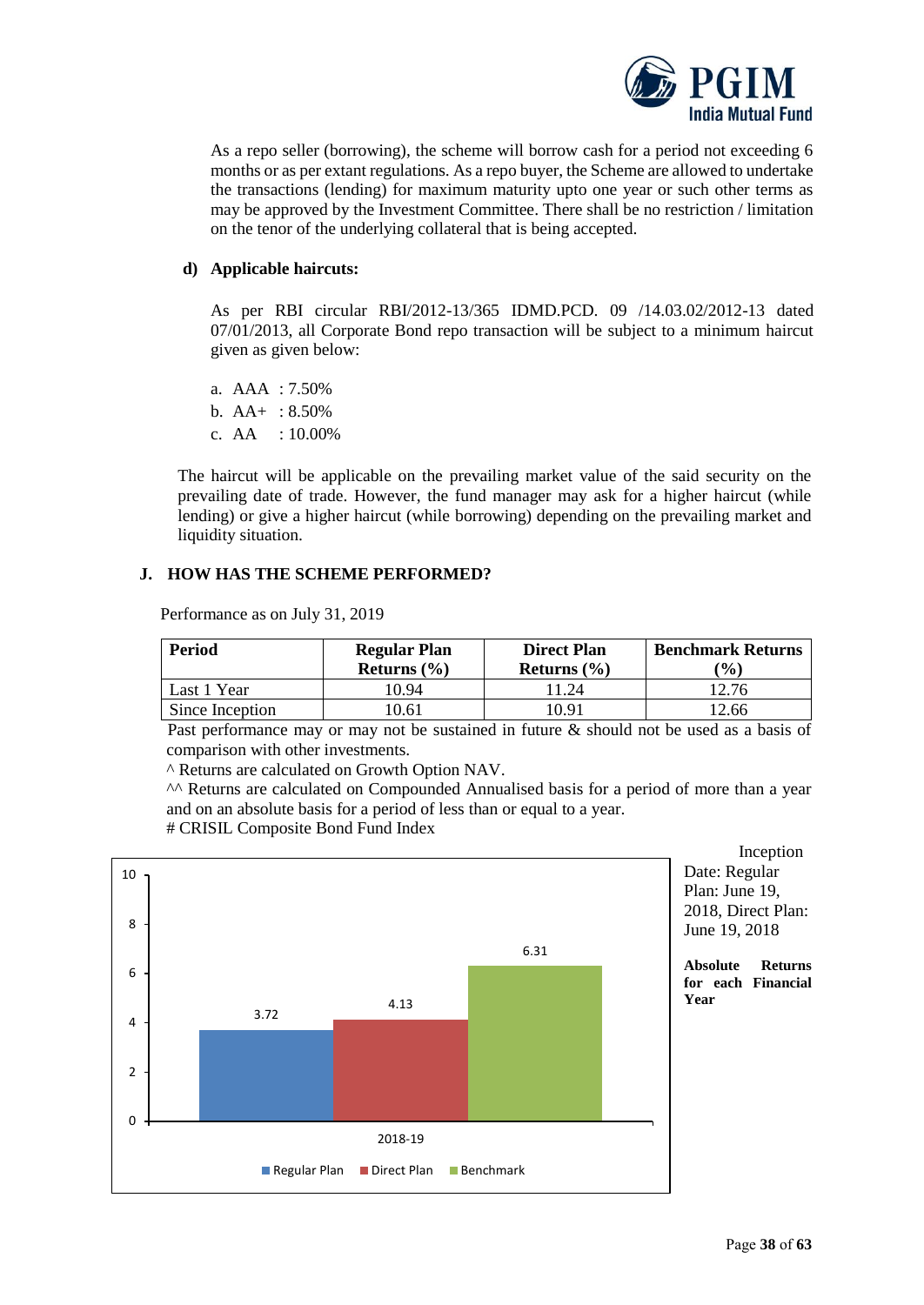As a repo seller (borrowing), the scheme will borrow cash for a period not exceeding 6 months or as per extant regulations. As a repo buyer, the Scheme are allowed to undertake the transactions (lending) for maximum maturity upto one year or such other terms as may be approved by the Investment Committee. There shall be no restriction / limitation on the tenor of the underlying collateral that is being accepted.

**d) Applicable haircuts:**

As per RBI circular RBI/2012-13/365 IDMD.PCD. 09 /14.03.02/2012-13 dated 07/01/2013, all Corporate Bond repo transaction will be subject to a minimum haircut given as given below:

a. AAA : 7.50%
b. AA+ : 8.50%
c. AA : 10.00%

The haircut will be applicable on the prevailing market value of the said security on the prevailing date of trade. However, the fund manager may ask for a higher haircut (while lending) or give a higher haircut (while borrowing) depending on the prevailing market and liquidity situation.

## J. HOW HAS THE SCHEME PERFORMED?

Performance as on July 31, 2019

| Period | Regular Plan Returns (%) | Direct Plan Returns (%) | Benchmark Returns (%) |
|---|---|---|---|
| Last 1 Year | 10.94 | 11.24 | 12.76 |
| Since Inception | 10.61 | 10.91 | 12.66 |

Past performance may or may not be sustained in future & should not be used as a basis of comparison with other investments.

^ Returns are calculated on Growth Option NAV.

^^ Returns are calculated on Compounded Annualised basis for a period of more than a year and on an absolute basis for a period of less than or equal to a year.

# CRISIL Composite Bond Fund Index

| | Regular Plan | Direct Plan | Benchmark |
|---|---|---|---|
| 2018-19 | 3.72 | 4.13 | 6.31 |

Inception Date: Regular Plan: June 19, 2018, Direct Plan: June 19, 2018

**Absolute Returns for each Financial Year**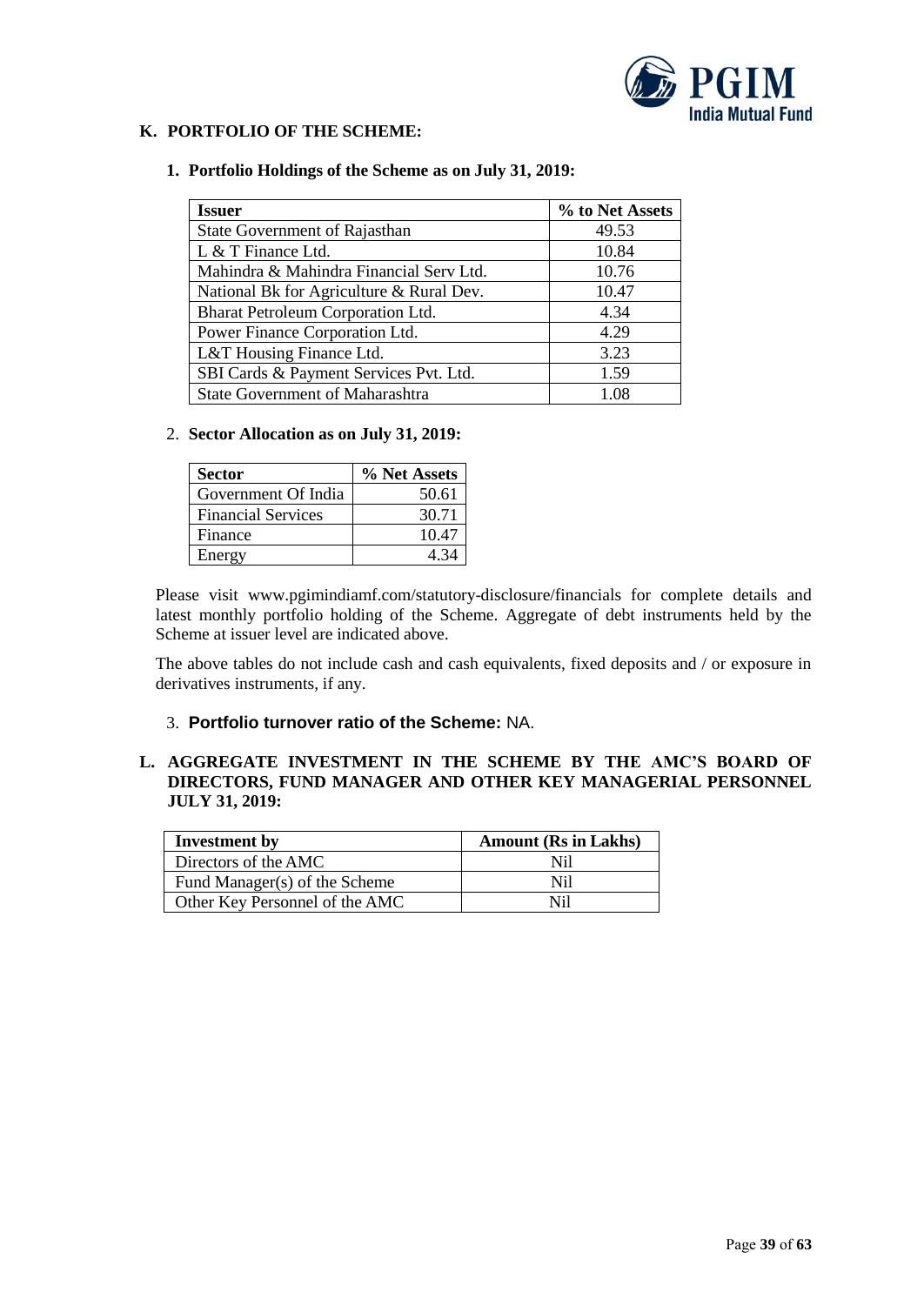## K. PORTFOLIO OF THE SCHEME:

### 1. Portfolio Holdings of the Scheme as on July 31, 2019:

| Issuer | % to Net Assets |
|---|---|
| State Government of Rajasthan | 49.53 |
| L & T Finance Ltd. | 10.84 |
| Mahindra & Mahindra Financial Serv Ltd. | 10.76 |
| National Bk for Agriculture & Rural Dev. | 10.47 |
| Bharat Petroleum Corporation Ltd. | 4.34 |
| Power Finance Corporation Ltd. | 4.29 |
| L&T Housing Finance Ltd. | 3.23 |
| SBI Cards & Payment Services Pvt. Ltd. | 1.59 |
| State Government of Maharashtra | 1.08 |

### 2. Sector Allocation as on July 31, 2019:

| Sector | % Net Assets |
|---|---|
| Government Of India | 50.61 |
| Financial Services | 30.71 |
| Finance | 10.47 |
| Energy | 4.34 |

Please visit www.pgimindiamf.com/statutory-disclosure/financials for complete details and latest monthly portfolio holding of the Scheme. Aggregate of debt instruments held by the Scheme at issuer level are indicated above.

The above tables do not include cash and cash equivalents, fixed deposits and / or exposure in derivatives instruments, if any.

### 3. Portfolio turnover ratio of the Scheme: NA.

## L. AGGREGATE INVESTMENT IN THE SCHEME BY THE AMC'S BOARD OF DIRECTORS, FUND MANAGER AND OTHER KEY MANAGERIAL PERSONNEL JULY 31, 2019:

| Investment by | Amount (Rs in Lakhs) |
|---|---|
| Directors of the AMC | Nil |
| Fund Manager(s) of the Scheme | Nil |
| Other Key Personnel of the AMC | Nil |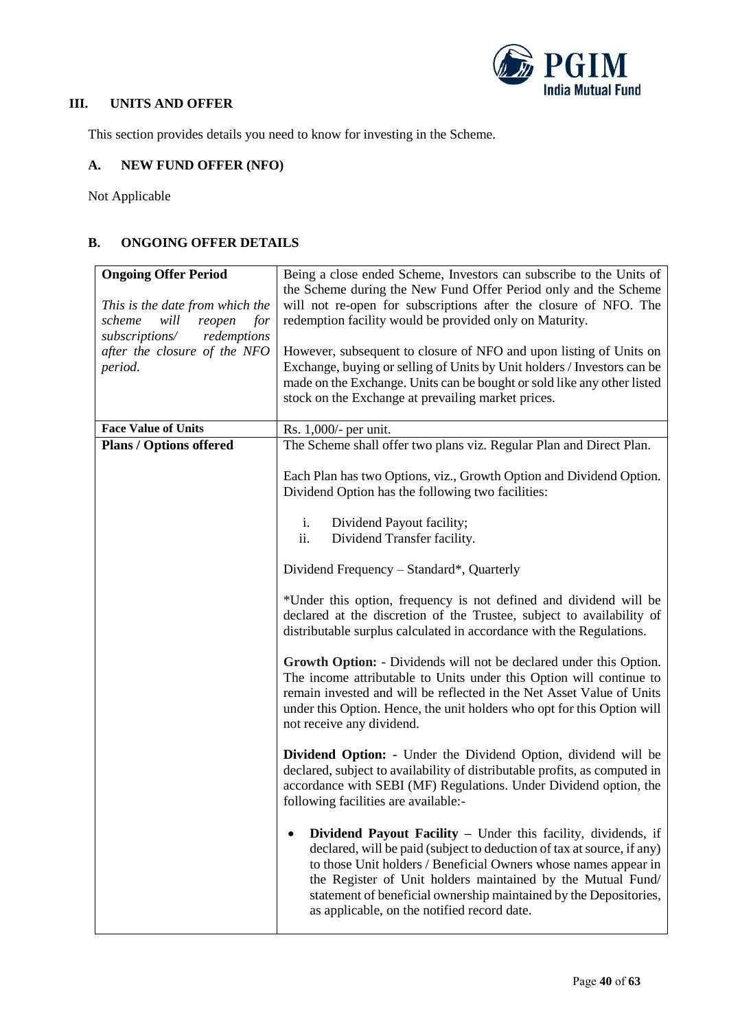## III. UNITS AND OFFER

This section provides details you need to know for investing in the Scheme.

### A. NEW FUND OFFER (NFO)

Not Applicable

### B. ONGOING OFFER DETAILS

| | |
|---|---|
| **Ongoing Offer Period**<br><br>*This is the date from which the scheme will reopen for subscriptions/ redemptions after the closure of the NFO period.* | Being a close ended Scheme, Investors can subscribe to the Units of the Scheme during the New Fund Offer Period only and the Scheme will not re-open for subscriptions after the closure of NFO. The redemption facility would be provided only on Maturity.<br><br>However, subsequent to closure of NFO and upon listing of Units on Exchange, buying or selling of Units by Unit holders / Investors can be made on the Exchange. Units can be bought or sold like any other listed stock on the Exchange at prevailing market prices. |
| **Face Value of Units** | Rs. 1,000/- per unit. |
| **Plans / Options offered** | The Scheme shall offer two plans viz. Regular Plan and Direct Plan.<br><br>Each Plan has two Options, viz., Growth Option and Dividend Option. Dividend Option has the following two facilities:<br><br>i. Dividend Payout facility;<br>ii. Dividend Transfer facility.<br><br>Dividend Frequency – Standard*, Quarterly<br><br>*Under this option, frequency is not defined and dividend will be declared at the discretion of the Trustee, subject to availability of distributable surplus calculated in accordance with the Regulations.<br><br>**Growth Option:** - Dividends will not be declared under this Option. The income attributable to Units under this Option will continue to remain invested and will be reflected in the Net Asset Value of Units under this Option. Hence, the unit holders who opt for this Option will not receive any dividend.<br><br>**Dividend Option:** - Under the Dividend Option, dividend will be declared, subject to availability of distributable profits, as computed in accordance with SEBI (MF) Regulations. Under Dividend option, the following facilities are available:-<br><br>• **Dividend Payout Facility** – Under this facility, dividends, if declared, will be paid (subject to deduction of tax at source, if any) to those Unit holders / Beneficial Owners whose names appear in the Register of Unit holders maintained by the Mutual Fund/ statement of beneficial ownership maintained by the Depositories, as applicable, on the notified record date. |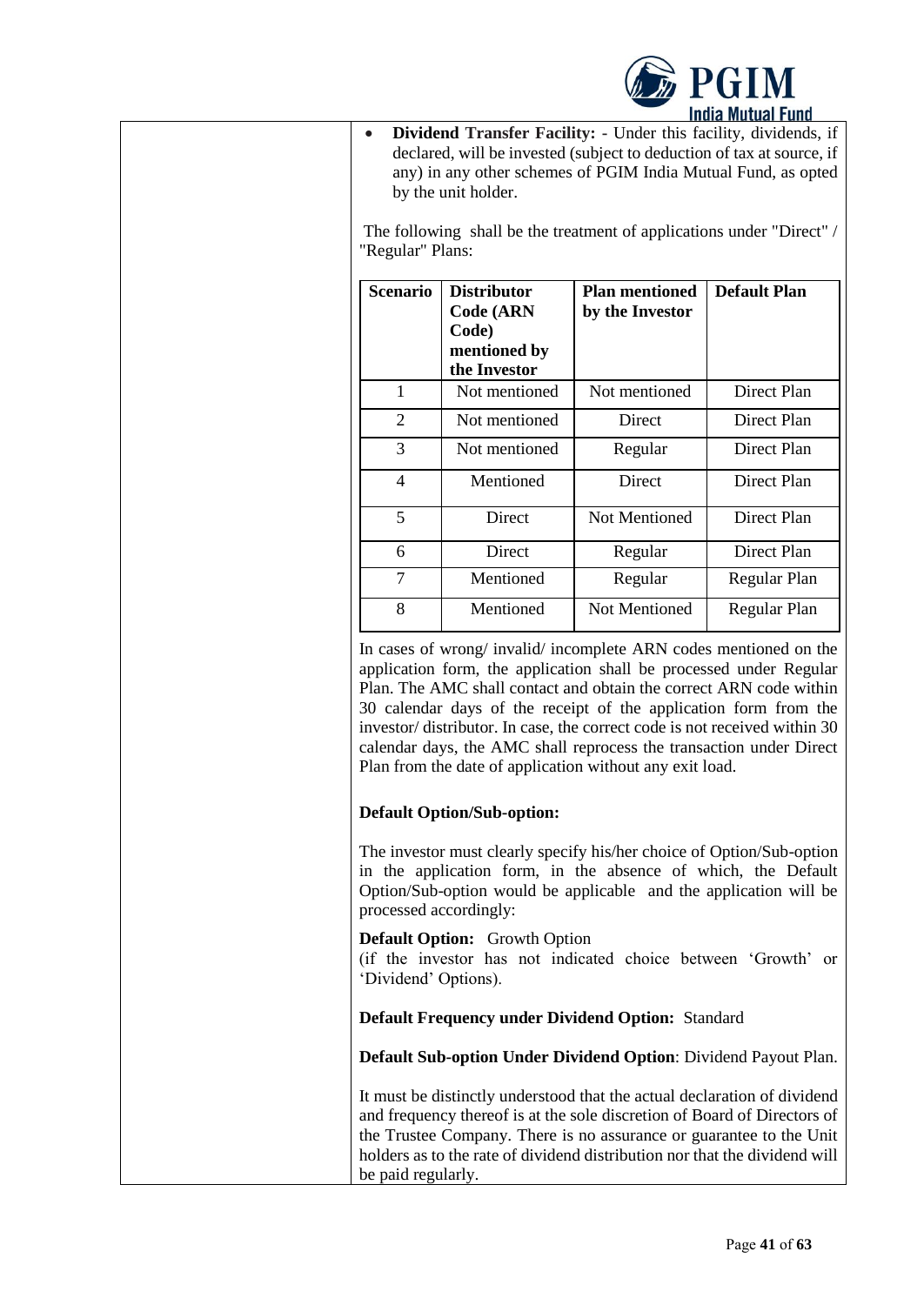- **Dividend Transfer Facility:** - Under this facility, dividends, if declared, will be invested (subject to deduction of tax at source, if any) in any other schemes of PGIM India Mutual Fund, as opted by the unit holder.

The following shall be the treatment of applications under "Direct" / "Regular" Plans:

| Scenario | Distributor Code (ARN Code) mentioned by the Investor | Plan mentioned by the Investor | Default Plan |
|---|---|---|---|
| 1 | Not mentioned | Not mentioned | Direct Plan |
| 2 | Not mentioned | Direct | Direct Plan |
| 3 | Not mentioned | Regular | Direct Plan |
| 4 | Mentioned | Direct | Direct Plan |
| 5 | Direct | Not Mentioned | Direct Plan |
| 6 | Direct | Regular | Direct Plan |
| 7 | Mentioned | Regular | Regular Plan |
| 8 | Mentioned | Not Mentioned | Regular Plan |

In cases of wrong/ invalid/ incomplete ARN codes mentioned on the application form, the application shall be processed under Regular Plan. The AMC shall contact and obtain the correct ARN code within 30 calendar days of the receipt of the application form from the investor/ distributor. In case, the correct code is not received within 30 calendar days, the AMC shall reprocess the transaction under Direct Plan from the date of application without any exit load.

**Default Option/Sub-option:**

The investor must clearly specify his/her choice of Option/Sub-option in the application form, in the absence of which, the Default Option/Sub-option would be applicable and the application will be processed accordingly:

**Default Option:** Growth Option
(if the investor has not indicated choice between 'Growth' or 'Dividend' Options).

**Default Frequency under Dividend Option:** Standard

**Default Sub-option Under Dividend Option**: Dividend Payout Plan.

It must be distinctly understood that the actual declaration of dividend and frequency thereof is at the sole discretion of Board of Directors of the Trustee Company. There is no assurance or guarantee to the Unit holders as to the rate of dividend distribution nor that the dividend will be paid regularly.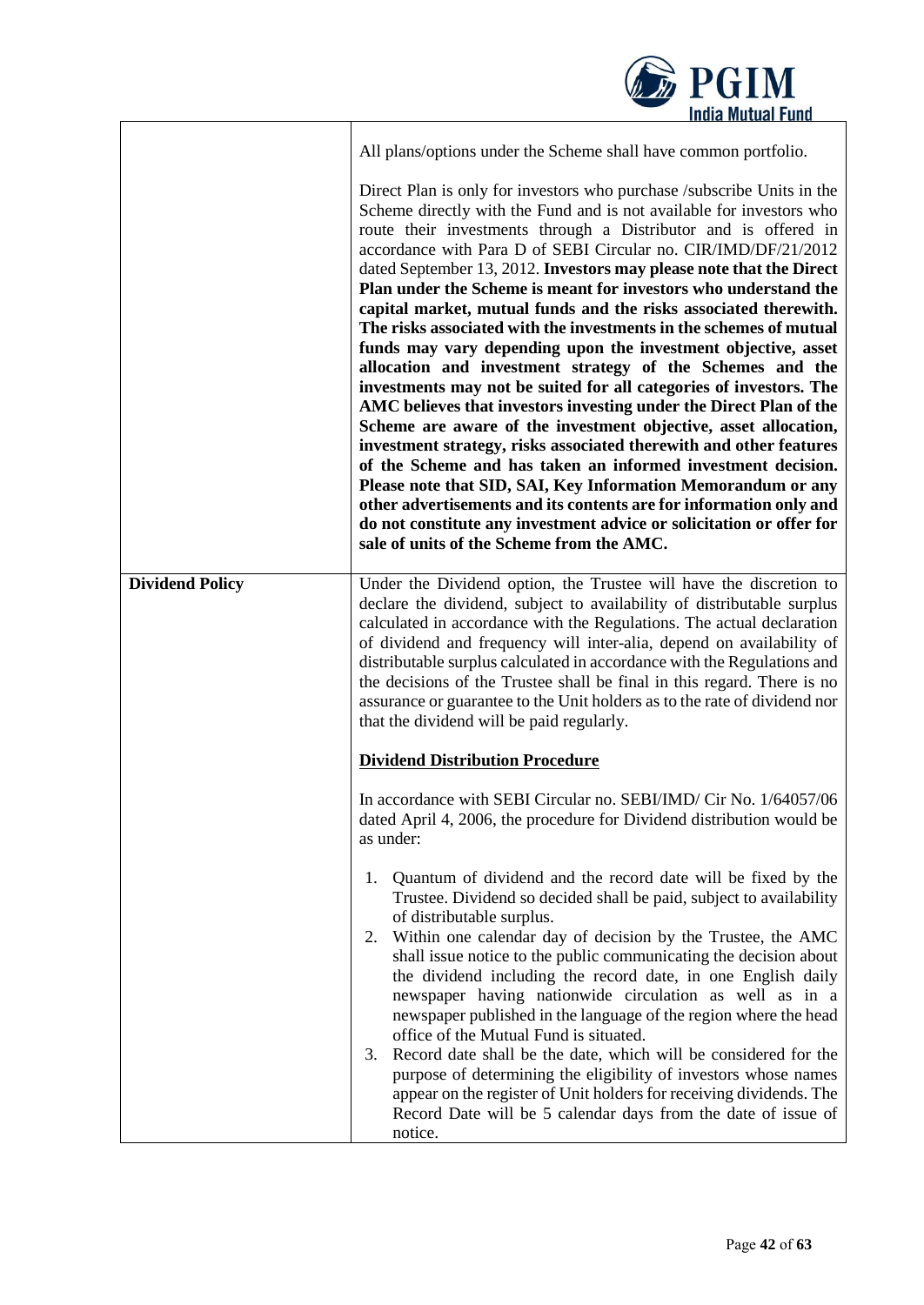| | |
|---|---|
| | All plans/options under the Scheme shall have common portfolio.<br><br>Direct Plan is only for investors who purchase /subscribe Units in the Scheme directly with the Fund and is not available for investors who route their investments through a Distributor and is offered in accordance with Para D of SEBI Circular no. CIR/IMD/DF/21/2012 dated September 13, 2012. **Investors may please note that the Direct Plan under the Scheme is meant for investors who understand the capital market, mutual funds and the risks associated therewith. The risks associated with the investments in the schemes of mutual funds may vary depending upon the investment objective, asset allocation and investment strategy of the Schemes and the investments may not be suited for all categories of investors. The AMC believes that investors investing under the Direct Plan of the Scheme are aware of the investment objective, asset allocation, investment strategy, risks associated therewith and other features of the Scheme and has taken an informed investment decision. Please note that SID, SAI, Key Information Memorandum or any other advertisements and its contents are for information only and do not constitute any investment advice or solicitation or offer for sale of units of the Scheme from the AMC.** |
| **Dividend Policy** | Under the Dividend option, the Trustee will have the discretion to declare the dividend, subject to availability of distributable surplus calculated in accordance with the Regulations. The actual declaration of dividend and frequency will inter-alia, depend on availability of distributable surplus calculated in accordance with the Regulations and the decisions of the Trustee shall be final in this regard. There is no assurance or guarantee to the Unit holders as to the rate of dividend nor that the dividend will be paid regularly.<br><br>**Dividend Distribution Procedure**<br><br>In accordance with SEBI Circular no. SEBI/IMD/ Cir No. 1/64057/06 dated April 4, 2006, the procedure for Dividend distribution would be as under:<br><br>1. Quantum of dividend and the record date will be fixed by the Trustee. Dividend so decided shall be paid, subject to availability of distributable surplus.<br>2. Within one calendar day of decision by the Trustee, the AMC shall issue notice to the public communicating the decision about the dividend including the record date, in one English daily newspaper having nationwide circulation as well as in a newspaper published in the language of the region where the head office of the Mutual Fund is situated.<br>3. Record date shall be the date, which will be considered for the purpose of determining the eligibility of investors whose names appear on the register of Unit holders for receiving dividends. The Record Date will be 5 calendar days from the date of issue of notice. |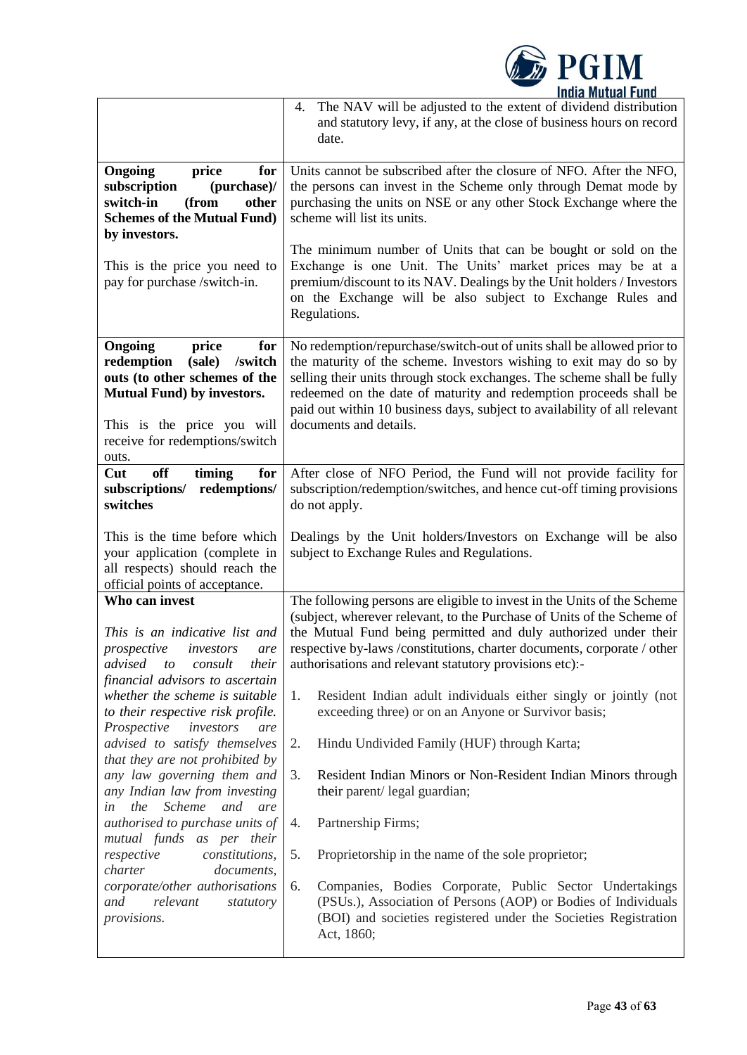| | |
|---|---|
| | 4. The NAV will be adjusted to the extent of dividend distribution and statutory levy, if any, at the close of business hours on record date. |
| **Ongoing price for subscription (purchase)/ switch-in (from other Schemes of the Mutual Fund) by investors.**<br><br>This is the price you need to pay for purchase /switch-in. | Units cannot be subscribed after the closure of NFO. After the NFO, the persons can invest in the Scheme only through Demat mode by purchasing the units on NSE or any other Stock Exchange where the scheme will list its units.<br><br>The minimum number of Units that can be bought or sold on the Exchange is one Unit. The Units' market prices may be at a premium/discount to its NAV. Dealings by the Unit holders / Investors on the Exchange will be also subject to Exchange Rules and Regulations. |
| **Ongoing price for redemption (sale) /switch outs (to other schemes of the Mutual Fund) by investors.**<br><br>This is the price you will receive for redemptions/switch outs. | No redemption/repurchase/switch-out of units shall be allowed prior to the maturity of the scheme. Investors wishing to exit may do so by selling their units through stock exchanges. The scheme shall be fully redeemed on the date of maturity and redemption proceeds shall be paid out within 10 business days, subject to availability of all relevant documents and details. |
| **Cut off timing for subscriptions/ redemptions/ switches**<br><br>This is the time before which your application (complete in all respects) should reach the official points of acceptance. | After close of NFO Period, the Fund will not provide facility for subscription/redemption/switches, and hence cut-off timing provisions do not apply.<br><br>Dealings by the Unit holders/Investors on Exchange will be also subject to Exchange Rules and Regulations. |
| **Who can invest**<br><br>*This is an indicative list and prospective investors are advised to consult their financial advisors to ascertain whether the scheme is suitable to their respective risk profile. Prospective investors are advised to satisfy themselves that they are not prohibited by any law governing them and any Indian law from investing in the Scheme and are authorised to purchase units of mutual funds as per their respective constitutions, charter documents, corporate/other authorisations and relevant statutory provisions.* | The following persons are eligible to invest in the Units of the Scheme (subject, wherever relevant, to the Purchase of Units of the Scheme of the Mutual Fund being permitted and duly authorized under their respective by-laws /constitutions, charter documents, corporate / other authorisations and relevant statutory provisions etc):-<br><br>1. Resident Indian adult individuals either singly or jointly (not exceeding three) or on an Anyone or Survivor basis;<br><br>2. Hindu Undivided Family (HUF) through Karta;<br><br>3. Resident Indian Minors or Non-Resident Indian Minors through their parent/ legal guardian;<br><br>4. Partnership Firms;<br><br>5. Proprietorship in the name of the sole proprietor;<br><br>6. Companies, Bodies Corporate, Public Sector Undertakings (PSUs.), Association of Persons (AOP) or Bodies of Individuals (BOI) and societies registered under the Societies Registration Act, 1860; |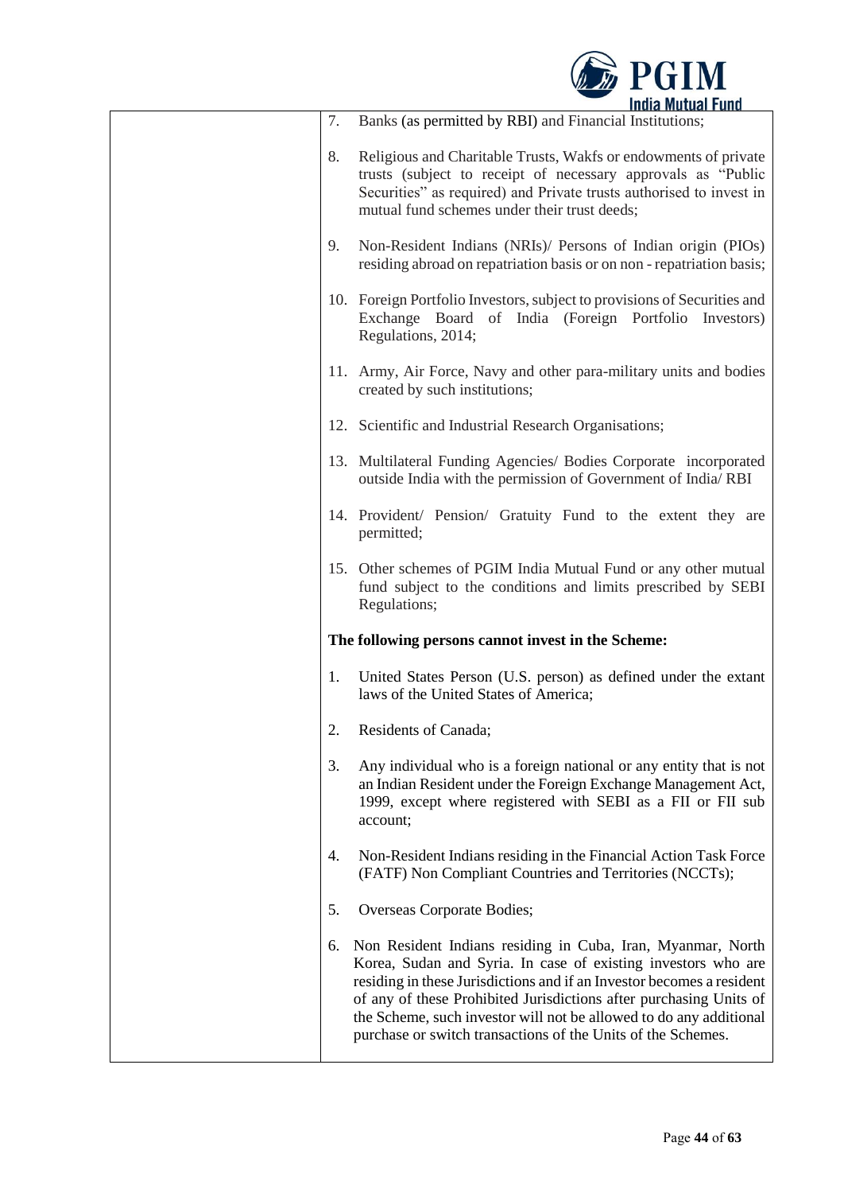| | 7. Banks (as permitted by RBI) and Financial Institutions;<br><br>8. Religious and Charitable Trusts, Wakfs or endowments of private trusts (subject to receipt of necessary approvals as "Public Securities" as required) and Private trusts authorised to invest in mutual fund schemes under their trust deeds;<br><br>9. Non-Resident Indians (NRIs)/ Persons of Indian origin (PIOs) residing abroad on repatriation basis or on non - repatriation basis;<br><br>10. Foreign Portfolio Investors, subject to provisions of Securities and Exchange Board of India (Foreign Portfolio Investors) Regulations, 2014;<br><br>11. Army, Air Force, Navy and other para-military units and bodies created by such institutions;<br><br>12. Scientific and Industrial Research Organisations;<br><br>13. Multilateral Funding Agencies/ Bodies Corporate incorporated outside India with the permission of Government of India/ RBI<br><br>14. Provident/ Pension/ Gratuity Fund to the extent they are permitted;<br><br>15. Other schemes of PGIM India Mutual Fund or any other mutual fund subject to the conditions and limits prescribed by SEBI Regulations;<br><br>**The following persons cannot invest in the Scheme:**<br><br>1. United States Person (U.S. person) as defined under the extant laws of the United States of America;<br><br>2. Residents of Canada;<br><br>3. Any individual who is a foreign national or any entity that is not an Indian Resident under the Foreign Exchange Management Act, 1999, except where registered with SEBI as a FII or FII sub account;<br><br>4. Non-Resident Indians residing in the Financial Action Task Force (FATF) Non Compliant Countries and Territories (NCCTs);<br><br>5. Overseas Corporate Bodies;<br><br>6. Non Resident Indians residing in Cuba, Iran, Myanmar, North Korea, Sudan and Syria. In case of existing investors who are residing in these Jurisdictions and if an Investor becomes a resident of any of these Prohibited Jurisdictions after purchasing Units of the Scheme, such investor will not be allowed to do any additional purchase or switch transactions of the Units of the Schemes. |
|---|---|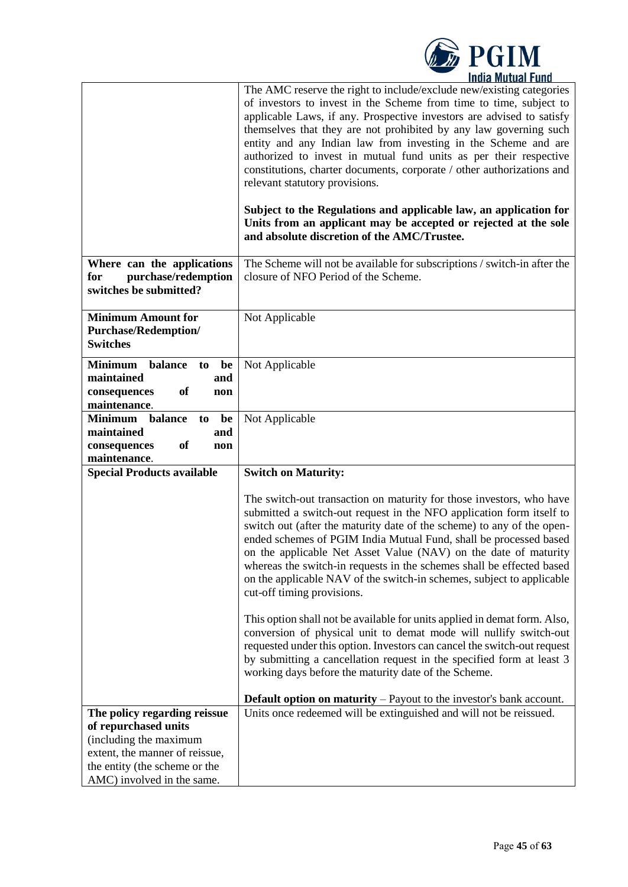| | |
|---|---|
| | The AMC reserve the right to include/exclude new/existing categories of investors to invest in the Scheme from time to time, subject to applicable Laws, if any. Prospective investors are advised to satisfy themselves that they are not prohibited by any law governing such entity and any Indian law from investing in the Scheme and are authorized to invest in mutual fund units as per their respective constitutions, charter documents, corporate / other authorizations and relevant statutory provisions.<br><br>**Subject to the Regulations and applicable law, an application for Units from an applicant may be accepted or rejected at the sole and absolute discretion of the AMC/Trustee.** |
| **Where can the applications for purchase/redemption switches be submitted?** | The Scheme will not be available for subscriptions / switch-in after the closure of NFO Period of the Scheme. |
| **Minimum Amount for Purchase/Redemption/ Switches** | Not Applicable |
| **Minimum balance to be maintained and consequences of non maintenance.** | Not Applicable |
| **Minimum balance to be maintained and consequences of non maintenance.** | Not Applicable |
| **Special Products available** | **Switch on Maturity:**<br><br>The switch-out transaction on maturity for those investors, who have submitted a switch-out request in the NFO application form itself to switch out (after the maturity date of the scheme) to any of the open-ended schemes of PGIM India Mutual Fund, shall be processed based on the applicable Net Asset Value (NAV) on the date of maturity whereas the switch-in requests in the schemes shall be effected based on the applicable NAV of the switch-in schemes, subject to applicable cut-off timing provisions.<br><br>This option shall not be available for units applied in demat form. Also, conversion of physical unit to demat mode will nullify switch-out requested under this option. Investors can cancel the switch-out request by submitting a cancellation request in the specified form at least 3 working days before the maturity date of the Scheme.<br><br>**Default option on maturity** – Payout to the investor's bank account. |
| **The policy regarding reissue of repurchased units** (including the maximum extent, the manner of reissue, the entity (the scheme or the AMC) involved in the same. | Units once redeemed will be extinguished and will not be reissued. |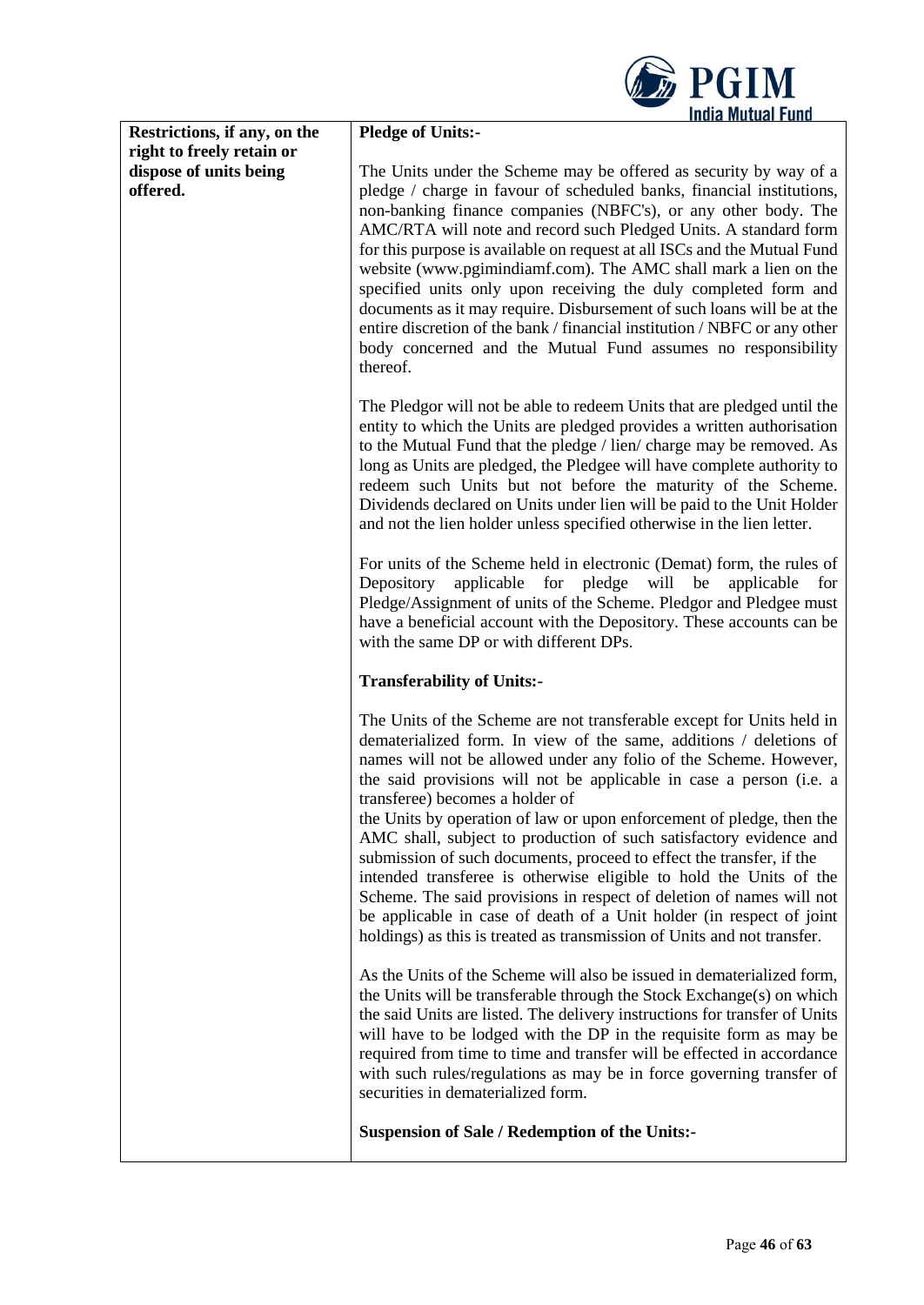| Restrictions, if any, on the right to freely retain or dispose of units being offered. | **Pledge of Units:-**<br><br>The Units under the Scheme may be offered as security by way of a pledge / charge in favour of scheduled banks, financial institutions, non-banking finance companies (NBFC's), or any other body. The AMC/RTA will note and record such Pledged Units. A standard form for this purpose is available on request at all ISCs and the Mutual Fund website (www.pgimindiamf.com). The AMC shall mark a lien on the specified units only upon receiving the duly completed form and documents as it may require. Disbursement of such loans will be at the entire discretion of the bank / financial institution / NBFC or any other body concerned and the Mutual Fund assumes no responsibility thereof.<br><br>The Pledgor will not be able to redeem Units that are pledged until the entity to which the Units are pledged provides a written authorisation to the Mutual Fund that the pledge / lien/ charge may be removed. As long as Units are pledged, the Pledgee will have complete authority to redeem such Units but not before the maturity of the Scheme. Dividends declared on Units under lien will be paid to the Unit Holder and not the lien holder unless specified otherwise in the lien letter.<br><br>For units of the Scheme held in electronic (Demat) form, the rules of Depository applicable for pledge will be applicable for Pledge/Assignment of units of the Scheme. Pledgor and Pledgee must have a beneficial account with the Depository. These accounts can be with the same DP or with different DPs.<br><br>**Transferability of Units:-**<br><br>The Units of the Scheme are not transferable except for Units held in dematerialized form. In view of the same, additions / deletions of names will not be allowed under any folio of the Scheme. However, the said provisions will not be applicable in case a person (i.e. a transferee) becomes a holder of the Units by operation of law or upon enforcement of pledge, then the AMC shall, subject to production of such satisfactory evidence and submission of such documents, proceed to effect the transfer, if the intended transferee is otherwise eligible to hold the Units of the Scheme. The said provisions in respect of deletion of names will not be applicable in case of death of a Unit holder (in respect of joint holdings) as this is treated as transmission of Units and not transfer.<br><br>As the Units of the Scheme will also be issued in dematerialized form, the Units will be transferable through the Stock Exchange(s) on which the said Units are listed. The delivery instructions for transfer of Units will have to be lodged with the DP in the requisite form as may be required from time to time and transfer will be effected in accordance with such rules/regulations as may be in force governing transfer of securities in dematerialized form.<br><br>**Suspension of Sale / Redemption of the Units:-** |
|---|---|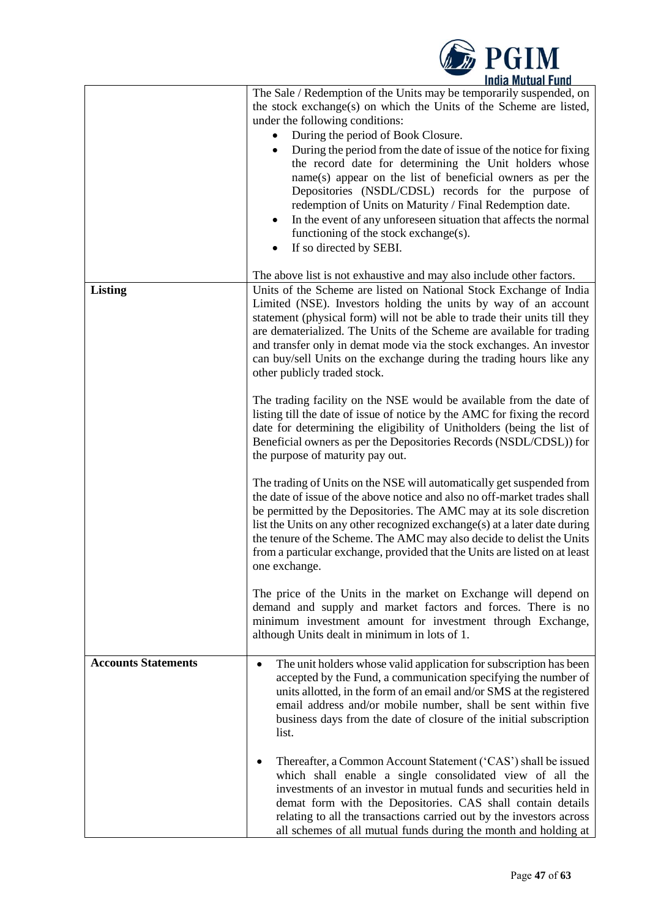| | |
|---|---|
| | The Sale / Redemption of the Units may be temporarily suspended, on the stock exchange(s) on which the Units of the Scheme are listed, under the following conditions:<br>• During the period of Book Closure.<br>• During the period from the date of issue of the notice for fixing the record date for determining the Unit holders whose name(s) appear on the list of beneficial owners as per the Depositories (NSDL/CDSL) records for the purpose of redemption of Units on Maturity / Final Redemption date.<br>• In the event of any unforeseen situation that affects the normal functioning of the stock exchange(s).<br>• If so directed by SEBI.<br><br>The above list is not exhaustive and may also include other factors. |
| **Listing** | Units of the Scheme are listed on National Stock Exchange of India Limited (NSE). Investors holding the units by way of an account statement (physical form) will not be able to trade their units till they are dematerialized. The Units of the Scheme are available for trading and transfer only in demat mode via the stock exchanges. An investor can buy/sell Units on the exchange during the trading hours like any other publicly traded stock.<br><br>The trading facility on the NSE would be available from the date of listing till the date of issue of notice by the AMC for fixing the record date for determining the eligibility of Unitholders (being the list of Beneficial owners as per the Depositories Records (NSDL/CDSL)) for the purpose of maturity pay out.<br><br>The trading of Units on the NSE will automatically get suspended from the date of issue of the above notice and also no off-market trades shall be permitted by the Depositories. The AMC may at its sole discretion list the Units on any other recognized exchange(s) at a later date during the tenure of the Scheme. The AMC may also decide to delist the Units from a particular exchange, provided that the Units are listed on at least one exchange.<br><br>The price of the Units in the market on Exchange will depend on demand and supply and market factors and forces. There is no minimum investment amount for investment through Exchange, although Units dealt in minimum in lots of 1. |
| **Accounts Statements** | • The unit holders whose valid application for subscription has been accepted by the Fund, a communication specifying the number of units allotted, in the form of an email and/or SMS at the registered email address and/or mobile number, shall be sent within five business days from the date of closure of the initial subscription list.<br><br>• Thereafter, a Common Account Statement ('CAS') shall be issued which shall enable a single consolidated view of all the investments of an investor in mutual funds and securities held in demat form with the Depositories. CAS shall contain details relating to all the transactions carried out by the investors across all schemes of all mutual funds during the month and holding at |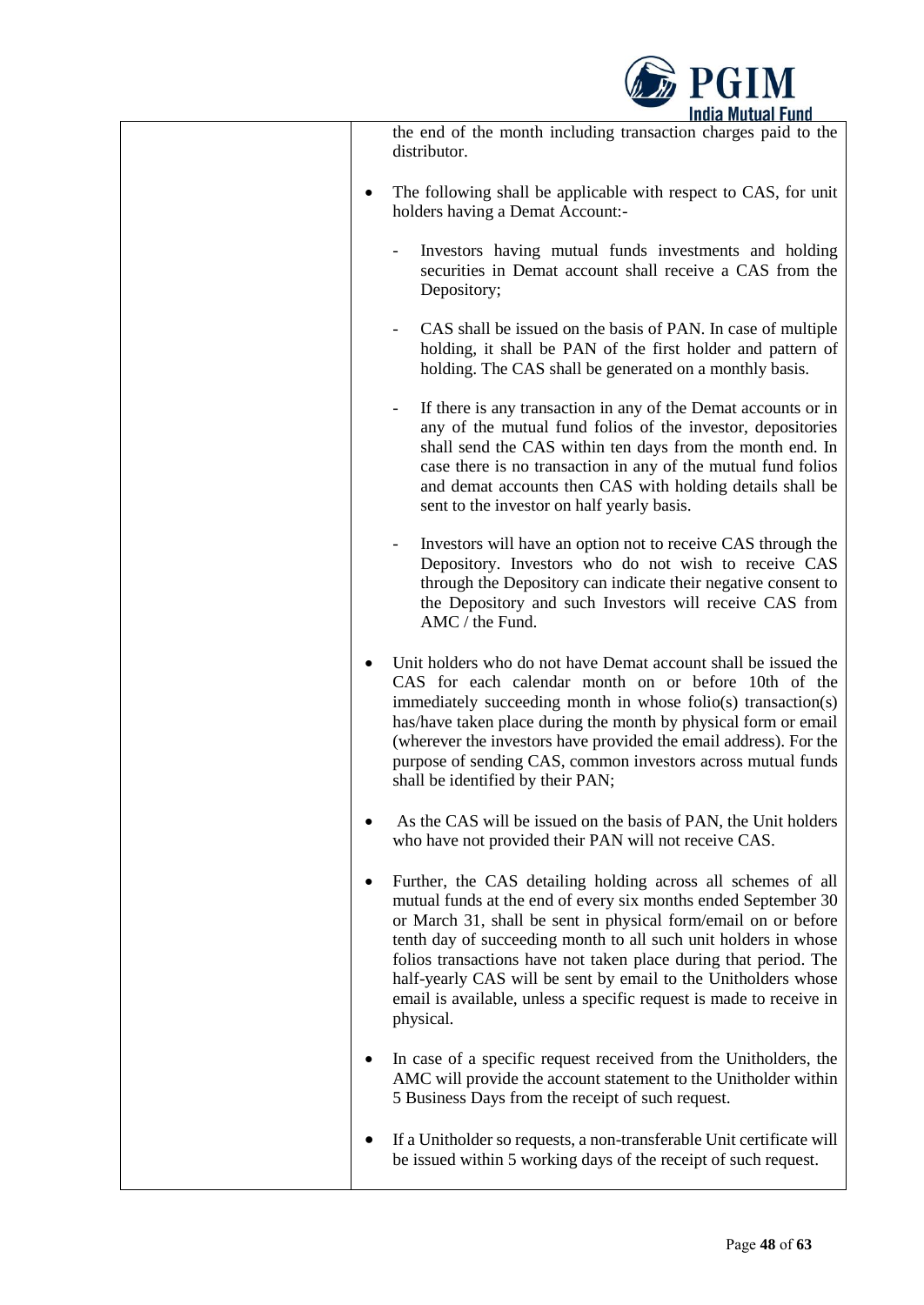| | the end of the month including transaction charges paid to the distributor.<br><br>• The following shall be applicable with respect to CAS, for unit holders having a Demat Account:-<br><br>- Investors having mutual funds investments and holding securities in Demat account shall receive a CAS from the Depository;<br><br>- CAS shall be issued on the basis of PAN. In case of multiple holding, it shall be PAN of the first holder and pattern of holding. The CAS shall be generated on a monthly basis.<br><br>- If there is any transaction in any of the Demat accounts or in any of the mutual fund folios of the investor, depositories shall send the CAS within ten days from the month end. In case there is no transaction in any of the mutual fund folios and demat accounts then CAS with holding details shall be sent to the investor on half yearly basis.<br><br>- Investors will have an option not to receive CAS through the Depository. Investors who do not wish to receive CAS through the Depository can indicate their negative consent to the Depository and such Investors will receive CAS from AMC / the Fund.<br><br>• Unit holders who do not have Demat account shall be issued the CAS for each calendar month on or before 10th of the immediately succeeding month in whose folio(s) transaction(s) has/have taken place during the month by physical form or email (wherever the investors have provided the email address). For the purpose of sending CAS, common investors across mutual funds shall be identified by their PAN;<br><br>• As the CAS will be issued on the basis of PAN, the Unit holders who have not provided their PAN will not receive CAS.<br><br>• Further, the CAS detailing holding across all schemes of all mutual funds at the end of every six months ended September 30 or March 31, shall be sent in physical form/email on or before tenth day of succeeding month to all such unit holders in whose folios transactions have not taken place during that period. The half-yearly CAS will be sent by email to the Unitholders whose email is available, unless a specific request is made to receive in physical.<br><br>• In case of a specific request received from the Unitholders, the AMC will provide the account statement to the Unitholder within 5 Business Days from the receipt of such request.<br><br>• If a Unitholder so requests, a non-transferable Unit certificate will be issued within 5 working days of the receipt of such request. |
|---|---|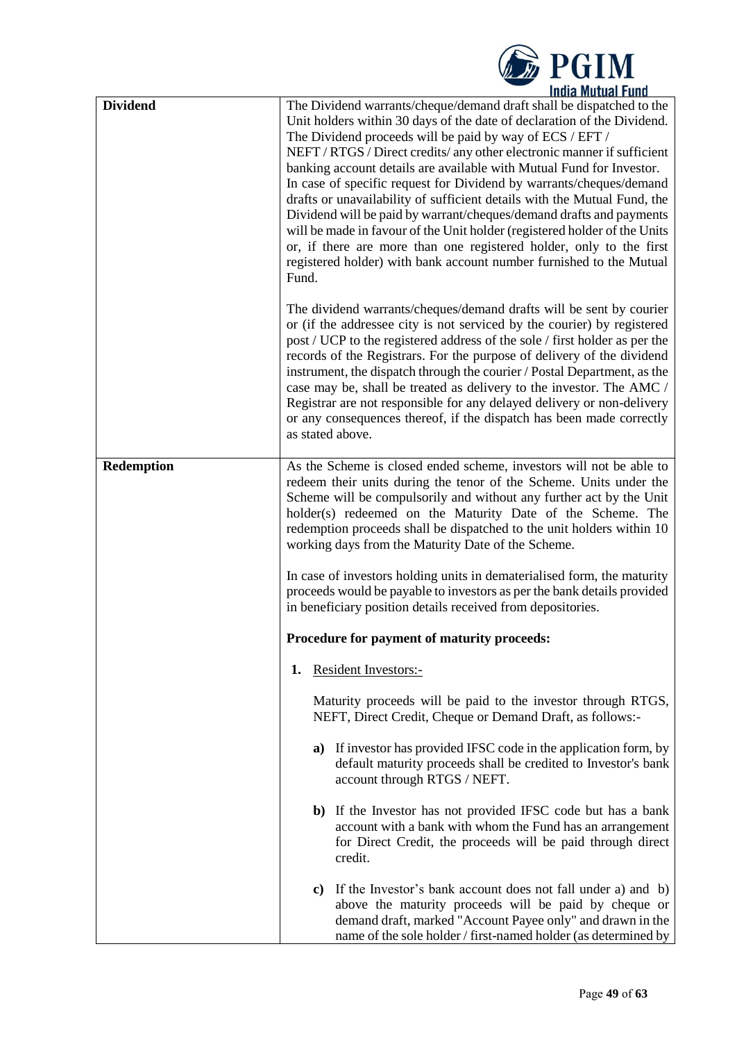| | |
|---|---|
| **Dividend** | The Dividend warrants/cheque/demand draft shall be dispatched to the Unit holders within 30 days of the date of declaration of the Dividend. The Dividend proceeds will be paid by way of ECS / EFT / NEFT / RTGS / Direct credits/ any other electronic manner if sufficient banking account details are available with Mutual Fund for Investor. In case of specific request for Dividend by warrants/cheques/demand drafts or unavailability of sufficient details with the Mutual Fund, the Dividend will be paid by warrant/cheques/demand drafts and payments will be made in favour of the Unit holder (registered holder of the Units or, if there are more than one registered holder, only to the first registered holder) with bank account number furnished to the Mutual Fund.<br><br>The dividend warrants/cheques/demand drafts will be sent by courier or (if the addressee city is not serviced by the courier) by registered post / UCP to the registered address of the sole / first holder as per the records of the Registrars. For the purpose of delivery of the dividend instrument, the dispatch through the courier / Postal Department, as the case may be, shall be treated as delivery to the investor. The AMC / Registrar are not responsible for any delayed delivery or non-delivery or any consequences thereof, if the dispatch has been made correctly as stated above. |
| **Redemption** | As the Scheme is closed ended scheme, investors will not be able to redeem their units during the tenor of the Scheme. Units under the Scheme will be compulsorily and without any further act by the Unit holder(s) redeemed on the Maturity Date of the Scheme. The redemption proceeds shall be dispatched to the unit holders within 10 working days from the Maturity Date of the Scheme.<br><br>In case of investors holding units in dematerialised form, the maturity proceeds would be payable to investors as per the bank details provided in beneficiary position details received from depositories.<br><br>**Procedure for payment of maturity proceeds:**<br><br>**1.** Resident Investors:-<br><br>Maturity proceeds will be paid to the investor through RTGS, NEFT, Direct Credit, Cheque or Demand Draft, as follows:-<br><br>**a)** If investor has provided IFSC code in the application form, by default maturity proceeds shall be credited to Investor's bank account through RTGS / NEFT.<br><br>**b)** If the Investor has not provided IFSC code but has a bank account with a bank with whom the Fund has an arrangement for Direct Credit, the proceeds will be paid through direct credit.<br><br>**c)** If the Investor's bank account does not fall under a) and b) above the maturity proceeds will be paid by cheque or demand draft, marked "Account Payee only" and drawn in the name of the sole holder / first-named holder (as determined by |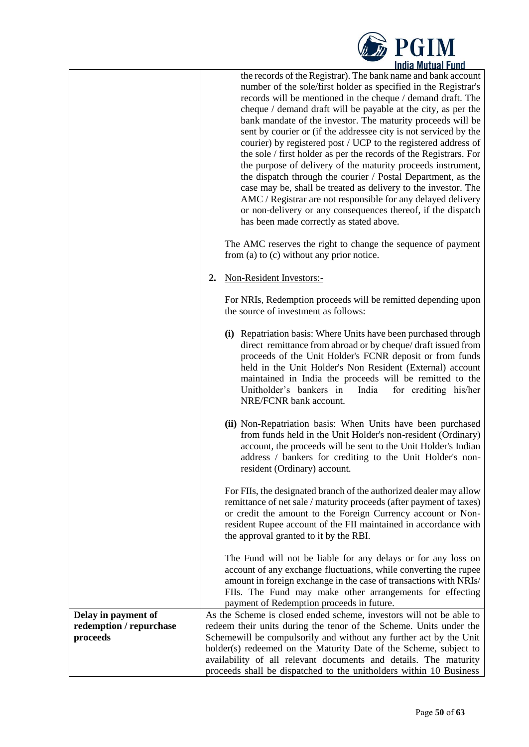| | |
|---|---|
| | the records of the Registrar). The bank name and bank account number of the sole/first holder as specified in the Registrar's records will be mentioned in the cheque / demand draft. The cheque / demand draft will be payable at the city, as per the bank mandate of the investor. The maturity proceeds will be sent by courier or (if the addressee city is not serviced by the courier) by registered post / UCP to the registered address of the sole / first holder as per the records of the Registrars. For the purpose of delivery of the maturity proceeds instrument, the dispatch through the courier / Postal Department, as the case may be, shall be treated as delivery to the investor. The AMC / Registrar are not responsible for any delayed delivery or non-delivery or any consequences thereof, if the dispatch has been made correctly as stated above.<br><br>The AMC reserves the right to change the sequence of payment from (a) to (c) without any prior notice.<br><br>**2.** Non-Resident Investors:-<br><br>For NRIs, Redemption proceeds will be remitted depending upon the source of investment as follows:<br><br>**(i)** Repatriation basis: Where Units have been purchased through direct remittance from abroad or by cheque/ draft issued from proceeds of the Unit Holder's FCNR deposit or from funds held in the Unit Holder's Non Resident (External) account maintained in India the proceeds will be remitted to the Unitholder's bankers in India for crediting his/her NRE/FCNR bank account.<br><br>**(ii)** Non-Repatriation basis: When Units have been purchased from funds held in the Unit Holder's non-resident (Ordinary) account, the proceeds will be sent to the Unit Holder's Indian address / bankers for crediting to the Unit Holder's non-resident (Ordinary) account.<br><br>For FIIs, the designated branch of the authorized dealer may allow remittance of net sale / maturity proceeds (after payment of taxes) or credit the amount to the Foreign Currency account or Non-resident Rupee account of the FII maintained in accordance with the approval granted to it by the RBI.<br><br>The Fund will not be liable for any delays or for any loss on account of any exchange fluctuations, while converting the rupee amount in foreign exchange in the case of transactions with NRIs/ FIIs. The Fund may make other arrangements for effecting payment of Redemption proceeds in future. |
| **Delay in payment of redemption / repurchase proceeds** | As the Scheme is closed ended scheme, investors will not be able to redeem their units during the tenor of the Scheme. Units under the Schemewill be compulsorily and without any further act by the Unit holder(s) redeemed on the Maturity Date of the Scheme, subject to availability of all relevant documents and details. The maturity proceeds shall be dispatched to the unitholders within 10 Business |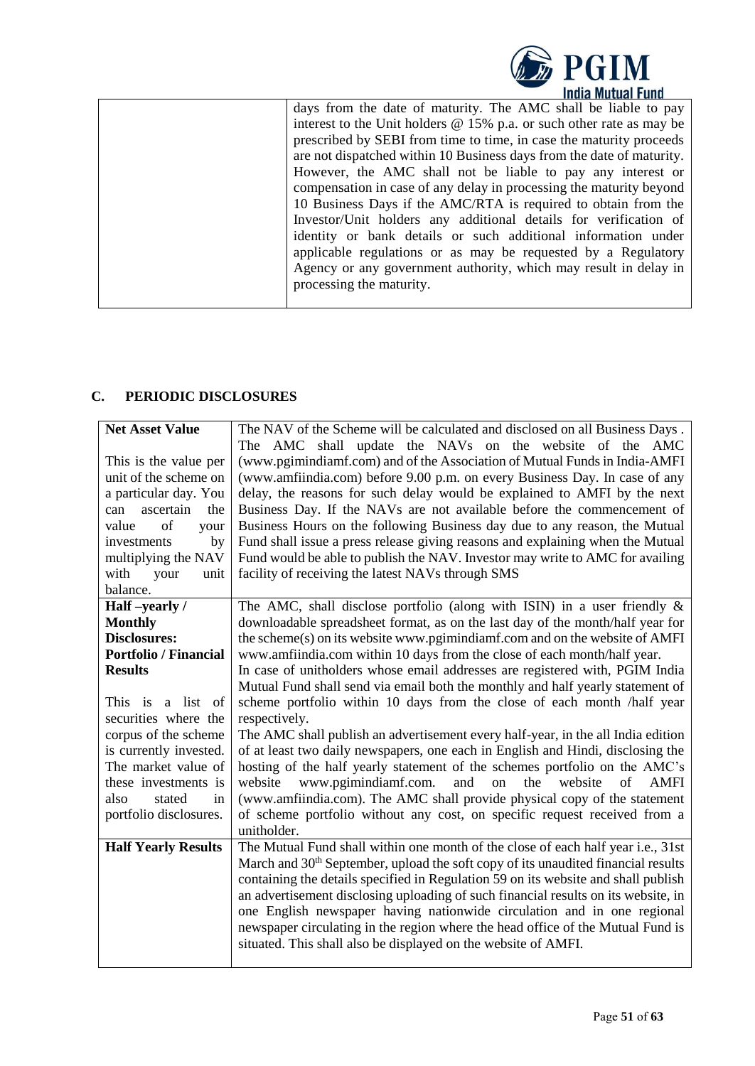| | |
|---|---|
| | days from the date of maturity. The AMC shall be liable to pay interest to the Unit holders @ 15% p.a. or such other rate as may be prescribed by SEBI from time to time, in case the maturity proceeds are not dispatched within 10 Business days from the date of maturity. However, the AMC shall not be liable to pay any interest or compensation in case of any delay in processing the maturity beyond 10 Business Days if the AMC/RTA is required to obtain from the Investor/Unit holders any additional details for verification of identity or bank details or such additional information under applicable regulations or as may be requested by a Regulatory Agency or any government authority, which may result in delay in processing the maturity. |

## C. PERIODIC DISCLOSURES

| | |
|---|---|
| **Net Asset Value**<br><br>This is the value per unit of the scheme on a particular day. You can ascertain the value of your investments by multiplying the NAV with your unit balance. | The NAV of the Scheme will be calculated and disclosed on all Business Days . The AMC shall update the NAVs on the website of the AMC (www.pgimindiamf.com) and of the Association of Mutual Funds in India-AMFI (www.amfiindia.com) before 9.00 p.m. on every Business Day. In case of any delay, the reasons for such delay would be explained to AMFI by the next Business Day. If the NAVs are not available before the commencement of Business Hours on the following Business day due to any reason, the Mutual Fund shall issue a press release giving reasons and explaining when the Mutual Fund would be able to publish the NAV. Investor may write to AMC for availing facility of receiving the latest NAVs through SMS |
| **Half –yearly / Monthly Disclosures: Portfolio / Financial Results**<br><br>This is a list of securities where the corpus of the scheme is currently invested. The market value of these investments is also stated in portfolio disclosures. | The AMC, shall disclose portfolio (along with ISIN) in a user friendly & downloadable spreadsheet format, as on the last day of the month/half year for the scheme(s) on its website www.pgimindiamf.com and on the website of AMFI www.amfiindia.com within 10 days from the close of each month/half year.<br>In case of unitholders whose email addresses are registered with, PGIM India Mutual Fund shall send via email both the monthly and half yearly statement of scheme portfolio within 10 days from the close of each month /half year respectively.<br>The AMC shall publish an advertisement every half-year, in the all India edition of at least two daily newspapers, one each in English and Hindi, disclosing the hosting of the half yearly statement of the schemes portfolio on the AMC's website www.pgimindiamf.com. and on the website of AMFI (www.amfiindia.com). The AMC shall provide physical copy of the statement of scheme portfolio without any cost, on specific request received from a unitholder. |
| **Half Yearly Results** | The Mutual Fund shall within one month of the close of each half year i.e., 31st March and 30th September, upload the soft copy of its unaudited financial results containing the details specified in Regulation 59 on its website and shall publish an advertisement disclosing uploading of such financial results on its website, in one English newspaper having nationwide circulation and in one regional newspaper circulating in the region where the head office of the Mutual Fund is situated. This shall also be displayed on the website of AMFI. |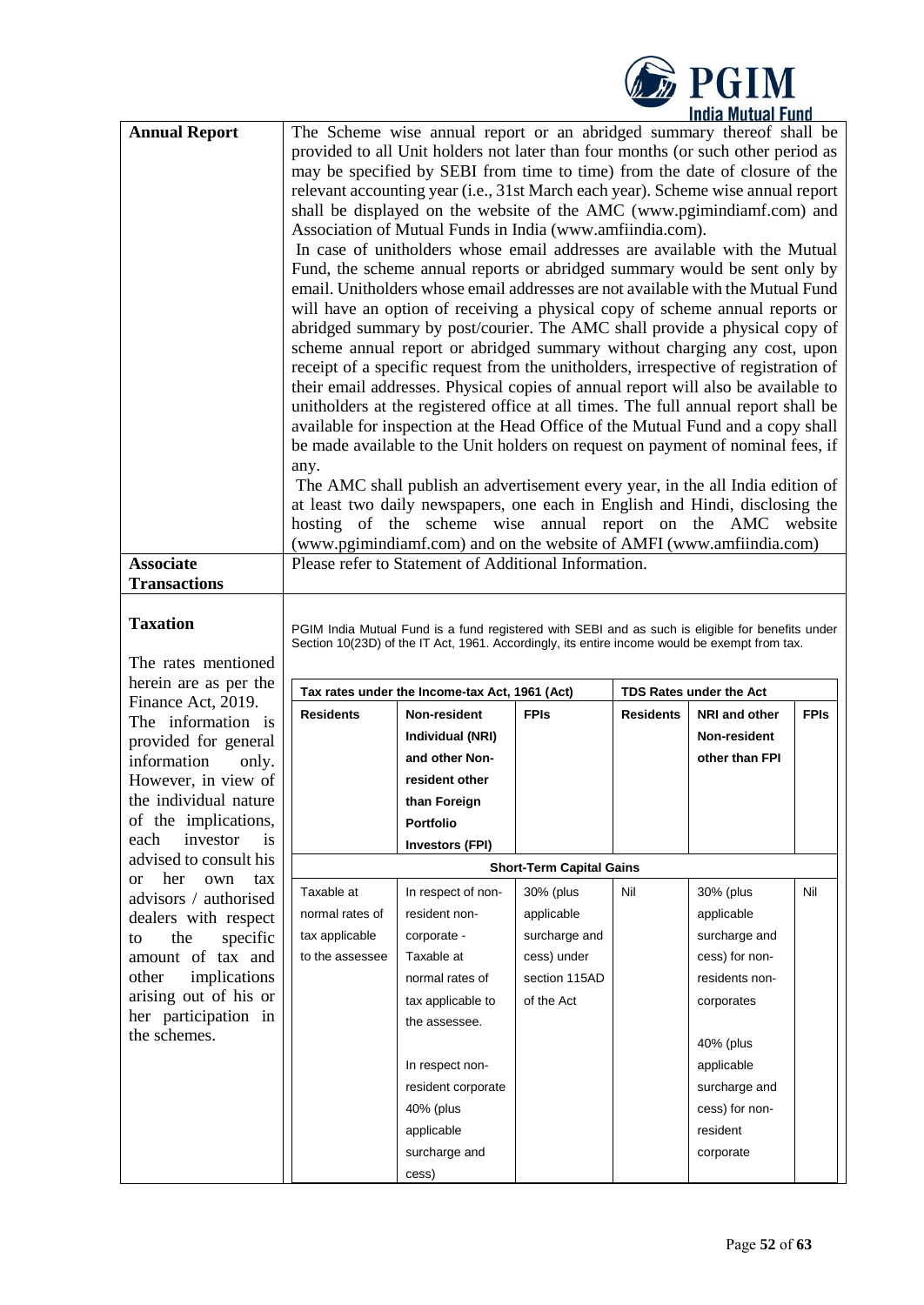| | |
|---|---|
| **Annual Report** | The Scheme wise annual report or an abridged summary thereof shall be provided to all Unit holders not later than four months (or such other period as may be specified by SEBI from time to time) from the date of closure of the relevant accounting year (i.e., 31st March each year). Scheme wise annual report shall be displayed on the website of the AMC (www.pgimindiamf.com) and Association of Mutual Funds in India (www.amfiindia.com).<br>In case of unitholders whose email addresses are available with the Mutual Fund, the scheme annual reports or abridged summary would be sent only by email. Unitholders whose email addresses are not available with the Mutual Fund will have an option of receiving a physical copy of scheme annual reports or abridged summary by post/courier. The AMC shall provide a physical copy of scheme annual report or abridged summary without charging any cost, upon receipt of a specific request from the unitholders, irrespective of registration of their email addresses. Physical copies of annual report will also be available to unitholders at the registered office at all times. The full annual report shall be available for inspection at the Head Office of the Mutual Fund and a copy shall be made available to the Unit holders on request on payment of nominal fees, if any.<br>The AMC shall publish an advertisement every year, in the all India edition of at least two daily newspapers, one each in English and Hindi, disclosing the hosting of the scheme wise annual report on the AMC website (www.pgimindiamf.com) and on the website of AMFI (www.amfiindia.com) |
| **Associate Transactions** | Please refer to Statement of Additional Information. |

**Taxation**

The rates mentioned herein are as per the Finance Act, 2019. The information is provided for general information only. However, in view of the individual nature of the implications, each investor is advised to consult his or her own tax advisors / authorised dealers with respect to the specific amount of tax and other implications arising out of his or her participation in the schemes.

PGIM India Mutual Fund is a fund registered with SEBI and as such is eligible for benefits under Section 10(23D) of the IT Act, 1961. Accordingly, its entire income would be exempt from tax.

| Tax rates under the Income-tax Act, 1961 (Act) | | | TDS Rates under the Act | | |
|---|---|---|---|---|---|
| **Residents** | **Non-resident Individual (NRI) and other Non-resident other than Foreign Portfolio Investors (FPI)** | **FPIs** | **Residents** | **NRI and other Non-resident other than FPI** | **FPIs** |
| **Short-Term Capital Gains** | | | | | |
| Taxable at normal rates of tax applicable to the assessee | In respect of non-resident non-corporate - Taxable at normal rates of tax applicable to the assessee.<br><br>In respect non-resident corporate 40% (plus applicable surcharge and cess) | 30% (plus applicable surcharge and cess) under section 115AD of the Act | Nil | 30% (plus applicable surcharge and cess) for non-residents non-corporates<br><br>40% (plus applicable surcharge and cess) for non-resident corporate | Nil |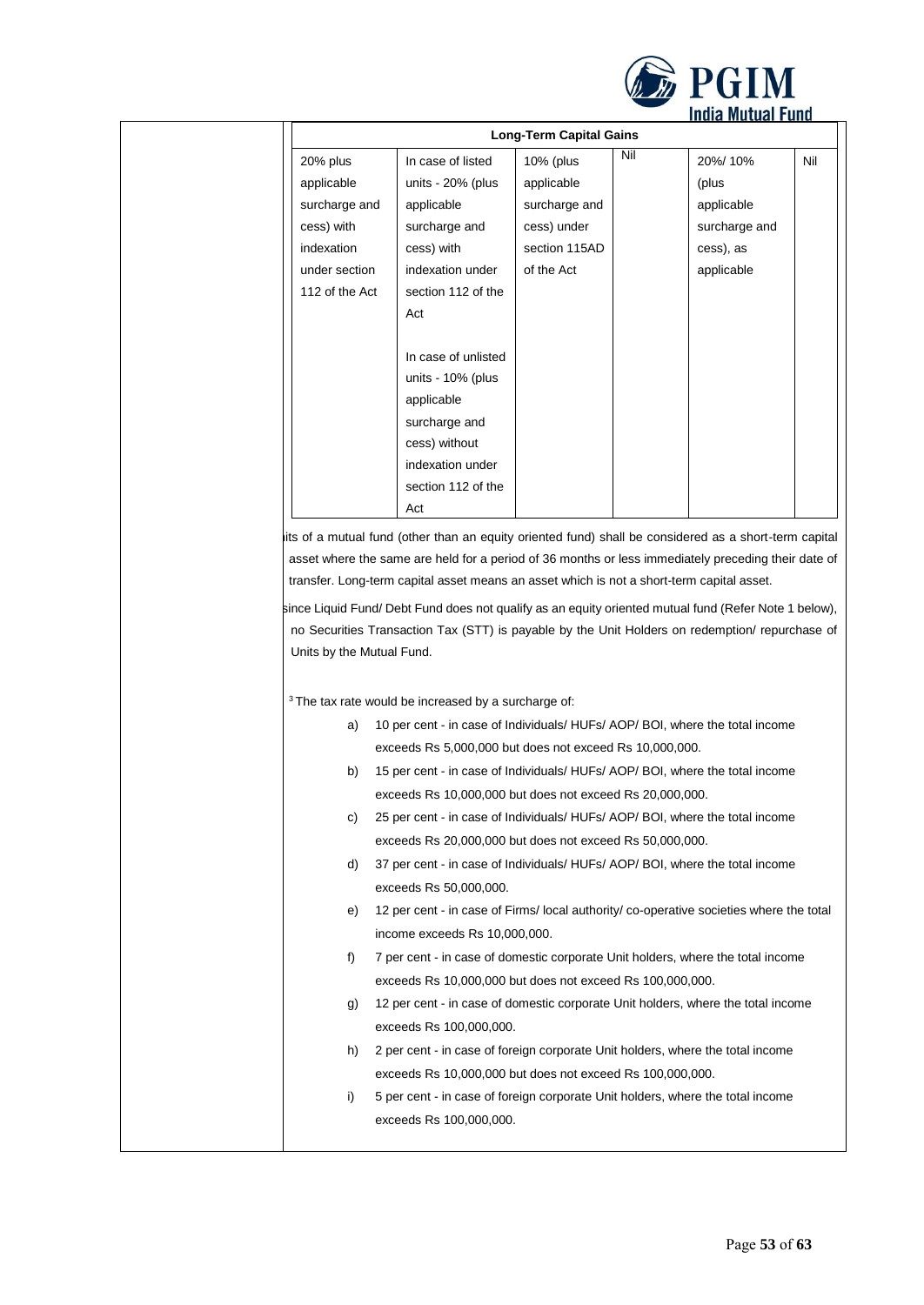| Long-Term Capital Gains | | | | | |
|---|---|---|---|---|---|
| 20% plus applicable surcharge and cess) with indexation under section 112 of the Act | In case of listed units - 20% (plus applicable surcharge and cess) with indexation under section 112 of the Act<br><br>In case of unlisted units - 10% (plus applicable surcharge and cess) without indexation under section 112 of the Act | 10% (plus applicable surcharge and cess) under section 115AD of the Act | Nil | 20%/ 10% (plus applicable surcharge and cess), as applicable | Nil |

its of a mutual fund (other than an equity oriented fund) shall be considered as a short-term capital asset where the same are held for a period of 36 months or less immediately preceding their date of transfer. Long-term capital asset means an asset which is not a short-term capital asset.

since Liquid Fund/ Debt Fund does not qualify as an equity oriented mutual fund (Refer Note 1 below), no Securities Transaction Tax (STT) is payable by the Unit Holders on redemption/ repurchase of Units by the Mutual Fund.

[3] The tax rate would be increased by a surcharge of:

a) 10 per cent - in case of Individuals/ HUFs/ AOP/ BOI, where the total income exceeds Rs 5,000,000 but does not exceed Rs 10,000,000.

b) 15 per cent - in case of Individuals/ HUFs/ AOP/ BOI, where the total income exceeds Rs 10,000,000 but does not exceed Rs 20,000,000.

c) 25 per cent - in case of Individuals/ HUFs/ AOP/ BOI, where the total income exceeds Rs 20,000,000 but does not exceed Rs 50,000,000.

d) 37 per cent - in case of Individuals/ HUFs/ AOP/ BOI, where the total income exceeds Rs 50,000,000.

e) 12 per cent - in case of Firms/ local authority/ co-operative societies where the total income exceeds Rs 10,000,000.

f) 7 per cent - in case of domestic corporate Unit holders, where the total income exceeds Rs 10,000,000 but does not exceed Rs 100,000,000.

g) 12 per cent - in case of domestic corporate Unit holders, where the total income exceeds Rs 100,000,000.

h) 2 per cent - in case of foreign corporate Unit holders, where the total income exceeds Rs 10,000,000 but does not exceed Rs 100,000,000.

i) 5 per cent - in case of foreign corporate Unit holders, where the total income exceeds Rs 100,000,000.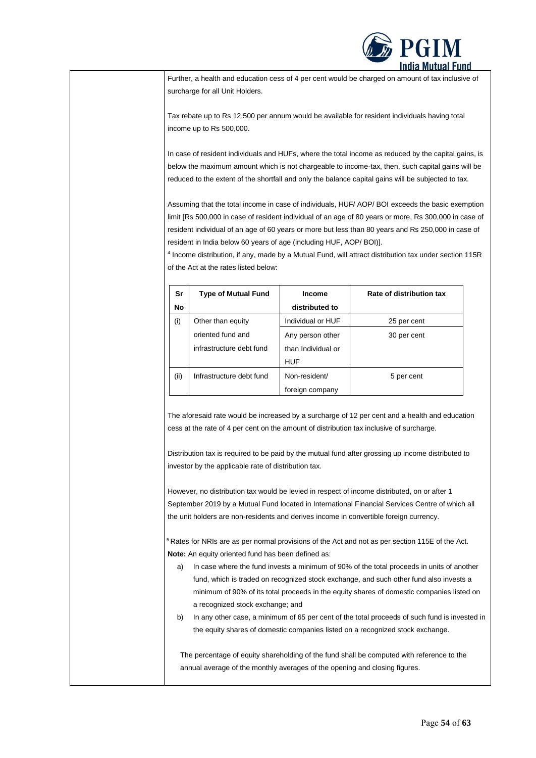Further, a health and education cess of 4 per cent would be charged on amount of tax inclusive of surcharge for all Unit Holders.

Tax rebate up to Rs 12,500 per annum would be available for resident individuals having total income up to Rs 500,000.

In case of resident individuals and HUFs, where the total income as reduced by the capital gains, is below the maximum amount which is not chargeable to income-tax, then, such capital gains will be reduced to the extent of the shortfall and only the balance capital gains will be subjected to tax.

Assuming that the total income in case of individuals, HUF/ AOP/ BOI exceeds the basic exemption limit [Rs 500,000 in case of resident individual of an age of 80 years or more, Rs 300,000 in case of resident individual of an age of 60 years or more but less than 80 years and Rs 250,000 in case of resident in India below 60 years of age (including HUF, AOP/ BOI)].

[4] Income distribution, if any, made by a Mutual Fund, will attract distribution tax under section 115R of the Act at the rates listed below:

| Sr No | Type of Mutual Fund | Income distributed to | Rate of distribution tax |
|---|---|---|---|
| (i) | Other than equity oriented fund and infrastructure debt fund | Individual or HUF | 25 per cent |
| | | Any person other than Individual or HUF | 30 per cent |
| (ii) | Infrastructure debt fund | Non-resident/ foreign company | 5 per cent |

The aforesaid rate would be increased by a surcharge of 12 per cent and a health and education cess at the rate of 4 per cent on the amount of distribution tax inclusive of surcharge.

Distribution tax is required to be paid by the mutual fund after grossing up income distributed to investor by the applicable rate of distribution tax.

However, no distribution tax would be levied in respect of income distributed, on or after 1 September 2019 by a Mutual Fund located in International Financial Services Centre of which all the unit holders are non-residents and derives income in convertible foreign currency.

[5] Rates for NRIs are as per normal provisions of the Act and not as per section 115E of the Act.

**Note:** An equity oriented fund has been defined as:

a) In case where the fund invests a minimum of 90% of the total proceeds in units of another fund, which is traded on recognized stock exchange, and such other fund also invests a minimum of 90% of its total proceeds in the equity shares of domestic companies listed on a recognized stock exchange; and

b) In any other case, a minimum of 65 per cent of the total proceeds of such fund is invested in the equity shares of domestic companies listed on a recognized stock exchange.

The percentage of equity shareholding of the fund shall be computed with reference to the annual average of the monthly averages of the opening and closing figures.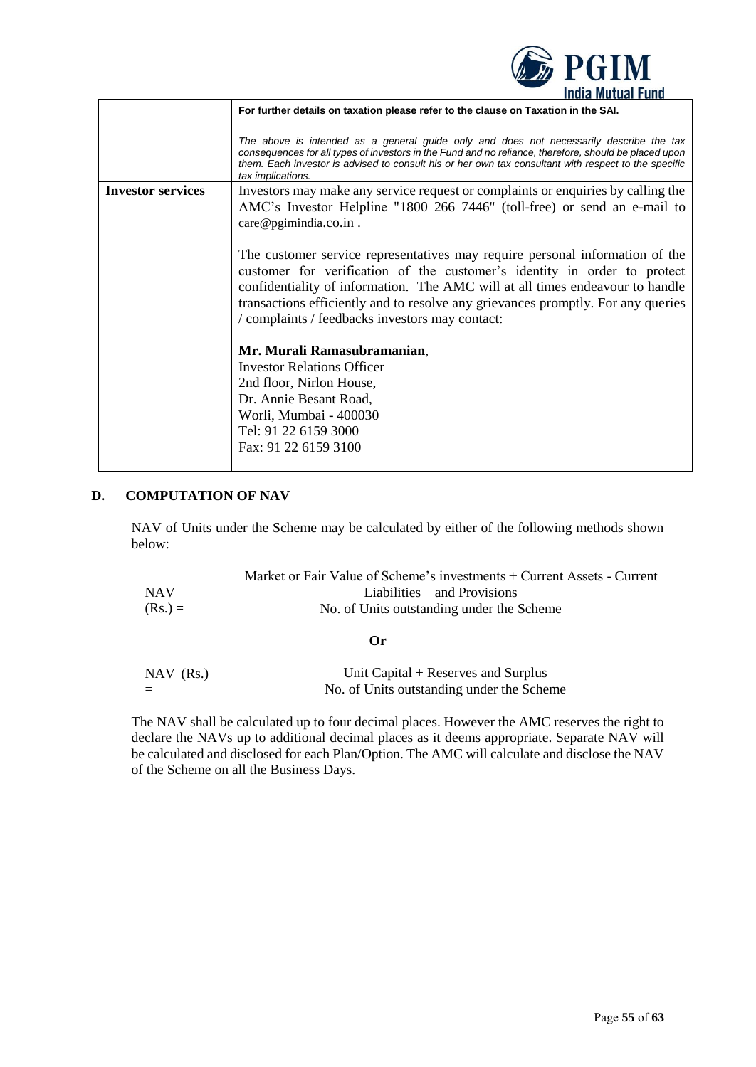| | |
|---|---|
| | **For further details on taxation please refer to the clause on Taxation in the SAI.**<br><br>*The above is intended as a general guide only and does not necessarily describe the tax consequences for all types of investors in the Fund and no reliance, therefore, should be placed upon them. Each investor is advised to consult his or her own tax consultant with respect to the specific tax implications.* |
| **Investor services** | Investors may make any service request or complaints or enquiries by calling the AMC's Investor Helpline "1800 266 7446" (toll-free) or send an e-mail to care@pgimindia.co.in .<br><br>The customer service representatives may require personal information of the customer for verification of the customer's identity in order to protect confidentiality of information. The AMC will at all times endeavour to handle transactions efficiently and to resolve any grievances promptly. For any queries / complaints / feedbacks investors may contact:<br><br>**Mr. Murali Ramasubramanian**,<br>Investor Relations Officer<br>2nd floor, Nirlon House,<br>Dr. Annie Besant Road,<br>Worli, Mumbai - 400030<br>Tel: 91 22 6159 3000<br>Fax: 91 22 6159 3100 |

## D. COMPUTATION OF NAV

NAV of Units under the Scheme may be calculated by either of the following methods shown below:

$$\text{NAV (Rs.)} = \frac{\text{Market or Fair Value of Scheme's investments + Current Assets - Current Liabilities and Provisions}}{\text{No. of Units outstanding under the Scheme}}$$

**Or**

$$\text{NAV (Rs.)} = \frac{\text{Unit Capital + Reserves and Surplus}}{\text{No. of Units outstanding under the Scheme}}$$

The NAV shall be calculated up to four decimal places. However the AMC reserves the right to declare the NAVs up to additional decimal places as it deems appropriate. Separate NAV will be calculated and disclosed for each Plan/Option. The AMC will calculate and disclose the NAV of the Scheme on all the Business Days.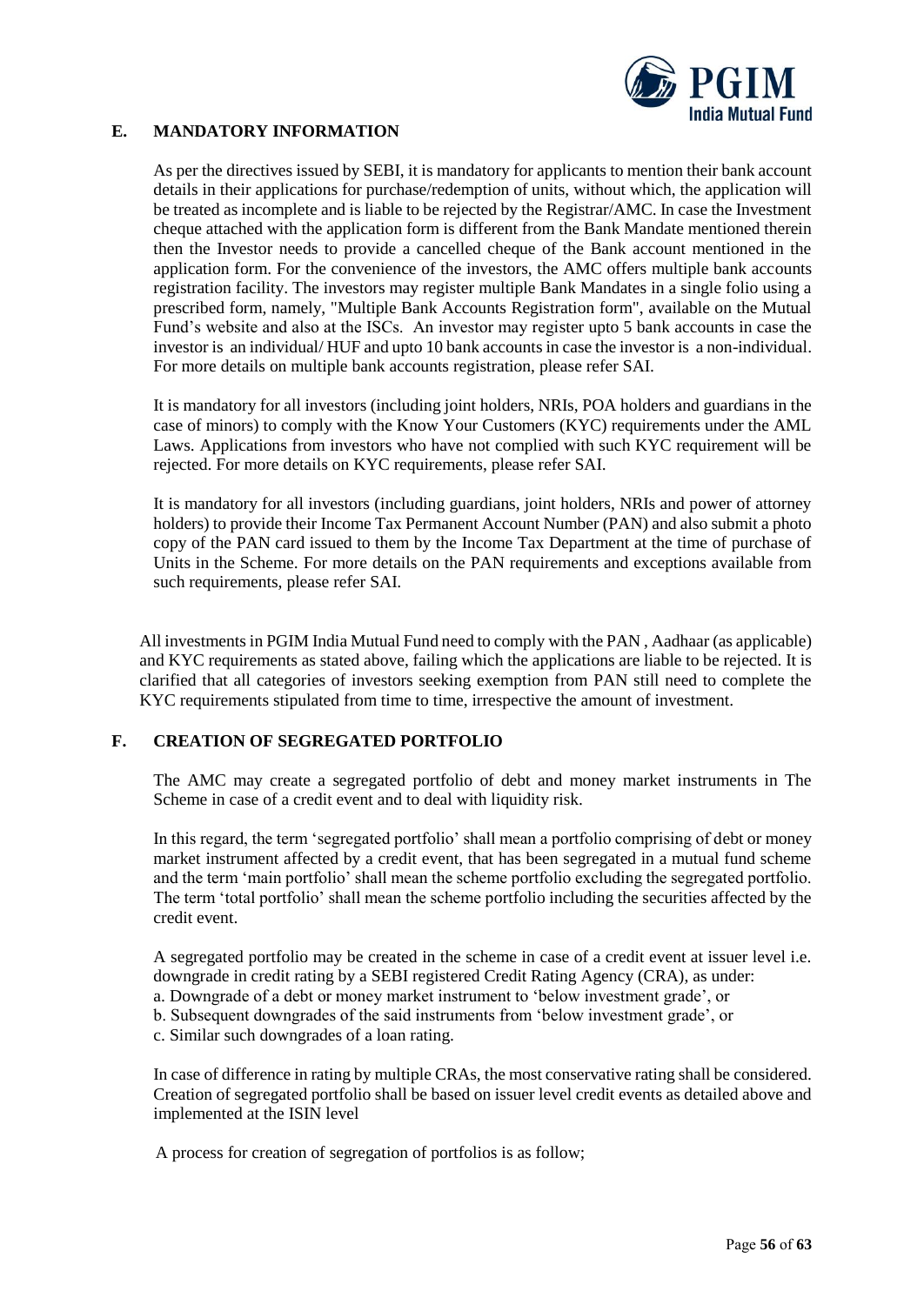## E. MANDATORY INFORMATION

As per the directives issued by SEBI, it is mandatory for applicants to mention their bank account details in their applications for purchase/redemption of units, without which, the application will be treated as incomplete and is liable to be rejected by the Registrar/AMC. In case the Investment cheque attached with the application form is different from the Bank Mandate mentioned therein then the Investor needs to provide a cancelled cheque of the Bank account mentioned in the application form. For the convenience of the investors, the AMC offers multiple bank accounts registration facility. The investors may register multiple Bank Mandates in a single folio using a prescribed form, namely, "Multiple Bank Accounts Registration form", available on the Mutual Fund's website and also at the ISCs. An investor may register upto 5 bank accounts in case the investor is an individual/ HUF and upto 10 bank accounts in case the investor is a non-individual. For more details on multiple bank accounts registration, please refer SAI.

It is mandatory for all investors (including joint holders, NRIs, POA holders and guardians in the case of minors) to comply with the Know Your Customers (KYC) requirements under the AML Laws. Applications from investors who have not complied with such KYC requirement will be rejected. For more details on KYC requirements, please refer SAI.

It is mandatory for all investors (including guardians, joint holders, NRIs and power of attorney holders) to provide their Income Tax Permanent Account Number (PAN) and also submit a photo copy of the PAN card issued to them by the Income Tax Department at the time of purchase of Units in the Scheme. For more details on the PAN requirements and exceptions available from such requirements, please refer SAI.

All investments in PGIM India Mutual Fund need to comply with the PAN , Aadhaar (as applicable) and KYC requirements as stated above, failing which the applications are liable to be rejected. It is clarified that all categories of investors seeking exemption from PAN still need to complete the KYC requirements stipulated from time to time, irrespective the amount of investment.

## F. CREATION OF SEGREGATED PORTFOLIO

The AMC may create a segregated portfolio of debt and money market instruments in The Scheme in case of a credit event and to deal with liquidity risk.

In this regard, the term 'segregated portfolio' shall mean a portfolio comprising of debt or money market instrument affected by a credit event, that has been segregated in a mutual fund scheme and the term 'main portfolio' shall mean the scheme portfolio excluding the segregated portfolio. The term 'total portfolio' shall mean the scheme portfolio including the securities affected by the credit event.

A segregated portfolio may be created in the scheme in case of a credit event at issuer level i.e. downgrade in credit rating by a SEBI registered Credit Rating Agency (CRA), as under:

a. Downgrade of a debt or money market instrument to 'below investment grade', or
b. Subsequent downgrades of the said instruments from 'below investment grade', or
c. Similar such downgrades of a loan rating.

In case of difference in rating by multiple CRAs, the most conservative rating shall be considered. Creation of segregated portfolio shall be based on issuer level credit events as detailed above and implemented at the ISIN level

A process for creation of segregation of portfolios is as follow;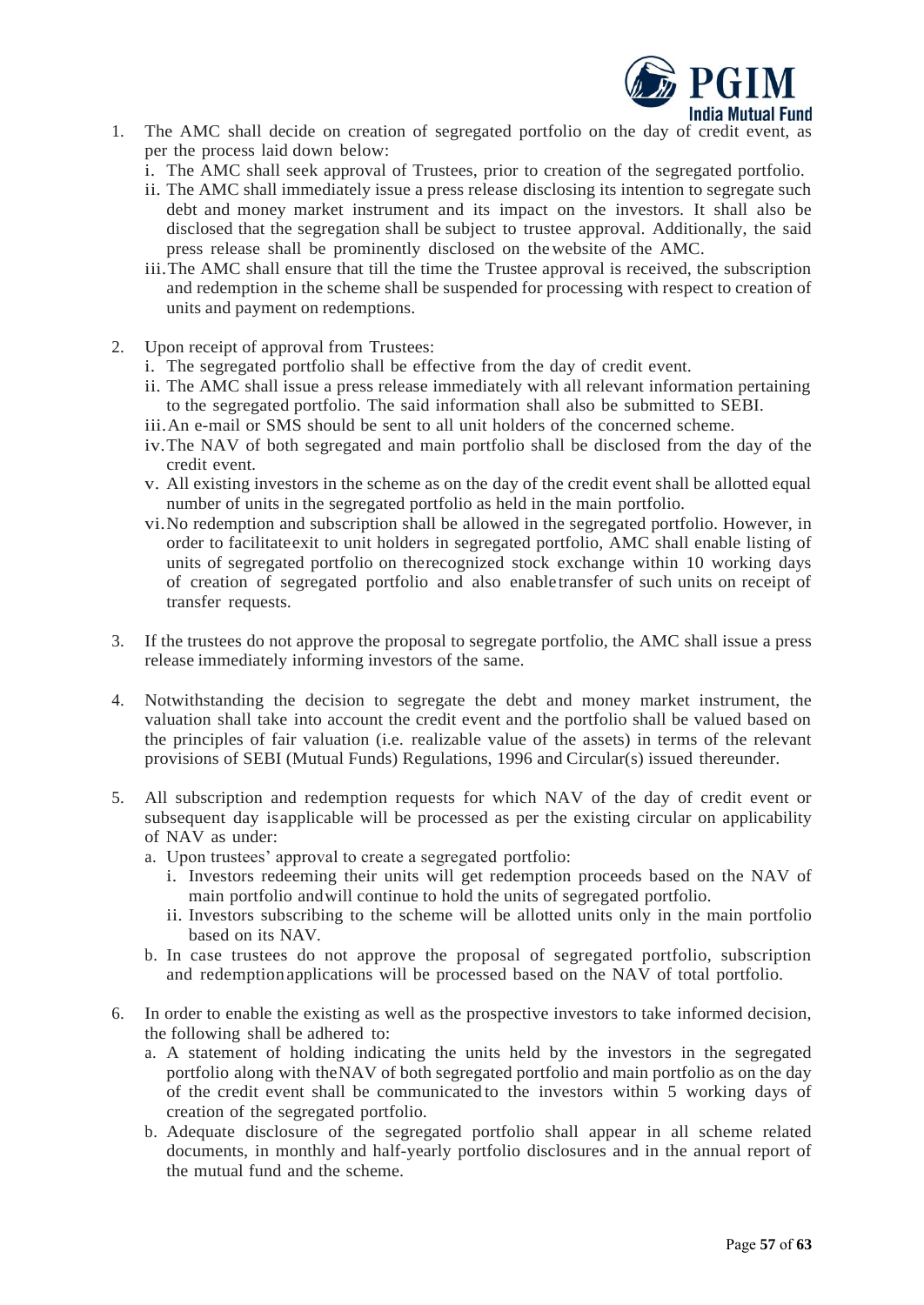1. The AMC shall decide on creation of segregated portfolio on the day of credit event, as per the process laid down below:
   i. The AMC shall seek approval of Trustees, prior to creation of the segregated portfolio.
   ii. The AMC shall immediately issue a press release disclosing its intention to segregate such debt and money market instrument and its impact on the investors. It shall also be disclosed that the segregation shall be subject to trustee approval. Additionally, the said press release shall be prominently disclosed on the website of the AMC.
   iii. The AMC shall ensure that till the time the Trustee approval is received, the subscription and redemption in the scheme shall be suspended for processing with respect to creation of units and payment on redemptions.

2. Upon receipt of approval from Trustees:
   i. The segregated portfolio shall be effective from the day of credit event.
   ii. The AMC shall issue a press release immediately with all relevant information pertaining to the segregated portfolio. The said information shall also be submitted to SEBI.
   iii. An e-mail or SMS should be sent to all unit holders of the concerned scheme.
   iv. The NAV of both segregated and main portfolio shall be disclosed from the day of the credit event.
   v. All existing investors in the scheme as on the day of the credit event shall be allotted equal number of units in the segregated portfolio as held in the main portfolio.
   vi. No redemption and subscription shall be allowed in the segregated portfolio. However, in order to facilitate exit to unit holders in segregated portfolio, AMC shall enable listing of units of segregated portfolio on the recognized stock exchange within 10 working days of creation of segregated portfolio and also enable transfer of such units on receipt of transfer requests.

3. If the trustees do not approve the proposal to segregate portfolio, the AMC shall issue a press release immediately informing investors of the same.

4. Notwithstanding the decision to segregate the debt and money market instrument, the valuation shall take into account the credit event and the portfolio shall be valued based on the principles of fair valuation (i.e. realizable value of the assets) in terms of the relevant provisions of SEBI (Mutual Funds) Regulations, 1996 and Circular(s) issued thereunder.

5. All subscription and redemption requests for which NAV of the day of credit event or subsequent day is applicable will be processed as per the existing circular on applicability of NAV as under:
   a. Upon trustees' approval to create a segregated portfolio:
      i. Investors redeeming their units will get redemption proceeds based on the NAV of main portfolio and will continue to hold the units of segregated portfolio.
      ii. Investors subscribing to the scheme will be allotted units only in the main portfolio based on its NAV.
   b. In case trustees do not approve the proposal of segregated portfolio, subscription and redemption applications will be processed based on the NAV of total portfolio.

6. In order to enable the existing as well as the prospective investors to take informed decision, the following shall be adhered to:
   a. A statement of holding indicating the units held by the investors in the segregated portfolio along with the NAV of both segregated portfolio and main portfolio as on the day of the credit event shall be communicated to the investors within 5 working days of creation of the segregated portfolio.
   b. Adequate disclosure of the segregated portfolio shall appear in all scheme related documents, in monthly and half-yearly portfolio disclosures and in the annual report of the mutual fund and the scheme.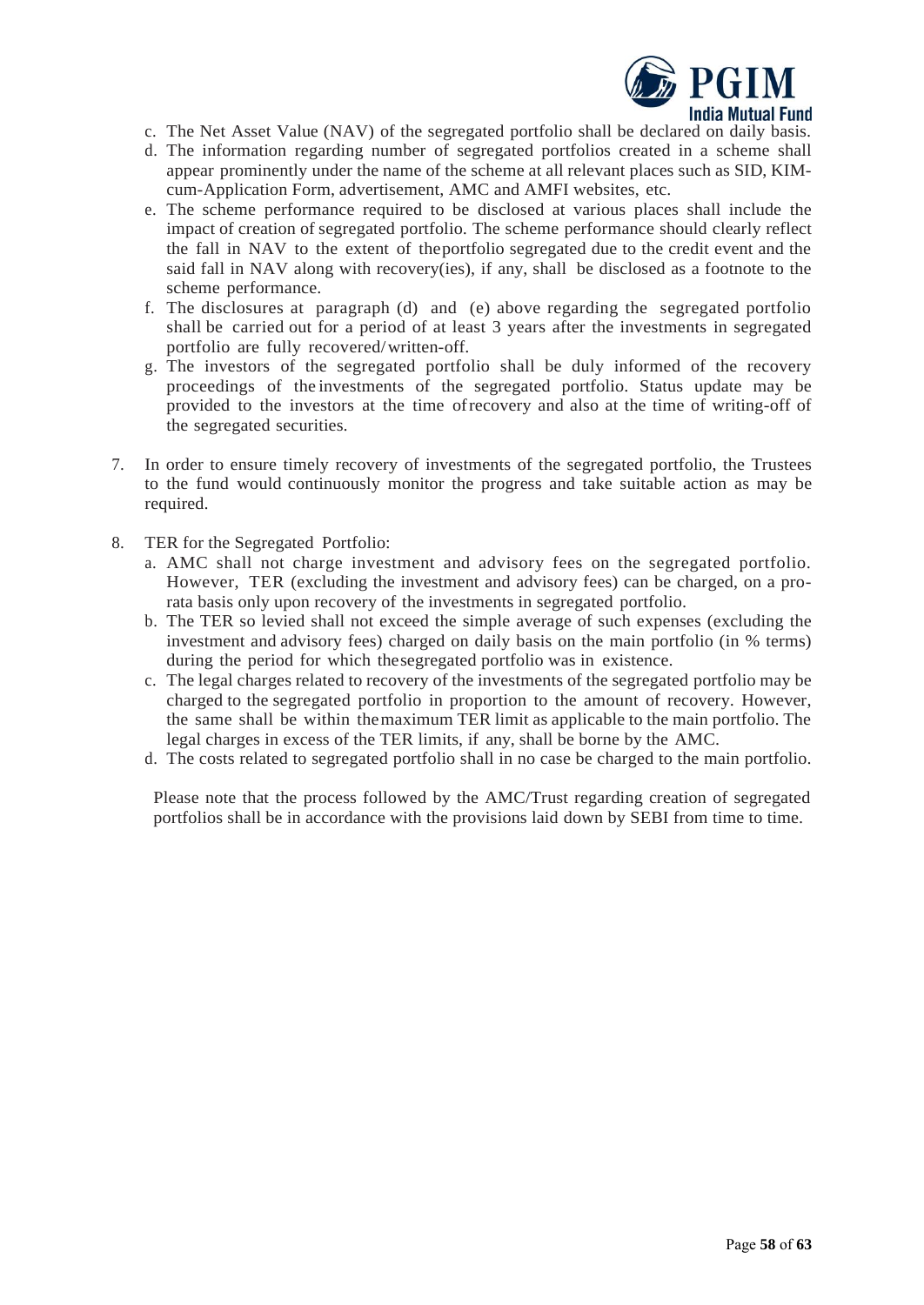c. The Net Asset Value (NAV) of the segregated portfolio shall be declared on daily basis.
d. The information regarding number of segregated portfolios created in a scheme shall appear prominently under the name of the scheme at all relevant places such as SID, KIM-cum-Application Form, advertisement, AMC and AMFI websites, etc.
e. The scheme performance required to be disclosed at various places shall include the impact of creation of segregated portfolio. The scheme performance should clearly reflect the fall in NAV to the extent of the portfolio segregated due to the credit event and the said fall in NAV along with recovery(ies), if any, shall be disclosed as a footnote to the scheme performance.
f. The disclosures at paragraph (d) and (e) above regarding the segregated portfolio shall be carried out for a period of at least 3 years after the investments in segregated portfolio are fully recovered/ written-off.
g. The investors of the segregated portfolio shall be duly informed of the recovery proceedings of the investments of the segregated portfolio. Status update may be provided to the investors at the time of recovery and also at the time of writing-off of the segregated securities.

7. In order to ensure timely recovery of investments of the segregated portfolio, the Trustees to the fund would continuously monitor the progress and take suitable action as may be required.

8. TER for the Segregated Portfolio:
   a. AMC shall not charge investment and advisory fees on the segregated portfolio. However, TER (excluding the investment and advisory fees) can be charged, on a pro-rata basis only upon recovery of the investments in segregated portfolio.
   b. The TER so levied shall not exceed the simple average of such expenses (excluding the investment and advisory fees) charged on daily basis on the main portfolio (in % terms) during the period for which the segregated portfolio was in existence.
   c. The legal charges related to recovery of the investments of the segregated portfolio may be charged to the segregated portfolio in proportion to the amount of recovery. However, the same shall be within the maximum TER limit as applicable to the main portfolio. The legal charges in excess of the TER limits, if any, shall be borne by the AMC.
   d. The costs related to segregated portfolio shall in no case be charged to the main portfolio.

Please note that the process followed by the AMC/Trust regarding creation of segregated portfolios shall be in accordance with the provisions laid down by SEBI from time to time.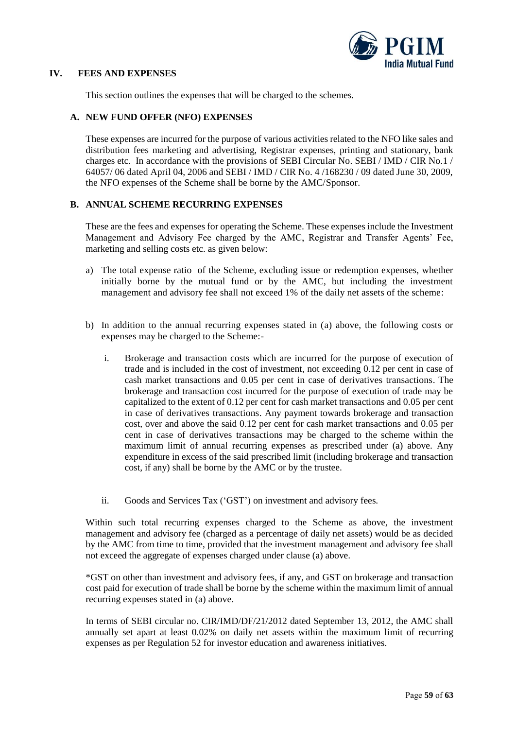## IV. FEES AND EXPENSES

This section outlines the expenses that will be charged to the schemes.

### A. NEW FUND OFFER (NFO) EXPENSES

These expenses are incurred for the purpose of various activities related to the NFO like sales and distribution fees marketing and advertising, Registrar expenses, printing and stationary, bank charges etc. In accordance with the provisions of SEBI Circular No. SEBI / IMD / CIR No.1 / 64057/ 06 dated April 04, 2006 and SEBI / IMD / CIR No. 4 /168230 / 09 dated June 30, 2009, the NFO expenses of the Scheme shall be borne by the AMC/Sponsor.

### B. ANNUAL SCHEME RECURRING EXPENSES

These are the fees and expenses for operating the Scheme. These expenses include the Investment Management and Advisory Fee charged by the AMC, Registrar and Transfer Agents' Fee, marketing and selling costs etc. as given below:

a) The total expense ratio of the Scheme, excluding issue or redemption expenses, whether initially borne by the mutual fund or by the AMC, but including the investment management and advisory fee shall not exceed 1% of the daily net assets of the scheme:

b) In addition to the annual recurring expenses stated in (a) above, the following costs or expenses may be charged to the Scheme:-

   i. Brokerage and transaction costs which are incurred for the purpose of execution of trade and is included in the cost of investment, not exceeding 0.12 per cent in case of cash market transactions and 0.05 per cent in case of derivatives transactions. The brokerage and transaction cost incurred for the purpose of execution of trade may be capitalized to the extent of 0.12 per cent for cash market transactions and 0.05 per cent in case of derivatives transactions. Any payment towards brokerage and transaction cost, over and above the said 0.12 per cent for cash market transactions and 0.05 per cent in case of derivatives transactions may be charged to the scheme within the maximum limit of annual recurring expenses as prescribed under (a) above. Any expenditure in excess of the said prescribed limit (including brokerage and transaction cost, if any) shall be borne by the AMC or by the trustee.

   ii. Goods and Services Tax ('GST') on investment and advisory fees.

Within such total recurring expenses charged to the Scheme as above, the investment management and advisory fee (charged as a percentage of daily net assets) would be as decided by the AMC from time to time, provided that the investment management and advisory fee shall not exceed the aggregate of expenses charged under clause (a) above.

*GST on other than investment and advisory fees, if any, and GST on brokerage and transaction cost paid for execution of trade shall be borne by the scheme within the maximum limit of annual recurring expenses stated in (a) above.

In terms of SEBI circular no. CIR/IMD/DF/21/2012 dated September 13, 2012, the AMC shall annually set apart at least 0.02% on daily net assets within the maximum limit of recurring expenses as per Regulation 52 for investor education and awareness initiatives.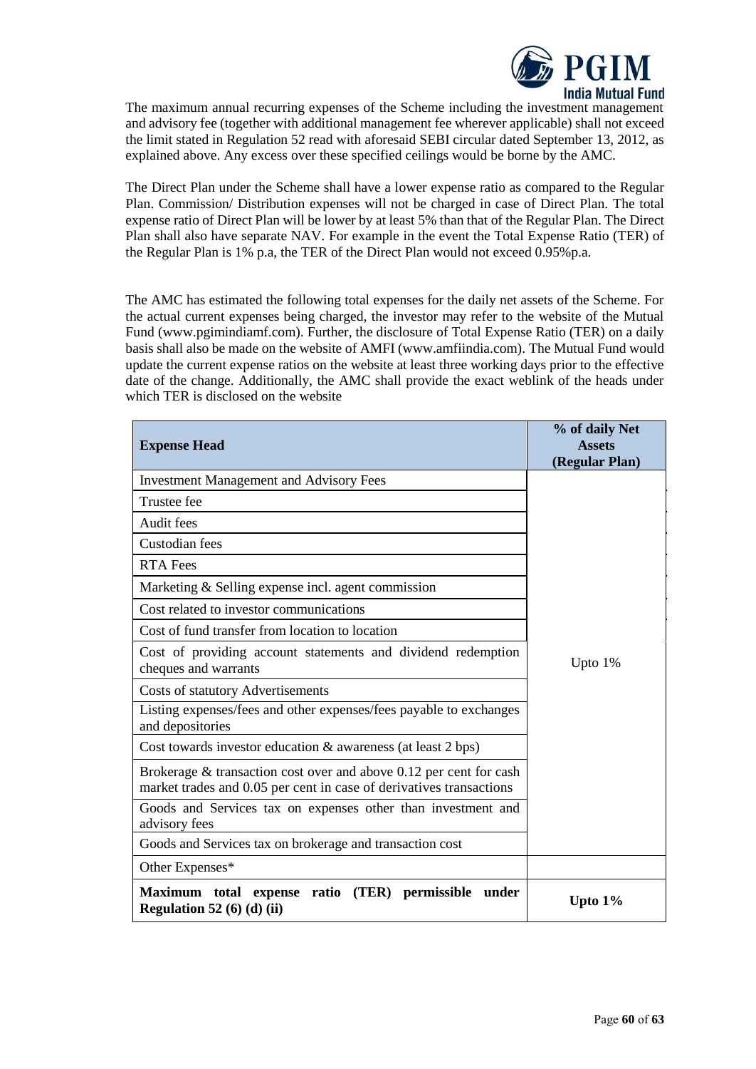The maximum annual recurring expenses of the Scheme including the investment management and advisory fee (together with additional management fee wherever applicable) shall not exceed the limit stated in Regulation 52 read with aforesaid SEBI circular dated September 13, 2012, as explained above. Any excess over these specified ceilings would be borne by the AMC.

The Direct Plan under the Scheme shall have a lower expense ratio as compared to the Regular Plan. Commission/ Distribution expenses will not be charged in case of Direct Plan. The total expense ratio of Direct Plan will be lower by at least 5% than that of the Regular Plan. The Direct Plan shall also have separate NAV. For example in the event the Total Expense Ratio (TER) of the Regular Plan is 1% p.a, the TER of the Direct Plan would not exceed 0.95%p.a.

The AMC has estimated the following total expenses for the daily net assets of the Scheme. For the actual current expenses being charged, the investor may refer to the website of the Mutual Fund (www.pgimindiamf.com). Further, the disclosure of Total Expense Ratio (TER) on a daily basis shall also be made on the website of AMFI (www.amfiindia.com). The Mutual Fund would update the current expense ratios on the website at least three working days prior to the effective date of the change. Additionally, the AMC shall provide the exact weblink of the heads under which TER is disclosed on the website

| **Expense Head** | **% of daily Net Assets (Regular Plan)** |
|---|---|
| Investment Management and Advisory Fees | Upto 1% |
| Trustee fee | |
| Audit fees | |
| Custodian fees | |
| RTA Fees | |
| Marketing & Selling expense incl. agent commission | |
| Cost related to investor communications | |
| Cost of fund transfer from location to location | |
| Cost of providing account statements and dividend redemption cheques and warrants | |
| Costs of statutory Advertisements | |
| Listing expenses/fees and other expenses/fees payable to exchanges and depositories | |
| Cost towards investor education & awareness (at least 2 bps) | |
| Brokerage & transaction cost over and above 0.12 per cent for cash market trades and 0.05 per cent in case of derivatives transactions | |
| Goods and Services tax on expenses other than investment and advisory fees | |
| Goods and Services tax on brokerage and transaction cost | |
| Other Expenses* | |
| **Maximum total expense ratio (TER) permissible under Regulation 52 (6) (d) (ii)** | **Upto 1%** |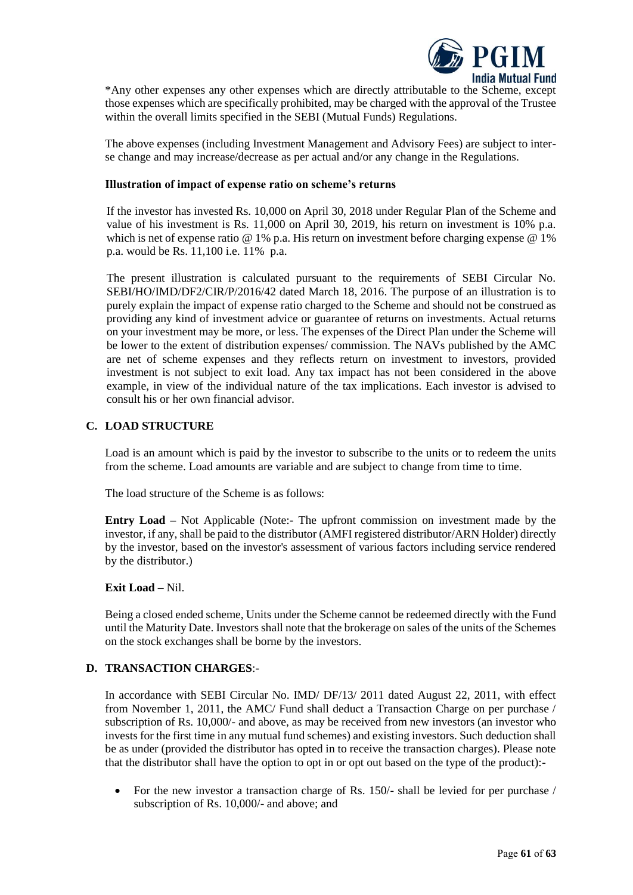*Any other expenses any other expenses which are directly attributable to the Scheme, except those expenses which are specifically prohibited, may be charged with the approval of the Trustee within the overall limits specified in the SEBI (Mutual Funds) Regulations.

The above expenses (including Investment Management and Advisory Fees) are subject to inter-se change and may increase/decrease as per actual and/or any change in the Regulations.

**Illustration of impact of expense ratio on scheme's returns**

If the investor has invested Rs. 10,000 on April 30, 2018 under Regular Plan of the Scheme and value of his investment is Rs. 11,000 on April 30, 2019, his return on investment is 10% p.a. which is net of expense ratio @ 1% p.a. His return on investment before charging expense @ 1% p.a. would be Rs. 11,100 i.e. 11% p.a.

The present illustration is calculated pursuant to the requirements of SEBI Circular No. SEBI/HO/IMD/DF2/CIR/P/2016/42 dated March 18, 2016. The purpose of an illustration is to purely explain the impact of expense ratio charged to the Scheme and should not be construed as providing any kind of investment advice or guarantee of returns on investments. Actual returns on your investment may be more, or less. The expenses of the Direct Plan under the Scheme will be lower to the extent of distribution expenses/ commission. The NAVs published by the AMC are net of scheme expenses and they reflects return on investment to investors, provided investment is not subject to exit load. Any tax impact has not been considered in the above example, in view of the individual nature of the tax implications. Each investor is advised to consult his or her own financial advisor.

## C. LOAD STRUCTURE

Load is an amount which is paid by the investor to subscribe to the units or to redeem the units from the scheme. Load amounts are variable and are subject to change from time to time.

The load structure of the Scheme is as follows:

**Entry Load –** Not Applicable (Note:- The upfront commission on investment made by the investor, if any, shall be paid to the distributor (AMFI registered distributor/ARN Holder) directly by the investor, based on the investor's assessment of various factors including service rendered by the distributor.)

**Exit Load –** Nil.

Being a closed ended scheme, Units under the Scheme cannot be redeemed directly with the Fund until the Maturity Date. Investors shall note that the brokerage on sales of the units of the Schemes on the stock exchanges shall be borne by the investors.

## D. TRANSACTION CHARGES:-

In accordance with SEBI Circular No. IMD/ DF/13/ 2011 dated August 22, 2011, with effect from November 1, 2011, the AMC/ Fund shall deduct a Transaction Charge on per purchase / subscription of Rs. 10,000/- and above, as may be received from new investors (an investor who invests for the first time in any mutual fund schemes) and existing investors. Such deduction shall be as under (provided the distributor has opted in to receive the transaction charges). Please note that the distributor shall have the option to opt in or opt out based on the type of the product):-

- For the new investor a transaction charge of Rs. 150/- shall be levied for per purchase / subscription of Rs. 10,000/- and above; and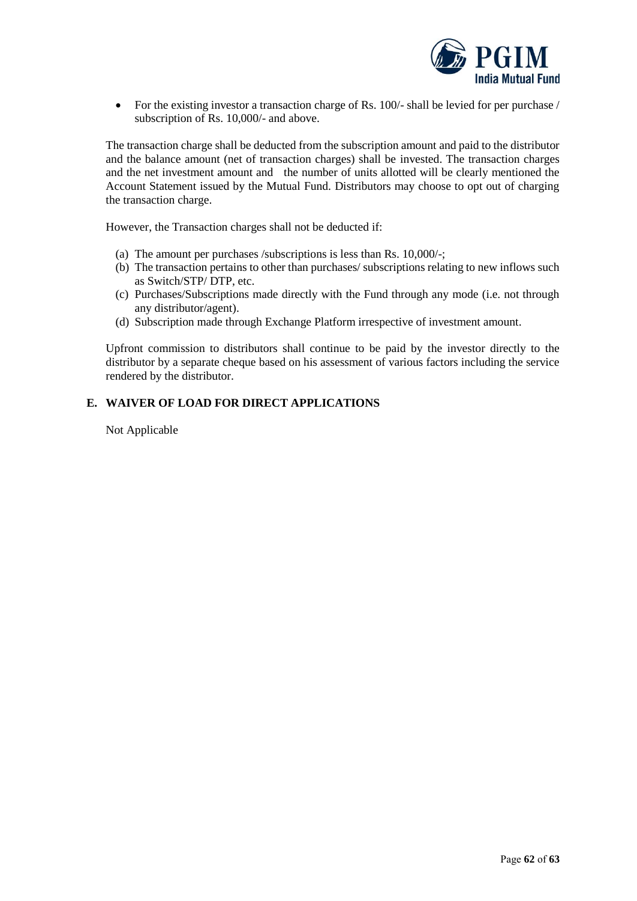- For the existing investor a transaction charge of Rs. 100/- shall be levied for per purchase / subscription of Rs. 10,000/- and above.

The transaction charge shall be deducted from the subscription amount and paid to the distributor and the balance amount (net of transaction charges) shall be invested. The transaction charges and the net investment amount and the number of units allotted will be clearly mentioned the Account Statement issued by the Mutual Fund. Distributors may choose to opt out of charging the transaction charge.

However, the Transaction charges shall not be deducted if:

(a) The amount per purchases /subscriptions is less than Rs. 10,000/-;
(b) The transaction pertains to other than purchases/ subscriptions relating to new inflows such as Switch/STP/ DTP, etc.
(c) Purchases/Subscriptions made directly with the Fund through any mode (i.e. not through any distributor/agent).
(d) Subscription made through Exchange Platform irrespective of investment amount.

Upfront commission to distributors shall continue to be paid by the investor directly to the distributor by a separate cheque based on his assessment of various factors including the service rendered by the distributor.

## E. WAIVER OF LOAD FOR DIRECT APPLICATIONS

Not Applicable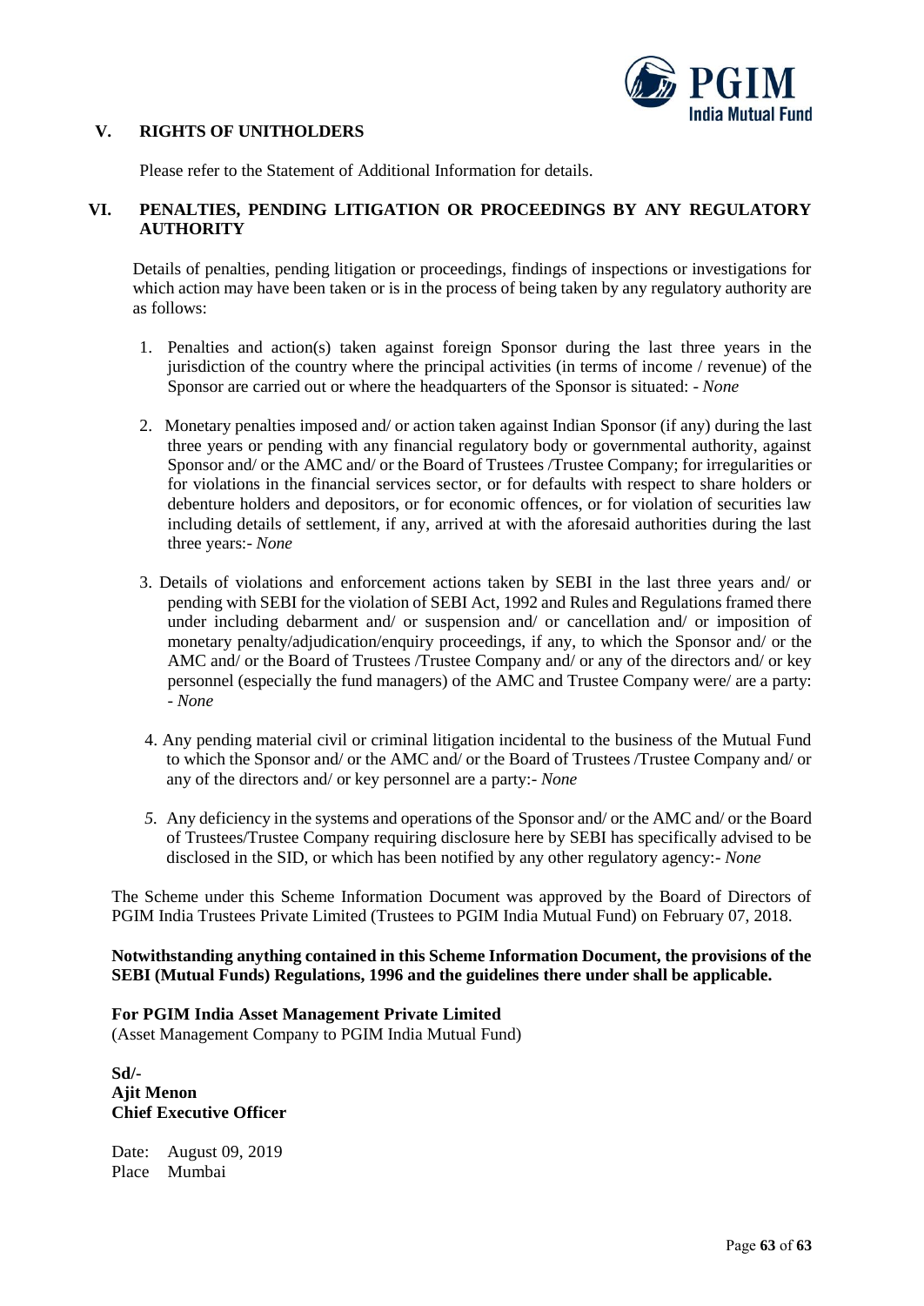## V. RIGHTS OF UNITHOLDERS

Please refer to the Statement of Additional Information for details.

## VI. PENALTIES, PENDING LITIGATION OR PROCEEDINGS BY ANY REGULATORY AUTHORITY

Details of penalties, pending litigation or proceedings, findings of inspections or investigations for which action may have been taken or is in the process of being taken by any regulatory authority are as follows:

1. Penalties and action(s) taken against foreign Sponsor during the last three years in the jurisdiction of the country where the principal activities (in terms of income / revenue) of the Sponsor are carried out or where the headquarters of the Sponsor is situated: - *None*

2. Monetary penalties imposed and/ or action taken against Indian Sponsor (if any) during the last three years or pending with any financial regulatory body or governmental authority, against Sponsor and/ or the AMC and/ or the Board of Trustees /Trustee Company; for irregularities or for violations in the financial services sector, or for defaults with respect to share holders or debenture holders and depositors, or for economic offences, or for violation of securities law including details of settlement, if any, arrived at with the aforesaid authorities during the last three years:- *None*

3. Details of violations and enforcement actions taken by SEBI in the last three years and/ or pending with SEBI for the violation of SEBI Act, 1992 and Rules and Regulations framed there under including debarment and/ or suspension and/ or cancellation and/ or imposition of monetary penalty/adjudication/enquiry proceedings, if any, to which the Sponsor and/ or the AMC and/ or the Board of Trustees /Trustee Company and/ or any of the directors and/ or key personnel (especially the fund managers) of the AMC and Trustee Company were/ are a party: - *None*

4. Any pending material civil or criminal litigation incidental to the business of the Mutual Fund to which the Sponsor and/ or the AMC and/ or the Board of Trustees /Trustee Company and/ or any of the directors and/ or key personnel are a party:- *None*

5. Any deficiency in the systems and operations of the Sponsor and/ or the AMC and/ or the Board of Trustees/Trustee Company requiring disclosure here by SEBI has specifically advised to be disclosed in the SID, or which has been notified by any other regulatory agency:- *None*

The Scheme under this Scheme Information Document was approved by the Board of Directors of PGIM India Trustees Private Limited (Trustees to PGIM India Mutual Fund) on February 07, 2018.

**Notwithstanding anything contained in this Scheme Information Document, the provisions of the SEBI (Mutual Funds) Regulations, 1996 and the guidelines there under shall be applicable.**

**For PGIM India Asset Management Private Limited**
(Asset Management Company to PGIM India Mutual Fund)

**Sd/-**
**Ajit Menon**
**Chief Executive Officer**

Date: August 09, 2019
Place Mumbai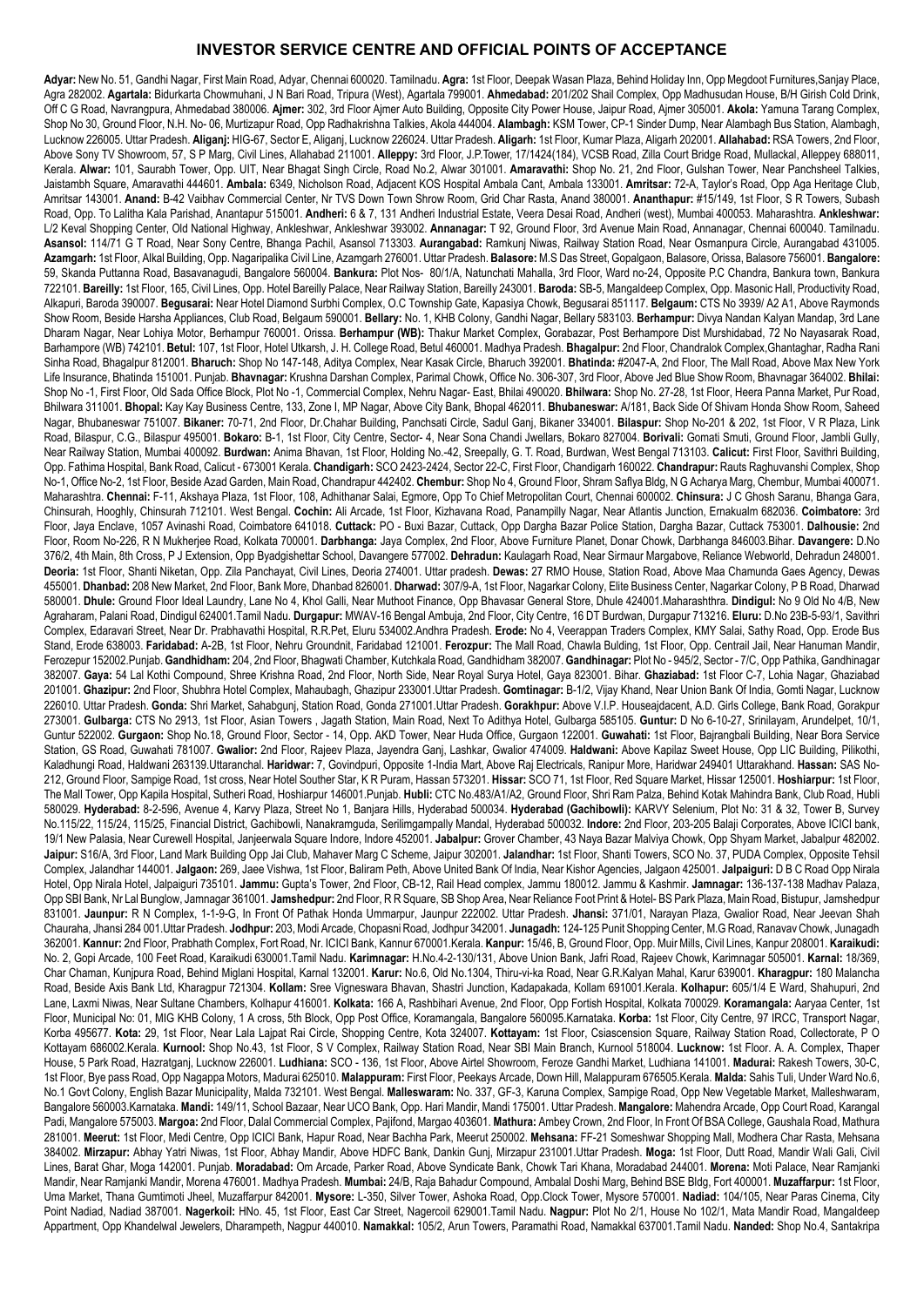# INVESTOR SERVICE CENTRE AND OFFICIAL POINTS OF ACCEPTANCE

**Adyar:** New No. 51, Gandhi Nagar, First Main Road, Adyar, Chennai 600020. Tamilnadu. **Agra:** 1st Floor, Deepak Wasan Plaza, Behind Holiday Inn, Opp Megdoot Furnitures,Sanjay Place, Agra 282002. **Agartala:** Bidurkarta Chowmuhani, J N Bari Road, Tripura (West), Agartala 799001. **Ahmedabad:** 201/202 Shail Complex, Opp Madhusudan House, B/H Girish Cold Drink, Off C G Road, Navrangpura, Ahmedabad 380006. **Ajmer:** 302, 3rd Floor Ajmer Auto Building, Opposite City Power House, Jaipur Road, Ajmer 305001. **Akola:** Yamuna Tarang Complex, Shop No 30, Ground Floor, N.H. No- 06, Murtizapur Road, Opp Radhakrishna Talkies, Akola 444004. **Alambagh:** KSM Tower, CP-1 Sinder Dump, Near Alambagh Bus Station, Alambagh, Lucknow 226005. Uttar Pradesh. **Aliganj:** HIG-67, Sector E, Aliganj, Lucknow 226024. Uttar Pradesh. **Aligarh:** 1st Floor, Kumar Plaza, Aligarh 202001. **Allahabad:** RSA Towers, 2nd Floor, Above Sony TV Showroom, 57, S P Marg, Civil Lines, Allahabad 211001. **Alleppey:** 3rd Floor, J.P.Tower, 17/1424(184), VCSB Road, Zilla Court Bridge Road, Mullackal, Alleppey 688011, Kerala. **Alwar:** 101, Saurabh Tower, Opp. UIT, Near Bhagat Singh Circle, Road No.2, Alwar 301001. **Amaravathi:** Shop No. 21, 2nd Floor, Gulshan Tower, Near Panchsheel Talkies, Jaistambh Square, Amaravathi 444601. **Ambala:** 6349, Nicholson Road, Adjacent KOS Hospital Ambala Cant, Ambala 133001. **Amritsar:** 72-A, Taylor's Road, Opp Aga Heritage Club, Amritsar 143001. **Anand:** B-42 Vaibhav Commercial Center, Nr TVS Down Town Shrow Room, Grid Char Rasta, Anand 380001. **Ananthapur:** #15/149, 1st Floor, S R Towers, Subash Road, Opp. To Lalitha Kala Parishad, Anantapur 515001. **Andheri:** 6 & 7, 131 Andheri Industrial Estate, Veera Desai Road, Andheri (west), Mumbai 400053. Maharashtra. **Ankleshwar:** L/2 Keval Shopping Center, Old National Highway, Ankleshwar, Ankleshwar 393002. **Annanagar:** T 92, Ground Floor, 3rd Avenue Main Road, Annanagar, Chennai 600040. Tamilnadu. **Asansol:** 114/71 G T Road, Near Sony Centre, Bhanga Pachil, Asansol 713303. **Aurangabad:** Ramkunj Niwas, Railway Station Road, Near Osmanpura Circle, Aurangabad 431005. **Azamgarh:** 1st Floor, Alkal Building, Opp. Nagaripalika Civil Line, Azamgarh 276001. Uttar Pradesh. **Balasore:** M.S Das Street, Gopalgaon, Balasore, Orissa, Balasore 756001. **Bangalore:** 59, Skanda Puttanna Road, Basavanagudi, Bangalore 560004. **Bankura:** Plot Nos- 80/1/A, Natunchati Mahalla, 3rd Floor, Ward no-24, Opposite P.C Chandra, Bankura town, Bankura 722101. **Bareilly:** 1st Floor, 165, Civil Lines, Opp. Hotel Bareilly Palace, Near Railway Station, Bareilly 243001. **Baroda:** SB-5, Mangaldeep Complex, Opp. Masonic Hall, Productivity Road, Alkapuri, Baroda 390007. **Begusarai:** Near Hotel Diamond Surbhi Complex, O.C Township Gate, Kapasiya Chowk, Begusarai 851117. **Belgaum:** CTS No 3939/ A2 A1, Above Raymonds Show Room, Beside Harsha Appliances, Club Road, Belgaum 590001. **Bellary:** No. 1, KHB Colony, Gandhi Nagar, Bellary 583103. **Berhampur:** Divya Nandan Kalyan Mandap, 3rd Lane Dharam Nagar, Near Lohiya Motor, Berhampur 760001. Orissa. **Berhampur (WB):** Thakur Market Complex, Gorabazar, Post Berhampore Dist Murshidabad, 72 No Nayasarak Road, Barhampore (WB) 742101. **Betul:** 107, 1st Floor, Hotel Utkarsh, J. H. College Road, Betul 460001. Madhya Pradesh. **Bhagalpur:** 2nd Floor, Chandralok Complex,Ghantaghar, Radha Rani Sinha Road, Bhagalpur 812001. **Bharuch:** Shop No 147-148, Aditya Complex, Near Kasak Circle, Bharuch 392001. **Bhatinda:** #2047-A, 2nd Floor, The Mall Road, Above Max New York Life Insurance, Bhatinda 151001. Punjab. **Bhavnagar:** Krushna Darshan Complex, Parimal Chowk, Office No. 306-307, 3rd Floor, Above Jed Blue Show Room, Bhavnagar 364002. **Bhilai:** Shop No -1, First Floor, Old Sada Office Block, Plot No -1, Commercial Complex, Nehru Nagar- East, Bhilai 490020. **Bhilwara:** Shop No. 27-28, 1st Floor, Heera Panna Market, Pur Road, Bhilwara 311001. **Bhopal:** Kay Kay Business Centre, 133, Zone I, MP Nagar, Above City Bank, Bhopal 462011. **Bhubaneswar:** A/181, Back Side Of Shivam Honda Show Room, Saheed Nagar, Bhubaneswar 751007. **Bikaner:** 70-71, 2nd Floor, Dr.Chahar Building, Panchsati Circle, Sadul Ganj, Bikaner 334001. **Bilaspur:** Shop No-201 & 202, 1st Floor, V R Plaza, Link Road, Bilaspur, C.G., Bilaspur 495001. **Bokaro:** B-1, 1st Floor, City Centre, Sector- 4, Near Sona Chandi Jwellars, Bokaro 827004. **Borivali:** Gomati Smuti, Ground Floor, Jambli Gully, Near Railway Station, Mumbai 400092. **Burdwan:** Anima Bhavan, 1st Floor, Holding No.-42, Sreepally, G. T. Road, Burdwan, West Bengal 713103. **Calicut:** First Floor, Savithri Building, Opp. Fathima Hospital, Bank Road, Calicut - 673001 Kerala. **Chandigarh:** SCO 2423-2424, Sector 22-C, First Floor, Chandigarh 160022. **Chandrapur:** Rauts Raghuvanshi Complex, Shop No-1, Office No-2, 1st Floor, Beside Azad Garden, Main Road, Chandrapur 442402. **Chembur:** Shop No 4, Ground Floor, Shram Saflya Bldg, N G Acharya Marg, Chembur, Mumbai 400071. Maharashtra. **Chennai:** F-11, Akshaya Plaza, 1st Floor, 108, Adhithanar Salai, Egmore, Opp To Chief Metropolitan Court, Chennai 600002. **Chinsura:** J C Ghosh Saranu, Bhanga Gara, Chinsurah, Hooghly, Chinsurah 712101. West Bengal. **Cochin:** Ali Arcade, 1st Floor, Kizhavana Road, Panampilly Nagar, Near Atlantis Junction, Ernakualm 682036. **Coimbatore:** 3rd Floor, Jaya Enclave, 1057 Avinashi Road, Coimbatore 641018. **Cuttack:** PO - Buxi Bazar, Cuttack, Opp Dargha Bazar Police Station, Dargha Bazar, Cuttack 753001. **Dalhousie:** 2nd Floor, Room No-226, R N Mukherjee Road, Kolkata 700001. **Darbhanga:** Jaya Complex, 2nd Floor, Above Furniture Planet, Donar Chowk, Darbhanga 846003.Bihar. **Davangere:** D.No 376/2, 4th Main, 8th Cross, P J Extension, Opp Byadgishettar School, Davangere 577002. **Dehradun:** Kaulagarh Road, Near Sirmaur Margabove, Reliance Webworld, Dehradun 248001. **Deoria:** 1st Floor, Shanti Niketan, Opp. Zila Panchayat, Civil Lines, Deoria 274001. Uttar pradesh. **Dewas:** 27 RMO House, Station Road, Above Maa Chamunda Gaes Agency, Dewas 455001. **Dhanbad:** 208 New Market, 2nd Floor, Bank More, Dhanbad 826001. **Dharwad:** 307/9-A, 1st Floor, Nagarkar Colony, Elite Business Center, Nagarkar Colony, P B Road, Dharwad 580001. **Dhule:** Ground Floor Ideal Laundry, Lane No 4, Khol Galli, Near Muthoot Finance, Opp Bhavasar General Store, Dhule 424001.Maharashthra. **Dindigul:** No 9 Old No 4/B, New Agraharam, Palani Road, Dindigul 624001.Tamil Nadu. **Durgapur:** MWAV-16 Bengal Ambuja, 2nd Floor, City Centre, 16 DT Burdwan, Durgapur 713216. **Eluru:** D.No 23B-5-93/1, Savithri Complex, Edaravari Street, Near Dr. Prabhavathi Hospital, R.R.Pet, Eluru 534002.Andhra Pradesh. **Erode:** No 4, Veerappan Traders Complex, KMY Salai, Sathy Road, Opp. Erode Bus Stand, Erode 638003. **Faridabad:** A-2B, 1st Floor, Nehru Groundnit, Faridabad 121001. **Ferozpur:** The Mall Road, Chawla Bulding, 1st Floor, Opp. Centrail Jail, Near Hanuman Mandir, Ferozepur 152002.Punjab. **Gandhidham:** 204, 2nd Floor, Bhagwati Chamber, Kutchkala Road, Gandhidham 382007. **Gandhinagar:** Plot No - 945/2, Sector - 7/C, Opp Pathika, Gandhinagar 382007. **Gaya:** 54 Lal Kothi Compound, Shree Krishna Road, 2nd Floor, North Side, Near Royal Surya Hotel, Gaya 823001. Bihar. **Ghaziabad:** 1st Floor C-7, Lohia Nagar, Ghaziabad 201001. **Ghazipur:** 2nd Floor, Shubhra Hotel Complex, Mahaubagh, Ghazipur 233001.Uttar Pradesh. **Gomtinagar:** B-1/2, Vijay Khand, Near Union Bank Of India, Gomti Nagar, Lucknow 226010. Uttar Pradesh. **Gonda:** Shri Market, Sahabgunj, Station Road, Gonda 271001.Uttar Pradesh. **Gorakhpur:** Above V.I.P. Houseajdacent, A.D. Girls College, Bank Road, Gorakpur 273001. **Gulbarga:** CTS No 2913, 1st Floor, Asian Towers , Jagath Station, Main Road, Next To Adithya Hotel, Gulbarga 585105. **Guntur:** D No 6-10-27, Srinilayam, Arundelpet, 10/1, Guntur 522002. **Gurgaon:** Shop No.18, Ground Floor, Sector - 14, Opp. AKD Tower, Near Huda Office, Gurgaon 122001. **Guwahati:** 1st Floor, Bajrangbali Building, Near Bora Service Station, GS Road, Guwahati 781007. **Gwalior:** 2nd Floor, Rajeev Plaza, Jayendra Ganj, Lashkar, Gwalior 474009. **Haldwani:** Above Kapilaz Sweet House, Opp LIC Building, Pilikothi, Kaladhungi Road, Haldwani 263139.Uttaranchal. **Haridwar:** 7, Govindpuri, Opposite 1-India Mart, Above Raj Electricals, Ranipur More, Haridwar 249401 Uttarakhand. **Hassan:** SAS No-212, Ground Floor, Sampige Road, 1st cross, Near Hotel Souther Star, K R Puram, Hassan 573201. **Hissar:** SCO 71, 1st Floor, Red Square Market, Hissar 125001. **Hoshiarpur:** 1st Floor, The Mall Tower, Opp Kapila Hospital, Sutheri Road, Hoshiarpur 146001.Punjab. **Hubli:** CTC No.483/A1/A2, Ground Floor, Shri Ram Palza, Behind Kotak Mahindra Bank, Club Road, Hubli 580029. **Hyderabad:** 8-2-596, Avenue 4, Karvy Plaza, Street No 1, Banjara Hills, Hyderabad 500034. **Hyderabad (Gachibowli):** KARVY Selenium, Plot No: 31 & 32, Tower B, Survey No.115/22, 115/24, 115/25, Financial District, Gachibowli, Nanakramguda, Serilimgampally Mandal, Hyderabad 500032. **Indore:** 2nd Floor, 203-205 Balaji Corporates, Above ICICI bank, 19/1 New Palasia, Near Curewell Hospital, Janjeerwala Square Indore, Indore 452001. **Jabalpur:** Grover Chamber, 43 Naya Bazar Malviya Chowk, Opp Shyam Market, Jabalpur 482002. **Jaipur:** S16/A, 3rd Floor, Land Mark Building Opp Jai Club, Mahaver Marg C Scheme, Jaipur 302001. **Jalandhar:** 1st Floor, Shanti Towers, SCO No. 37, PUDA Complex, Opposite Tehsil Complex, Jalandhar 144001. **Jalgaon:** 269, Jaee Vishwa, 1st Floor, Baliram Peth, Above United Bank Of India, Near Kishor Agencies, Jalgaon 425001. **Jalpaiguri:** D B C Road Opp Nirala Hotel, Opp Nirala Hotel, Jalpaiguri 735101. **Jammu:** Gupta's Tower, 2nd Floor, CB-12, Rail Head complex, Jammu 180012. Jammu & Kashmir. **Jamnagar:** 136-137-138 Madhav Palaza, Opp SBI Bank, Nr Lal Bunglow, Jamnagar 361001. **Jamshedpur:** 2nd Floor, R R Square, SB Shop Area, Near Reliance Foot Print & Hotel- BS Park Plaza, Main Road, Bistupur, Jamshedpur 831001. **Jaunpur:** R N Complex, 1-1-9-G, In Front Of Pathak Honda Ummarpur, Jaunpur 222002. Uttar Pradesh. **Jhansi:** 371/01, Narayan Plaza, Gwalior Road, Near Jeevan Shah Chauraha, Jhansi 284 001.Uttar Pradesh. **Jodhpur:** 203, Modi Arcade, Chopasni Road, Jodhpur 342001. **Junagadh:** 124-125 Punit Shopping Center, M.G Road, Ranavav Chowk, Junagadh 362001. **Kannur:** 2nd Floor, Prabhath Complex, Fort Road, Nr. ICICI Bank, Kannur 670001.Kerala. **Kanpur:** 15/46, B, Ground Floor, Opp. Muir Mills, Civil Lines, Kanpur 208001. **Karaikudi:** No. 2, Gopi Arcade, 100 Feet Road, Karaikudi 630001.Tamil Nadu. **Karimnagar:** H.No.4-2-130/131, Above Union Bank, Jafri Road, Rajeev Chowk, Karimnagar 505001. **Karnal:** 18/369, Char Chaman, Kunjpura Road, Behind Miglani Hospital, Karnal 132001. **Karur:** No.6, Old No.1304, Thiru-vi-ka Road, Near G.R.Kalyan Mahal, Karur 639001. **Kharagpur:** 180 Malancha Road, Beside Axis Bank Ltd, Kharagpur 721304. **Kollam:** Sree Vigneswara Bhavan, Shastri Junction, Kadapakada, Kollam 691001.Kerala. **Kolhapur:** 605/1/4 E Ward, Shahupuri, 2nd Lane, Laxmi Niwas, Near Sultane Chambers, Kolhapur 416001. **Kolkata:** 166 A, Rashbihari Avenue, 2nd Floor, Opp Fortish Hospital, Kolkata 700029. **Koramangala:** Aaryaa Center, 1st Floor, Municipal No: 01, MIG KHB Colony, 1 A cross, 5th Block, Opp Post Office, Koramangala, Bangalore 560095.Karnataka. **Korba:** 1st Floor, City Centre, 97 IRCC, Transport Nagar, Korba 495677. **Kota:** 29, 1st Floor, Near Lala Lajpat Rai Circle, Shopping Centre, Kota 324007. **Kottayam:** 1st Floor, Csiascension Square, Railway Station Road, Collectorate, P O Kottayam 686002.Kerala. **Kurnool:** Shop No.43, 1st Floor, S V Complex, Railway Station Road, Near SBI Main Branch, Kurnool 518004. **Lucknow:** 1st Floor. A. A. Complex, Thaper House, 5 Park Road, Hazratganj, Lucknow 226001. **Ludhiana:** SCO - 136, 1st Floor, Above Airtel Showroom, Feroze Gandhi Market, Ludhiana 141001. **Madurai:** Rakesh Towers, 30-C, 1st Floor, Bye pass Road, Opp Nagappa Motors, Madurai 625010. **Malappuram:** First Floor, Peekays Arcade, Down Hill, Malappuram 676505.Kerala. **Malda:** Sahis Tuli, Under Ward No.6, No.1 Govt Colony, English Bazar Municipality, Malda 732101. West Bengal. **Malleswaram:** No. 337, GF-3, Karuna Complex, Sampige Road, Opp New Vegetable Market, Malleshwaram, Bangalore 560003.Karnataka. **Mandi:** 149/11, School Bazaar, Near UCO Bank, Opp. Hari Mandir, Mandi 175001. Uttar Pradesh. **Mangalore:** Mahendra Arcade, Opp Court Road, Karangal Padi, Mangalore 575003. **Margoa:** 2nd Floor, Dalal Commercial Complex, Pajifond, Margao 403601. **Mathura:** Ambey Crown, 2nd Floor, In Front Of BSA College, Gaushala Road, Mathura 281001. **Meerut:** 1st Floor, Medi Centre, Opp ICICI Bank, Hapur Road, Near Bachha Park, Meerut 250002. **Mehsana:** FF-21 Someshwar Shopping Mall, Modhera Char Rasta, Mehsana 384002. **Mirzapur:** Abhay Yatri Niwas, 1st Floor, Abhay Mandir, Above HDFC Bank, Dankin Gunj, Mirzapur 231001.Uttar Pradesh. **Moga:** 1st Floor, Dutt Road, Mandir Wali Gali, Civil Lines, Barat Ghar, Moga 142001. Punjab. **Moradabad:** Om Arcade, Parker Road, Above Syndicate Bank, Chowk Tari Khana, Moradabad 244001. **Morena:** Moti Palace, Near Ramjanki Mandir, Near Ramjanki Mandir, Morena 476001. Madhya Pradesh. **Mumbai:** 24/B, Raja Bahadur Compound, Ambalal Doshi Marg, Behind BSE Bldg, Fort 400001. **Muzaffarpur:** 1st Floor, Uma Market, Thana Gumtimoti Jheel, Muzaffarpur 842001. **Mysore:** L-350, Silver Tower, Ashoka Road, Opp.Clock Tower, Mysore 570001. **Nadiad:** 104/105, Near Paras Cinema, City Point Nadiad, Nadiad 387001. **Nagerkoil:** HNo. 45, 1st Floor, East Car Street, Nagercoil 629001.Tamil Nadu. **Nagpur:** Plot No 2/1, House No 102/1, Mata Mandir Road, Mangaldeep Appartment, Opp Khandelwal Jewelers, Dharampeth, Nagpur 440010. **Namakkal:** 105/2, Arun Towers, Paramathi Road, Namakkal 637001.Tamil Nadu. **Nanded:** Shop No.4, Santakripa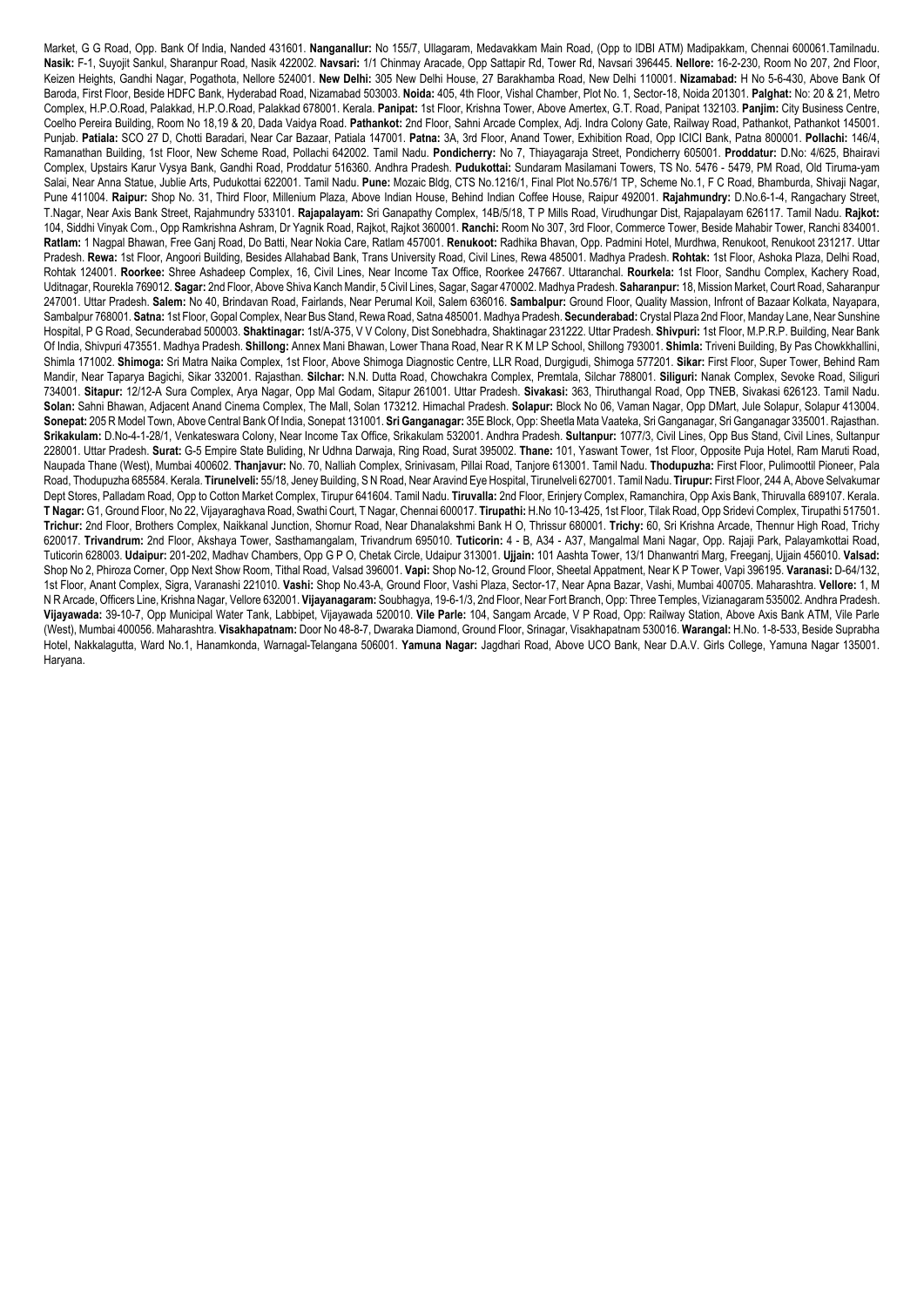Market, G G Road, Opp. Bank Of India, Nanded 431601. **Nanganallur:** No 155/7, Ullagaram, Medavakkam Main Road, (Opp to IDBI ATM) Madipakkam, Chennai 600061.Tamilnadu. **Nasik:** F-1, Suyojit Sankul, Sharanpur Road, Nasik 422002. **Navsari:** 1/1 Chinmay Aracade, Opp Sattapir Rd, Tower Rd, Navsari 396445. **Nellore:** 16-2-230, Room No 207, 2nd Floor, Keizen Heights, Gandhi Nagar, Pogathota, Nellore 524001. **New Delhi:** 305 New Delhi House, 27 Barakhamba Road, New Delhi 110001. **Nizamabad:** H No 5-6-430, Above Bank Of Baroda, First Floor, Beside HDFC Bank, Hyderabad Road, Nizamabad 503003. **Noida:** 405, 4th Floor, Vishal Chamber, Plot No. 1, Sector-18, Noida 201301. **Palghat:** No: 20 & 21, Metro Complex, H.P.O.Road, Palakkad, H.P.O.Road, Palakkad 678001. Kerala. **Panipat:** 1st Floor, Krishna Tower, Above Amertex, G.T. Road, Panipat 132103. **Panjim:** City Business Centre, Coelho Pereira Building, Room No 18,19 & 20, Dada Vaidya Road. **Pathankot:** 2nd Floor, Sahni Arcade Complex, Adj. Indra Colony Gate, Railway Road, Pathankot, Pathankot 145001. Punjab. **Patiala:** SCO 27 D, Chotti Baradari, Near Car Bazaar, Patiala 147001. **Patna:** 3A, 3rd Floor, Anand Tower, Exhibition Road, Opp ICICI Bank, Patna 800001. **Pollachi:** 146/4, Ramanathan Building, 1st Floor, New Scheme Road, Pollachi 642002. Tamil Nadu. **Pondicherry:** No 7, Thiayagaraja Street, Pondicherry 605001. **Proddatur:** D.No: 4/625, Bhairavi Complex, Upstairs Karur Vysya Bank, Gandhi Road, Proddatur 516360. Andhra Pradesh. **Pudukottai:** Sundaram Masilamani Towers, TS No. 5476 - 5479, PM Road, Old Tiruma-yam Salai, Near Anna Statue, Jublie Arts, Pudukottai 622001. Tamil Nadu. **Pune:** Mozaic Bldg, CTS No.1216/1, Final Plot No.576/1 TP, Scheme No.1, F C Road, Bhamburda, Shivaji Nagar, Pune 411004. **Raipur:** Shop No. 31, Third Floor, Millenium Plaza, Above Indian House, Behind Indian Coffee House, Raipur 492001. **Rajahmundry:** D.No.6-1-4, Rangachary Street, T.Nagar, Near Axis Bank Street, Rajahmundry 533101. **Rajapalayam:** Sri Ganapathy Complex, 14B/5/18, T P Mills Road, Virudhungar Dist, Rajapalayam 626117. Tamil Nadu. **Rajkot:** 104, Siddhi Vinyak Com., Opp Ramkrishna Ashram, Dr Yagnik Road, Rajkot, Rajkot 360001. **Ranchi:** Room No 307, 3rd Floor, Commerce Tower, Beside Mahabir Tower, Ranchi 834001. **Ratlam:** 1 Nagpal Bhawan, Free Ganj Road, Do Batti, Near Nokia Care, Ratlam 457001. **Renukoot:** Radhika Bhavan, Opp. Padmini Hotel, Murdhwa, Renukoot, Renukoot 231217. Uttar Pradesh. **Rewa:** 1st Floor, Angoori Building, Besides Allahabad Bank, Trans University Road, Civil Lines, Rewa 485001. Madhya Pradesh. **Rohtak:** 1st Floor, Ashoka Plaza, Delhi Road, Rohtak 124001. **Roorkee:** Shree Ashadeep Complex, 16, Civil Lines, Near Income Tax Office, Roorkee 247667. Uttaranchal. **Rourkela:** 1st Floor, Sandhu Complex, Kachery Road, Uditnagar, Rourekla 769012. **Sagar:** 2nd Floor, Above Shiva Kanch Mandir, 5 Civil Lines, Sagar, Sagar 470002. Madhya Pradesh. **Saharanpur:** 18, Mission Market, Court Road, Saharanpur 247001. Uttar Pradesh. **Salem:** No 40, Brindavan Road, Fairlands, Near Perumal Koil, Salem 636016. **Sambalpur:** Ground Floor, Quality Massion, Infront of Bazaar Kolkata, Nayapara, Sambalpur 768001. **Satna:** 1st Floor, Gopal Complex, Near Bus Stand, Rewa Road, Satna 485001. Madhya Pradesh. **Secunderabad:** Crystal Plaza 2nd Floor, Manday Lane, Near Sunshine Hospital, P G Road, Secunderabad 500003. **Shaktinagar:** 1st/A-375, V V Colony, Dist Sonebhadra, Shaktinagar 231222. Uttar Pradesh. **Shivpuri:** 1st Floor, M.P.R.P. Building, Near Bank Of India, Shivpuri 473551. Madhya Pradesh. **Shillong:** Annex Mani Bhawan, Lower Thana Road, Near R K M LP School, Shillong 793001. **Shimla:** Triveni Building, By Pas Chowkkhallini, Shimla 171002. **Shimoga:** Sri Matra Naika Complex, 1st Floor, Above Shimoga Diagnostic Centre, LLR Road, Durgigudi, Shimoga 577201. **Sikar:** First Floor, Super Tower, Behind Ram Mandir, Near Taparya Bagichi, Sikar 332001. Rajasthan. **Silchar:** N.N. Dutta Road, Chowchakra Complex, Premtala, Silchar 788001. **Siliguri:** Nanak Complex, Sevoke Road, Siliguri 734001. **Sitapur:** 12/12-A Sura Complex, Arya Nagar, Opp Mal Godam, Sitapur 261001. Uttar Pradesh. **Sivakasi:** 363, Thiruthangal Road, Opp TNEB, Sivakasi 626123. Tamil Nadu. **Solan:** Sahni Bhawan, Adjacent Anand Cinema Complex, The Mall, Solan 173212. Himachal Pradesh. **Solapur:** Block No 06, Vaman Nagar, Opp DMart, Jule Solapur, Solapur 413004. **Sonepat:** 205 R Model Town, Above Central Bank Of India, Sonepat 131001. **Sri Ganganagar:** 35E Block, Opp: Sheetla Mata Vaateka, Sri Ganganagar, Sri Ganganagar 335001. Rajasthan. **Srikakulam:** D.No-4-1-28/1, Venkateswara Colony, Near Income Tax Office, Srikakulam 532001. Andhra Pradesh. **Sultanpur:** 1077/3, Civil Lines, Opp Bus Stand, Civil Lines, Sultanpur 228001. Uttar Pradesh. **Surat:** G-5 Empire State Buliding, Nr Udhna Darwaja, Ring Road, Surat 395002. **Thane:** 101, Yaswant Tower, 1st Floor, Opposite Puja Hotel, Ram Maruti Road, Naupada Thane (West), Mumbai 400602. **Thanjavur:** No. 70, Nalliah Complex, Srinivasam, Pillai Road, Tanjore 613001. Tamil Nadu. **Thodupuzha:** First Floor, Pulimoottil Pioneer, Pala Road, Thodupuzha 685584. Kerala. **Tirunelveli:** 55/18, Jeney Building, S N Road, Near Aravind Eye Hospital, Tirunelveli 627001. Tamil Nadu. **Tirupur:** First Floor, 244 A, Above Selvakumar Dept Stores, Palladam Road, Opp to Cotton Market Complex, Tirupur 641604. Tamil Nadu. **Tiruvalla:** 2nd Floor, Erinjery Complex, Ramanchira, Opp Axis Bank, Thiruvalla 689107. Kerala. **T Nagar:** G1, Ground Floor, No 22, Vijayaraghava Road, Swathi Court, T Nagar, Chennai 600017. **Tirupathi:** H.No 10-13-425, 1st Floor, Tilak Road, Opp Sridevi Complex, Tirupathi 517501. **Trichur:** 2nd Floor, Brothers Complex, Naikkanal Junction, Shornur Road, Near Dhanalakshmi Bank H O, Thrissur 680001. **Trichy:** 60, Sri Krishna Arcade, Thennur High Road, Trichy 620017. **Trivandrum:** 2nd Floor, Akshaya Tower, Sasthamangalam, Trivandrum 695010. **Tuticorin:** 4 - B, A34 - A37, Mangalmal Mani Nagar, Opp. Rajaji Park, Palayamkottai Road, Tuticorin 628003. **Udaipur:** 201-202, Madhav Chambers, Opp G P O, Chetak Circle, Udaipur 313001. **Ujjain:** 101 Aashta Tower, 13/1 Dhanwantri Marg, Freeganj, Ujjain 456010. **Valsad:** Shop No 2, Phiroza Corner, Opp Next Show Room, Tithal Road, Valsad 396001. **Vapi:** Shop No-12, Ground Floor, Sheetal Appatment, Near K P Tower, Vapi 396195. **Varanasi:** D-64/132, 1st Floor, Anant Complex, Sigra, Varanashi 221010. **Vashi:** Shop No.43-A, Ground Floor, Vashi Plaza, Sector-17, Near Apna Bazar, Vashi, Mumbai 400705. Maharashtra. **Vellore:** 1, M N R Arcade, Officers Line, Krishna Nagar, Vellore 632001. **Vijayanagaram:** Soubhagya, 19-6-1/3, 2nd Floor, Near Fort Branch, Opp: Three Temples, Vizianagaram 535002. Andhra Pradesh. **Vijayawada:** 39-10-7, Opp Municipal Water Tank, Labbipet, Vijayawada 520010. **Vile Parle:** 104, Sangam Arcade, V P Road, Opp: Railway Station, Above Axis Bank ATM, Vile Parle (West), Mumbai 400056. Maharashtra. **Visakhapatnam:** Door No 48-8-7, Dwaraka Diamond, Ground Floor, Srinagar, Visakhapatnam 530016. **Warangal:** H.No. 1-8-533, Beside Suprabha Hotel, Nakkalagutta, Ward No.1, Hanamkonda, Warnagal-Telangana 506001. **Yamuna Nagar:** Jagdhari Road, Above UCO Bank, Near D.A.V. Girls College, Yamuna Nagar 135001. Haryana.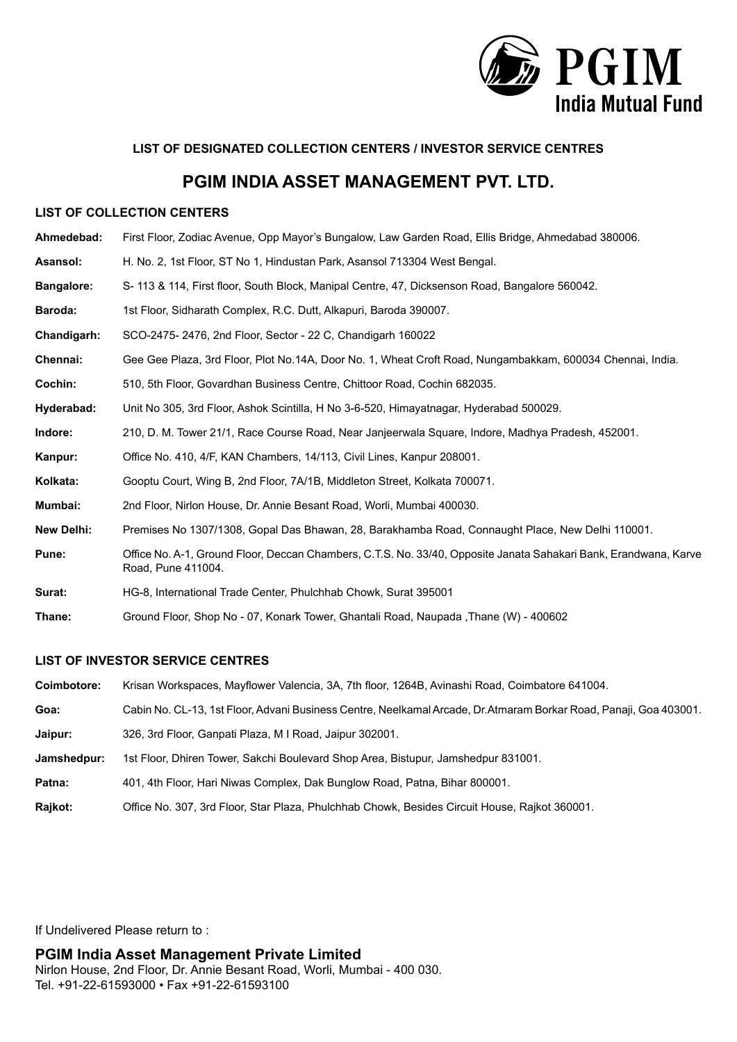PGIM India Mutual Fund

**LIST OF DESIGNATED COLLECTION CENTERS / INVESTOR SERVICE CENTRES**

# PGIM INDIA ASSET MANAGEMENT PVT. LTD.

## LIST OF COLLECTION CENTERS

**Ahmedebad:** First Floor, Zodiac Avenue, Opp Mayor's Bungalow, Law Garden Road, Ellis Bridge, Ahmedabad 380006.

**Asansol:** H. No. 2, 1st Floor, ST No 1, Hindustan Park, Asansol 713304 West Bengal.

**Bangalore:** S- 113 & 114, First floor, South Block, Manipal Centre, 47, Dicksenson Road, Bangalore 560042.

**Baroda:** 1st Floor, Sidharath Complex, R.C. Dutt, Alkapuri, Baroda 390007.

**Chandigarh:** SCO-2475- 2476, 2nd Floor, Sector - 22 C, Chandigarh 160022

**Chennai:** Gee Gee Plaza, 3rd Floor, Plot No.14A, Door No. 1, Wheat Croft Road, Nungambakkam, 600034 Chennai, India.

**Cochin:** 510, 5th Floor, Govardhan Business Centre, Chittoor Road, Cochin 682035.

**Hyderabad:** Unit No 305, 3rd Floor, Ashok Scintilla, H No 3-6-520, Himayatnagar, Hyderabad 500029.

**Indore:** 210, D. M. Tower 21/1, Race Course Road, Near Janjeerwala Square, Indore, Madhya Pradesh, 452001.

**Kanpur:** Office No. 410, 4/F, KAN Chambers, 14/113, Civil Lines, Kanpur 208001.

**Kolkata:** Gooptu Court, Wing B, 2nd Floor, 7A/1B, Middleton Street, Kolkata 700071.

**Mumbai:** 2nd Floor, Nirlon House, Dr. Annie Besant Road, Worli, Mumbai 400030.

**New Delhi:** Premises No 1307/1308, Gopal Das Bhawan, 28, Barakhamba Road, Connaught Place, New Delhi 110001.

**Pune:** Office No. A-1, Ground Floor, Deccan Chambers, C.T.S. No. 33/40, Opposite Janata Sahakari Bank, Erandwana, Karve Road, Pune 411004.

**Surat:** HG-8, International Trade Center, Phulchhab Chowk, Surat 395001

**Thane:** Ground Floor, Shop No - 07, Konark Tower, Ghantali Road, Naupada ,Thane (W) - 400602

## LIST OF INVESTOR SERVICE CENTRES

**Coimbotore:** Krisan Workspaces, Mayflower Valencia, 3A, 7th floor, 1264B, Avinashi Road, Coimbatore 641004.

**Goa:** Cabin No. CL-13, 1st Floor, Advani Business Centre, Neelkamal Arcade, Dr.Atmaram Borkar Road, Panaji, Goa 403001.

**Jaipur:** 326, 3rd Floor, Ganpati Plaza, M I Road, Jaipur 302001.

**Jamshedpur:** 1st Floor, Dhiren Tower, Sakchi Boulevard Shop Area, Bistupur, Jamshedpur 831001.

**Patna:** 401, 4th Floor, Hari Niwas Complex, Dak Bunglow Road, Patna, Bihar 800001.

**Rajkot:** Office No. 307, 3rd Floor, Star Plaza, Phulchhab Chowk, Besides Circuit House, Rajkot 360001.

If Undelivered Please return to :

**PGIM India Asset Management Private Limited**
Nirlon House, 2nd Floor, Dr. Annie Besant Road, Worli, Mumbai - 400 030.
Tel. +91-22-61593000 • Fax +91-22-61593100